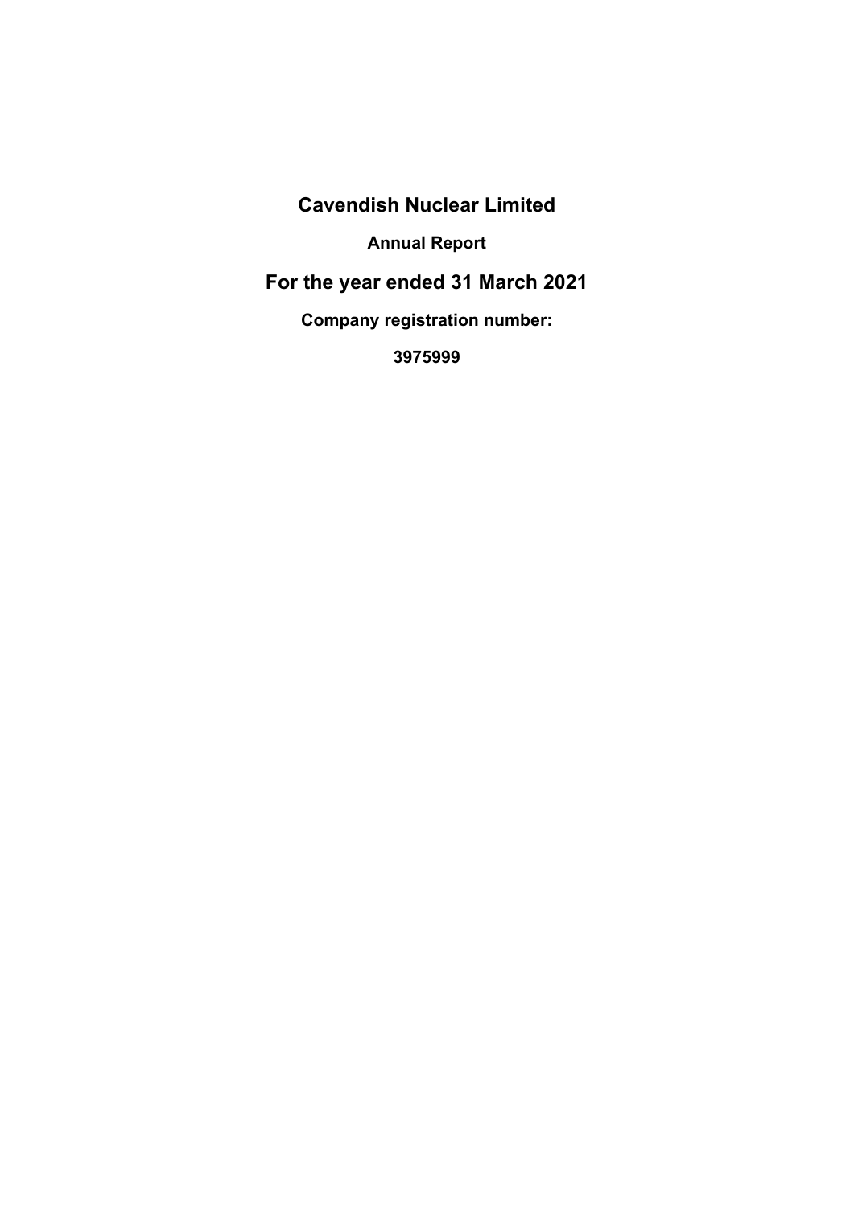# Cavendish Nuclear Limited

## Annual Report

# For the year ended 31 March 2021

### Company registration number:

### 3975999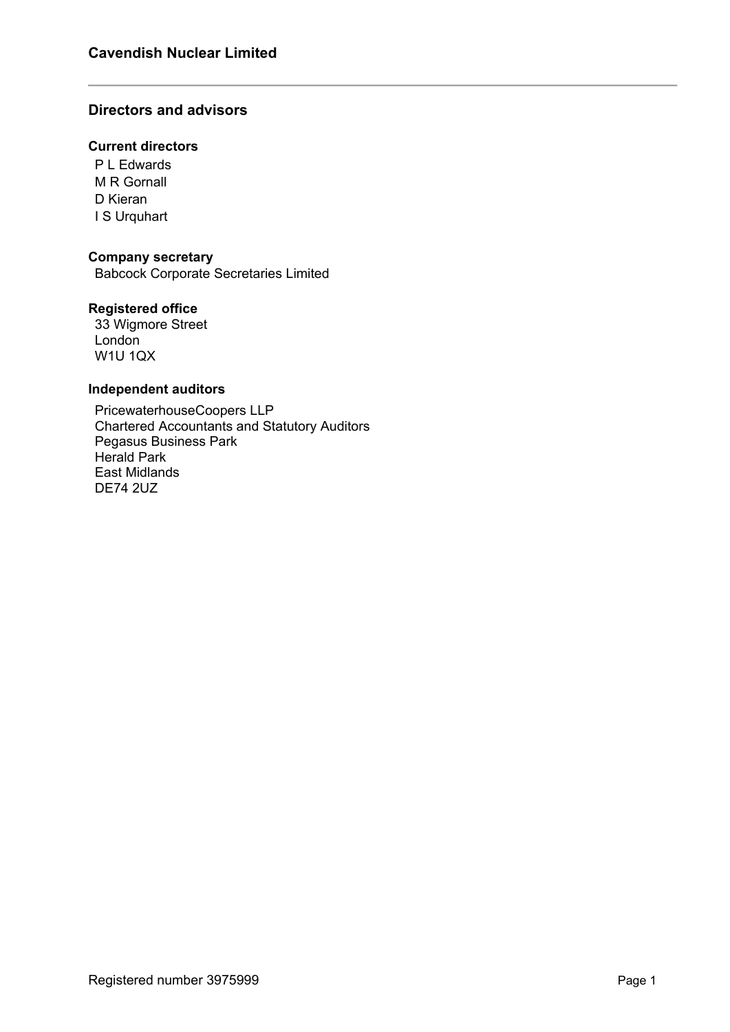## Directors and advisors

### Current directors

P L Edwards
M R Gornall
D Kieran
I S Urquhart

### Company secretary

Babcock Corporate Secretaries Limited

### Registered office

33 Wigmore Street
London
W1U 1QX

### Independent auditors

PricewaterhouseCoopers LLP
Chartered Accountants and Statutory Auditors
Pegasus Business Park
Herald Park
East Midlands
DE74 2UZ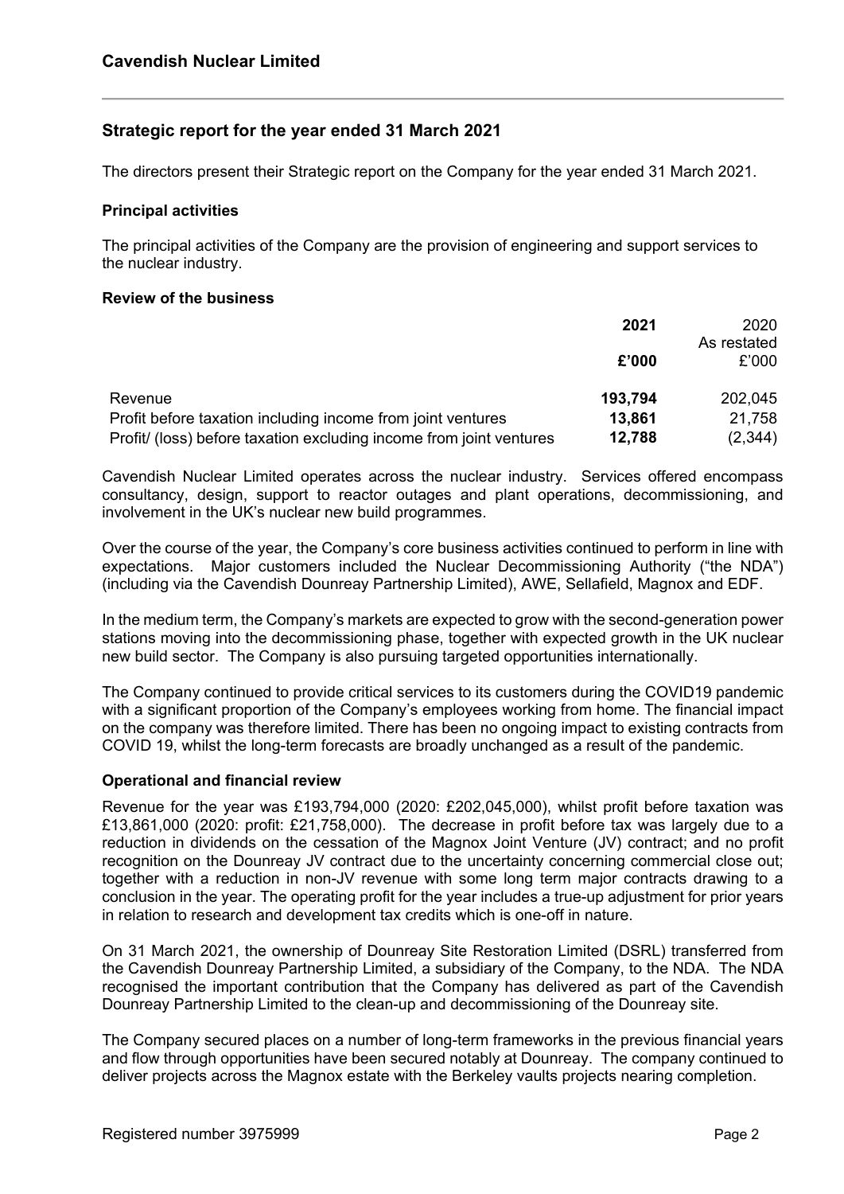## Strategic report for the year ended 31 March 2021

The directors present their Strategic report on the Company for the year ended 31 March 2021.

### Principal activities

The principal activities of the Company are the provision of engineering and support services to the nuclear industry.

### Review of the business

| | **2021** | 2020 As restated |
|---|---|---|
| | **£'000** | £'000 |
| Revenue | **193,794** | 202,045 |
| Profit before taxation including income from joint ventures | **13,861** | 21,758 |
| Profit/ (loss) before taxation excluding income from joint ventures | **12,788** | (2,344) |

Cavendish Nuclear Limited operates across the nuclear industry. Services offered encompass consultancy, design, support to reactor outages and plant operations, decommissioning, and involvement in the UK's nuclear new build programmes.

Over the course of the year, the Company's core business activities continued to perform in line with expectations. Major customers included the Nuclear Decommissioning Authority ("the NDA") (including via the Cavendish Dounreay Partnership Limited), AWE, Sellafield, Magnox and EDF.

In the medium term, the Company's markets are expected to grow with the second-generation power stations moving into the decommissioning phase, together with expected growth in the UK nuclear new build sector. The Company is also pursuing targeted opportunities internationally.

The Company continued to provide critical services to its customers during the COVID19 pandemic with a significant proportion of the Company's employees working from home. The financial impact on the company was therefore limited. There has been no ongoing impact to existing contracts from COVID 19, whilst the long-term forecasts are broadly unchanged as a result of the pandemic.

### Operational and financial review

Revenue for the year was £193,794,000 (2020: £202,045,000), whilst profit before taxation was £13,861,000 (2020: profit: £21,758,000). The decrease in profit before tax was largely due to a reduction in dividends on the cessation of the Magnox Joint Venture (JV) contract; and no profit recognition on the Dounreay JV contract due to the uncertainty concerning commercial close out; together with a reduction in non-JV revenue with some long term major contracts drawing to a conclusion in the year. The operating profit for the year includes a true-up adjustment for prior years in relation to research and development tax credits which is one-off in nature.

On 31 March 2021, the ownership of Dounreay Site Restoration Limited (DSRL) transferred from the Cavendish Dounreay Partnership Limited, a subsidiary of the Company, to the NDA. The NDA recognised the important contribution that the Company has delivered as part of the Cavendish Dounreay Partnership Limited to the clean-up and decommissioning of the Dounreay site.

The Company secured places on a number of long-term frameworks in the previous financial years and flow through opportunities have been secured notably at Dounreay. The company continued to deliver projects across the Magnox estate with the Berkeley vaults projects nearing completion.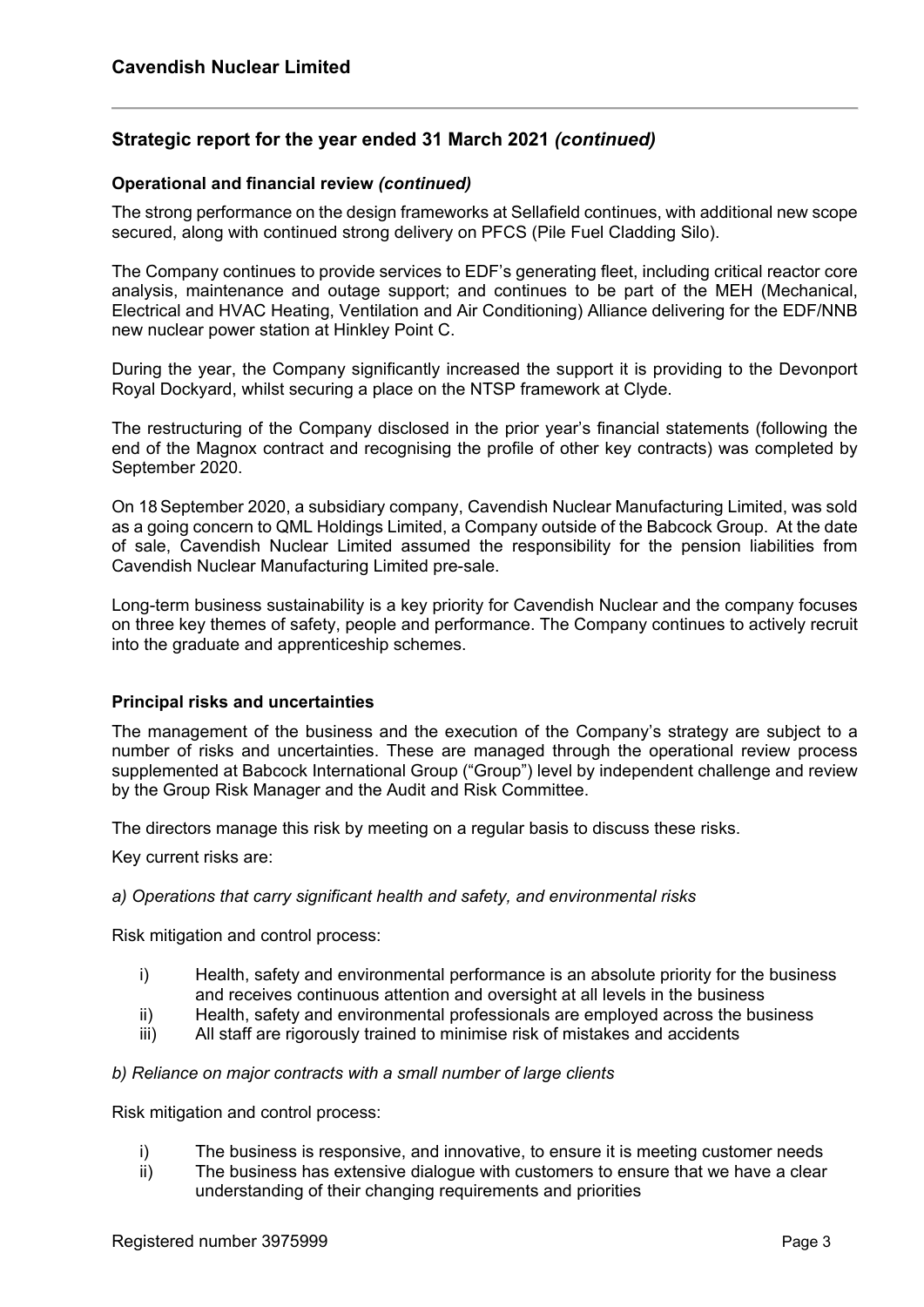# Cavendish Nuclear Limited

## Strategic report for the year ended 31 March 2021 *(continued)*

### Operational and financial review *(continued)*

The strong performance on the design frameworks at Sellafield continues, with additional new scope secured, along with continued strong delivery on PFCS (Pile Fuel Cladding Silo).

The Company continues to provide services to EDF's generating fleet, including critical reactor core analysis, maintenance and outage support; and continues to be part of the MEH (Mechanical, Electrical and HVAC Heating, Ventilation and Air Conditioning) Alliance delivering for the EDF/NNB new nuclear power station at Hinkley Point C.

During the year, the Company significantly increased the support it is providing to the Devonport Royal Dockyard, whilst securing a place on the NTSP framework at Clyde.

The restructuring of the Company disclosed in the prior year's financial statements (following the end of the Magnox contract and recognising the profile of other key contracts) was completed by September 2020.

On 18 September 2020, a subsidiary company, Cavendish Nuclear Manufacturing Limited, was sold as a going concern to QML Holdings Limited, a Company outside of the Babcock Group. At the date of sale, Cavendish Nuclear Limited assumed the responsibility for the pension liabilities from Cavendish Nuclear Manufacturing Limited pre-sale.

Long-term business sustainability is a key priority for Cavendish Nuclear and the company focuses on three key themes of safety, people and performance. The Company continues to actively recruit into the graduate and apprenticeship schemes.

### Principal risks and uncertainties

The management of the business and the execution of the Company's strategy are subject to a number of risks and uncertainties. These are managed through the operational review process supplemented at Babcock International Group ("Group") level by independent challenge and review by the Group Risk Manager and the Audit and Risk Committee.

The directors manage this risk by meeting on a regular basis to discuss these risks.

Key current risks are:

*a) Operations that carry significant health and safety, and environmental risks*

Risk mitigation and control process:

i) Health, safety and environmental performance is an absolute priority for the business and receives continuous attention and oversight at all levels in the business
ii) Health, safety and environmental professionals are employed across the business
iii) All staff are rigorously trained to minimise risk of mistakes and accidents

*b) Reliance on major contracts with a small number of large clients*

Risk mitigation and control process:

i) The business is responsive, and innovative, to ensure it is meeting customer needs
ii) The business has extensive dialogue with customers to ensure that we have a clear understanding of their changing requirements and priorities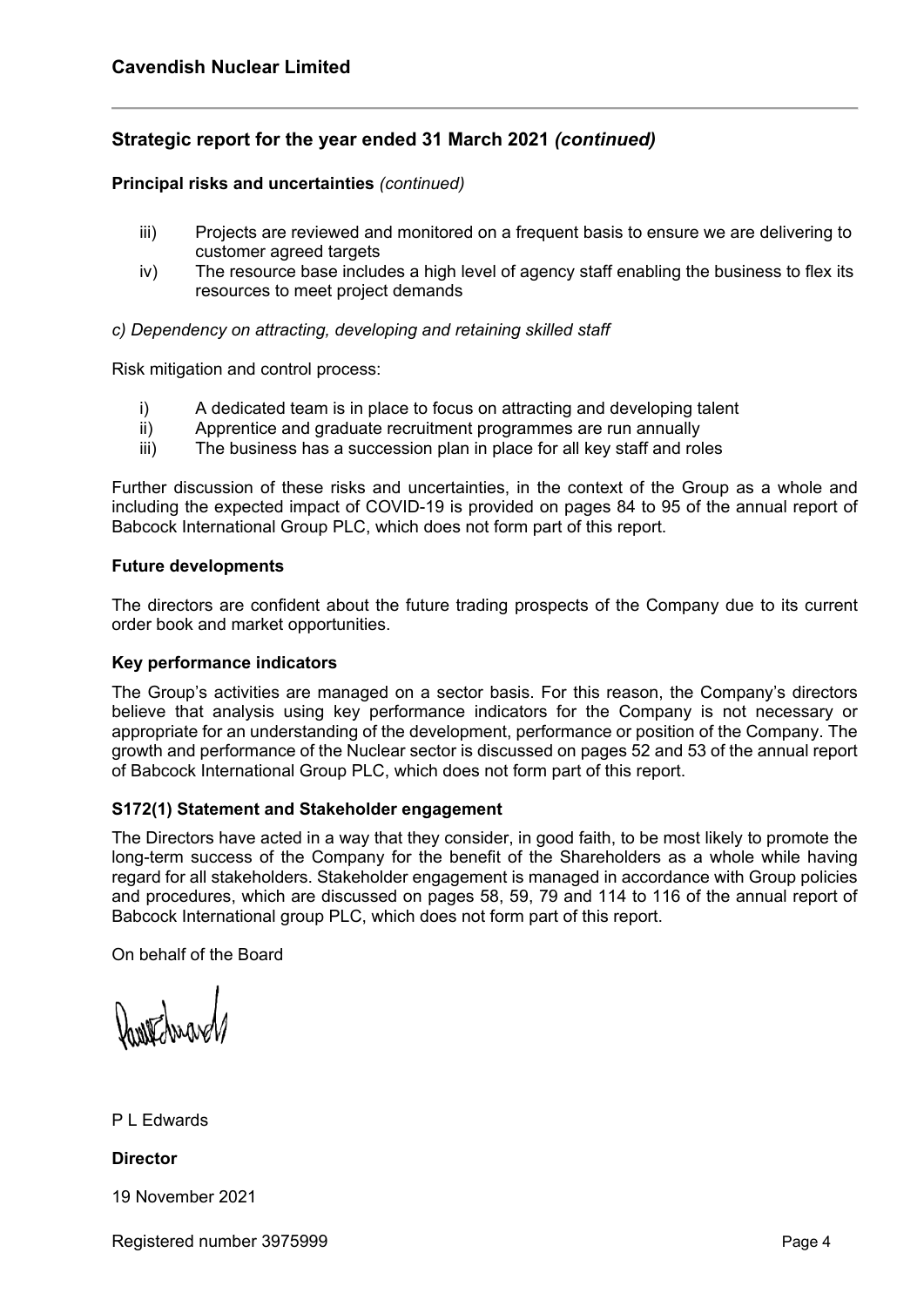## Strategic report for the year ended 31 March 2021 *(continued)*

**Principal risks and uncertainties** *(continued)*

iii) Projects are reviewed and monitored on a frequent basis to ensure we are delivering to customer agreed targets

iv) The resource base includes a high level of agency staff enabling the business to flex its resources to meet project demands

*c) Dependency on attracting, developing and retaining skilled staff*

Risk mitigation and control process:

i) A dedicated team is in place to focus on attracting and developing talent

ii) Apprentice and graduate recruitment programmes are run annually

iii) The business has a succession plan in place for all key staff and roles

Further discussion of these risks and uncertainties, in the context of the Group as a whole and including the expected impact of COVID-19 is provided on pages 84 to 95 of the annual report of Babcock International Group PLC, which does not form part of this report.

**Future developments**

The directors are confident about the future trading prospects of the Company due to its current order book and market opportunities.

**Key performance indicators**

The Group's activities are managed on a sector basis. For this reason, the Company's directors believe that analysis using key performance indicators for the Company is not necessary or appropriate for an understanding of the development, performance or position of the Company. The growth and performance of the Nuclear sector is discussed on pages 52 and 53 of the annual report of Babcock International Group PLC, which does not form part of this report.

**S172(1) Statement and Stakeholder engagement**

The Directors have acted in a way that they consider, in good faith, to be most likely to promote the long-term success of the Company for the benefit of the Shareholders as a whole while having regard for all stakeholders. Stakeholder engagement is managed in accordance with Group policies and procedures, which are discussed on pages 58, 59, 79 and 114 to 116 of the annual report of Babcock International group PLC, which does not form part of this report.

On behalf of the Board

P L Edwards

**Director**

19 November 2021

Registered number 3975999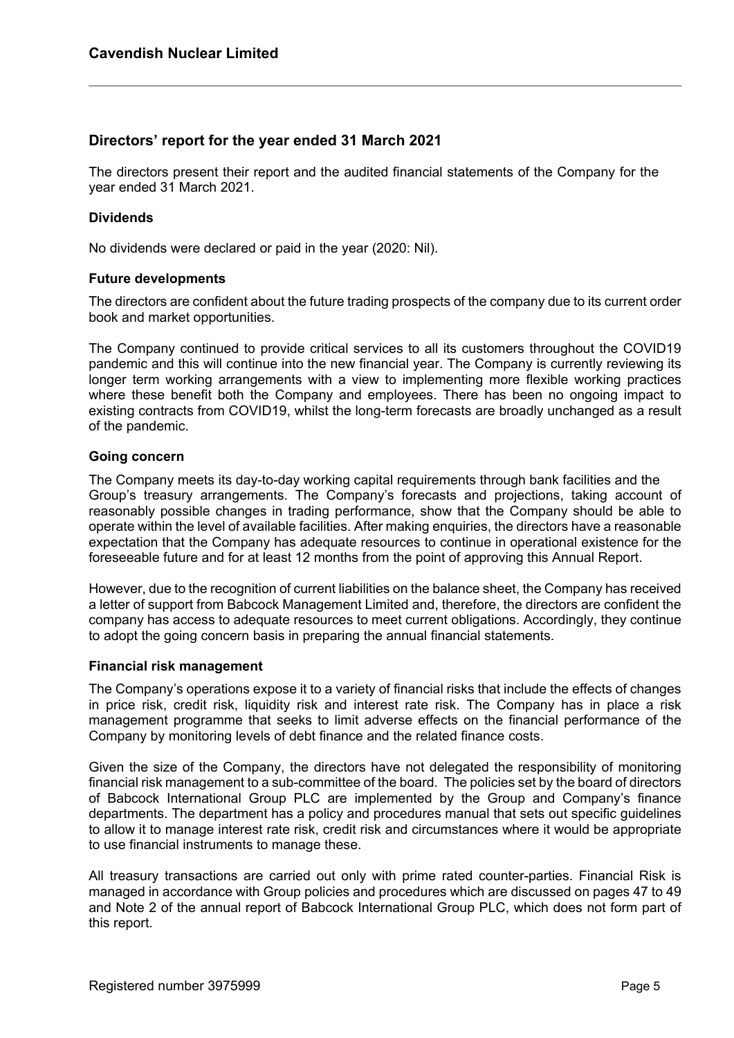## Directors' report for the year ended 31 March 2021

The directors present their report and the audited financial statements of the Company for the year ended 31 March 2021.

### Dividends

No dividends were declared or paid in the year (2020: Nil).

### Future developments

The directors are confident about the future trading prospects of the company due to its current order book and market opportunities.

The Company continued to provide critical services to all its customers throughout the COVID19 pandemic and this will continue into the new financial year. The Company is currently reviewing its longer term working arrangements with a view to implementing more flexible working practices where these benefit both the Company and employees. There has been no ongoing impact to existing contracts from COVID19, whilst the long-term forecasts are broadly unchanged as a result of the pandemic.

### Going concern

The Company meets its day-to-day working capital requirements through bank facilities and the Group's treasury arrangements. The Company's forecasts and projections, taking account of reasonably possible changes in trading performance, show that the Company should be able to operate within the level of available facilities. After making enquiries, the directors have a reasonable expectation that the Company has adequate resources to continue in operational existence for the foreseeable future and for at least 12 months from the point of approving this Annual Report.

However, due to the recognition of current liabilities on the balance sheet, the Company has received a letter of support from Babcock Management Limited and, therefore, the directors are confident the company has access to adequate resources to meet current obligations. Accordingly, they continue to adopt the going concern basis in preparing the annual financial statements.

### Financial risk management

The Company's operations expose it to a variety of financial risks that include the effects of changes in price risk, credit risk, liquidity risk and interest rate risk. The Company has in place a risk management programme that seeks to limit adverse effects on the financial performance of the Company by monitoring levels of debt finance and the related finance costs.

Given the size of the Company, the directors have not delegated the responsibility of monitoring financial risk management to a sub-committee of the board. The policies set by the board of directors of Babcock International Group PLC are implemented by the Group and Company's finance departments. The department has a policy and procedures manual that sets out specific guidelines to allow it to manage interest rate risk, credit risk and circumstances where it would be appropriate to use financial instruments to manage these.

All treasury transactions are carried out only with prime rated counter-parties. Financial Risk is managed in accordance with Group policies and procedures which are discussed on pages 47 to 49 and Note 2 of the annual report of Babcock International Group PLC, which does not form part of this report.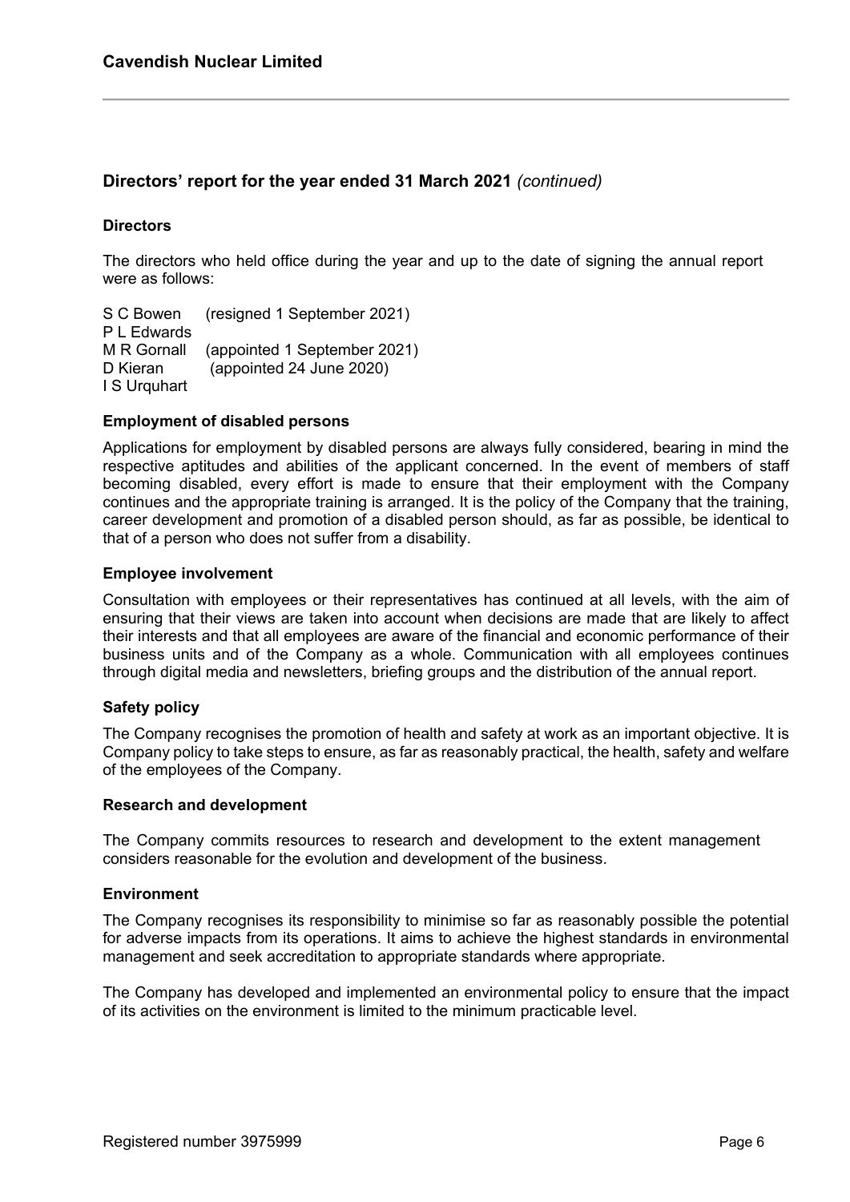## Directors' report for the year ended 31 March 2021 *(continued)*

### Directors

The directors who held office during the year and up to the date of signing the annual report were as follows:

S C Bowen (resigned 1 September 2021)
P L Edwards
M R Gornall (appointed 1 September 2021)
D Kieran (appointed 24 June 2020)
I S Urquhart

### Employment of disabled persons

Applications for employment by disabled persons are always fully considered, bearing in mind the respective aptitudes and abilities of the applicant concerned. In the event of members of staff becoming disabled, every effort is made to ensure that their employment with the Company continues and the appropriate training is arranged. It is the policy of the Company that the training, career development and promotion of a disabled person should, as far as possible, be identical to that of a person who does not suffer from a disability.

### Employee involvement

Consultation with employees or their representatives has continued at all levels, with the aim of ensuring that their views are taken into account when decisions are made that are likely to affect their interests and that all employees are aware of the financial and economic performance of their business units and of the Company as a whole. Communication with all employees continues through digital media and newsletters, briefing groups and the distribution of the annual report.

### Safety policy

The Company recognises the promotion of health and safety at work as an important objective. It is Company policy to take steps to ensure, as far as reasonably practical, the health, safety and welfare of the employees of the Company.

### Research and development

The Company commits resources to research and development to the extent management considers reasonable for the evolution and development of the business.

### Environment

The Company recognises its responsibility to minimise so far as reasonably possible the potential for adverse impacts from its operations. It aims to achieve the highest standards in environmental management and seek accreditation to appropriate standards where appropriate.

The Company has developed and implemented an environmental policy to ensure that the impact of its activities on the environment is limited to the minimum practicable level.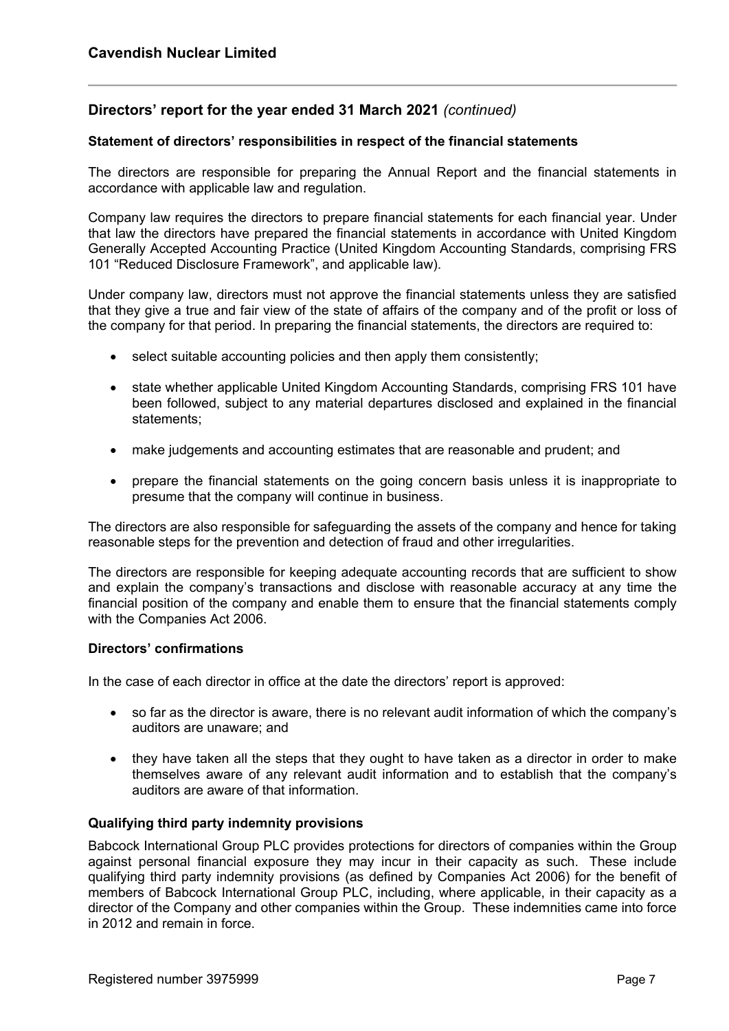## Directors' report for the year ended 31 March 2021 *(continued)*

### Statement of directors' responsibilities in respect of the financial statements

The directors are responsible for preparing the Annual Report and the financial statements in accordance with applicable law and regulation.

Company law requires the directors to prepare financial statements for each financial year. Under that law the directors have prepared the financial statements in accordance with United Kingdom Generally Accepted Accounting Practice (United Kingdom Accounting Standards, comprising FRS 101 "Reduced Disclosure Framework", and applicable law).

Under company law, directors must not approve the financial statements unless they are satisfied that they give a true and fair view of the state of affairs of the company and of the profit or loss of the company for that period. In preparing the financial statements, the directors are required to:

- select suitable accounting policies and then apply them consistently;
- state whether applicable United Kingdom Accounting Standards, comprising FRS 101 have been followed, subject to any material departures disclosed and explained in the financial statements;
- make judgements and accounting estimates that are reasonable and prudent; and
- prepare the financial statements on the going concern basis unless it is inappropriate to presume that the company will continue in business.

The directors are also responsible for safeguarding the assets of the company and hence for taking reasonable steps for the prevention and detection of fraud and other irregularities.

The directors are responsible for keeping adequate accounting records that are sufficient to show and explain the company's transactions and disclose with reasonable accuracy at any time the financial position of the company and enable them to ensure that the financial statements comply with the Companies Act 2006.

### Directors' confirmations

In the case of each director in office at the date the directors' report is approved:

- so far as the director is aware, there is no relevant audit information of which the company's auditors are unaware; and
- they have taken all the steps that they ought to have taken as a director in order to make themselves aware of any relevant audit information and to establish that the company's auditors are aware of that information.

### Qualifying third party indemnity provisions

Babcock International Group PLC provides protections for directors of companies within the Group against personal financial exposure they may incur in their capacity as such. These include qualifying third party indemnity provisions (as defined by Companies Act 2006) for the benefit of members of Babcock International Group PLC, including, where applicable, in their capacity as a director of the Company and other companies within the Group. These indemnities came into force in 2012 and remain in force.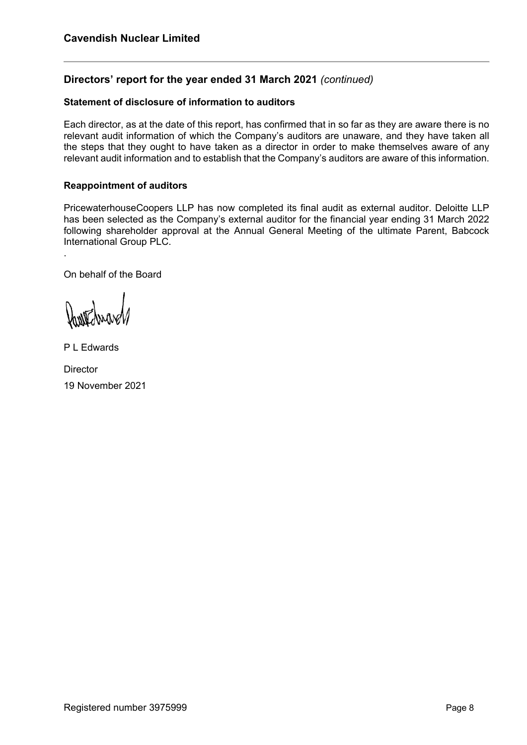## Directors' report for the year ended 31 March 2021 *(continued)*

### Statement of disclosure of information to auditors

Each director, as at the date of this report, has confirmed that in so far as they are aware there is no relevant audit information of which the Company's auditors are unaware, and they have taken all the steps that they ought to have taken as a director in order to make themselves aware of any relevant audit information and to establish that the Company's auditors are aware of this information.

### Reappointment of auditors

PricewaterhouseCoopers LLP has now completed its final audit as external auditor. Deloitte LLP has been selected as the Company's external auditor for the financial year ending 31 March 2022 following shareholder approval at the Annual General Meeting of the ultimate Parent, Babcock International Group PLC.

.

On behalf of the Board

P L Edwards

Director

19 November 2021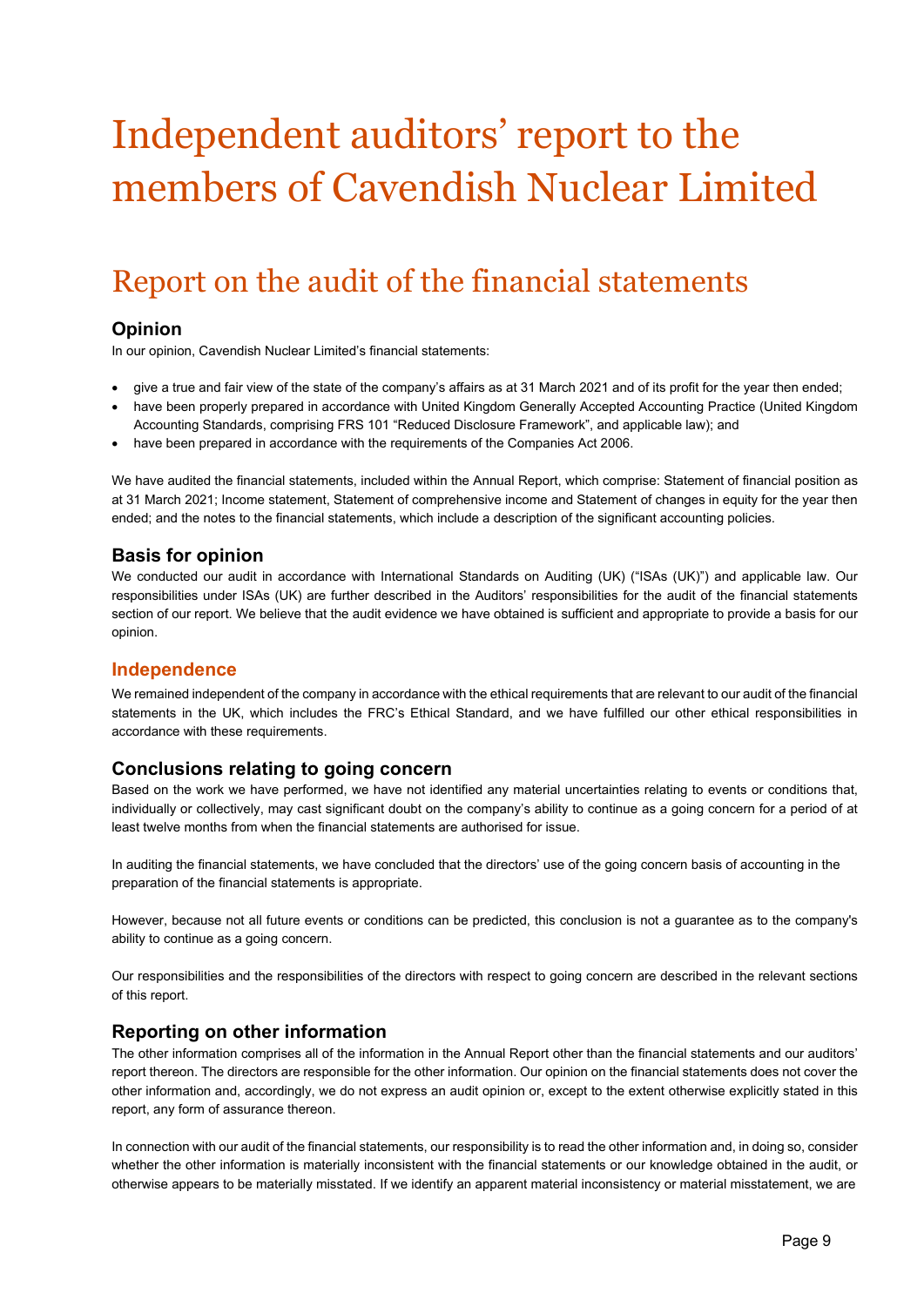# Independent auditors' report to the members of Cavendish Nuclear Limited

## Report on the audit of the financial statements

### Opinion

In our opinion, Cavendish Nuclear Limited's financial statements:

- give a true and fair view of the state of the company's affairs as at 31 March 2021 and of its profit for the year then ended;
- have been properly prepared in accordance with United Kingdom Generally Accepted Accounting Practice (United Kingdom Accounting Standards, comprising FRS 101 "Reduced Disclosure Framework", and applicable law); and
- have been prepared in accordance with the requirements of the Companies Act 2006.

We have audited the financial statements, included within the Annual Report, which comprise: Statement of financial position as at 31 March 2021; Income statement, Statement of comprehensive income and Statement of changes in equity for the year then ended; and the notes to the financial statements, which include a description of the significant accounting policies.

### Basis for opinion

We conducted our audit in accordance with International Standards on Auditing (UK) ("ISAs (UK)") and applicable law. Our responsibilities under ISAs (UK) are further described in the Auditors' responsibilities for the audit of the financial statements section of our report. We believe that the audit evidence we have obtained is sufficient and appropriate to provide a basis for our opinion.

### Independence

We remained independent of the company in accordance with the ethical requirements that are relevant to our audit of the financial statements in the UK, which includes the FRC's Ethical Standard, and we have fulfilled our other ethical responsibilities in accordance with these requirements.

### Conclusions relating to going concern

Based on the work we have performed, we have not identified any material uncertainties relating to events or conditions that, individually or collectively, may cast significant doubt on the company's ability to continue as a going concern for a period of at least twelve months from when the financial statements are authorised for issue.

In auditing the financial statements, we have concluded that the directors' use of the going concern basis of accounting in the preparation of the financial statements is appropriate.

However, because not all future events or conditions can be predicted, this conclusion is not a guarantee as to the company's ability to continue as a going concern.

Our responsibilities and the responsibilities of the directors with respect to going concern are described in the relevant sections of this report.

### Reporting on other information

The other information comprises all of the information in the Annual Report other than the financial statements and our auditors' report thereon. The directors are responsible for the other information. Our opinion on the financial statements does not cover the other information and, accordingly, we do not express an audit opinion or, except to the extent otherwise explicitly stated in this report, any form of assurance thereon.

In connection with our audit of the financial statements, our responsibility is to read the other information and, in doing so, consider whether the other information is materially inconsistent with the financial statements or our knowledge obtained in the audit, or otherwise appears to be materially misstated. If we identify an apparent material inconsistency or material misstatement, we are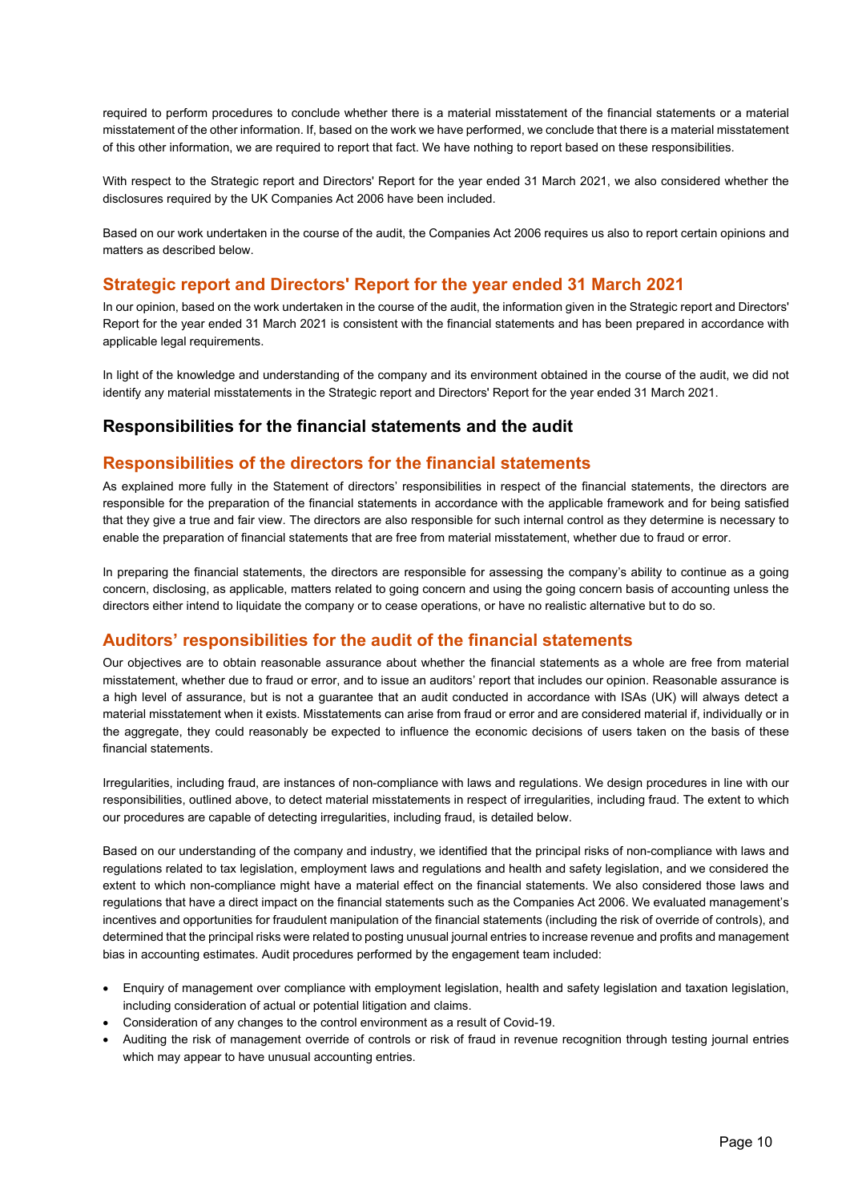required to perform procedures to conclude whether there is a material misstatement of the financial statements or a material misstatement of the other information. If, based on the work we have performed, we conclude that there is a material misstatement of this other information, we are required to report that fact. We have nothing to report based on these responsibilities.

With respect to the Strategic report and Directors' Report for the year ended 31 March 2021, we also considered whether the disclosures required by the UK Companies Act 2006 have been included.

Based on our work undertaken in the course of the audit, the Companies Act 2006 requires us also to report certain opinions and matters as described below.

### Strategic report and Directors' Report for the year ended 31 March 2021

In our opinion, based on the work undertaken in the course of the audit, the information given in the Strategic report and Directors' Report for the year ended 31 March 2021 is consistent with the financial statements and has been prepared in accordance with applicable legal requirements.

In light of the knowledge and understanding of the company and its environment obtained in the course of the audit, we did not identify any material misstatements in the Strategic report and Directors' Report for the year ended 31 March 2021.

## Responsibilities for the financial statements and the audit

### Responsibilities of the directors for the financial statements

As explained more fully in the Statement of directors' responsibilities in respect of the financial statements, the directors are responsible for the preparation of the financial statements in accordance with the applicable framework and for being satisfied that they give a true and fair view. The directors are also responsible for such internal control as they determine is necessary to enable the preparation of financial statements that are free from material misstatement, whether due to fraud or error.

In preparing the financial statements, the directors are responsible for assessing the company's ability to continue as a going concern, disclosing, as applicable, matters related to going concern and using the going concern basis of accounting unless the directors either intend to liquidate the company or to cease operations, or have no realistic alternative but to do so.

### Auditors' responsibilities for the audit of the financial statements

Our objectives are to obtain reasonable assurance about whether the financial statements as a whole are free from material misstatement, whether due to fraud or error, and to issue an auditors' report that includes our opinion. Reasonable assurance is a high level of assurance, but is not a guarantee that an audit conducted in accordance with ISAs (UK) will always detect a material misstatement when it exists. Misstatements can arise from fraud or error and are considered material if, individually or in the aggregate, they could reasonably be expected to influence the economic decisions of users taken on the basis of these financial statements.

Irregularities, including fraud, are instances of non-compliance with laws and regulations. We design procedures in line with our responsibilities, outlined above, to detect material misstatements in respect of irregularities, including fraud. The extent to which our procedures are capable of detecting irregularities, including fraud, is detailed below.

Based on our understanding of the company and industry, we identified that the principal risks of non-compliance with laws and regulations related to tax legislation, employment laws and regulations and health and safety legislation, and we considered the extent to which non-compliance might have a material effect on the financial statements. We also considered those laws and regulations that have a direct impact on the financial statements such as the Companies Act 2006. We evaluated management's incentives and opportunities for fraudulent manipulation of the financial statements (including the risk of override of controls), and determined that the principal risks were related to posting unusual journal entries to increase revenue and profits and management bias in accounting estimates. Audit procedures performed by the engagement team included:

- Enquiry of management over compliance with employment legislation, health and safety legislation and taxation legislation, including consideration of actual or potential litigation and claims.
- Consideration of any changes to the control environment as a result of Covid-19.
- Auditing the risk of management override of controls or risk of fraud in revenue recognition through testing journal entries which may appear to have unusual accounting entries.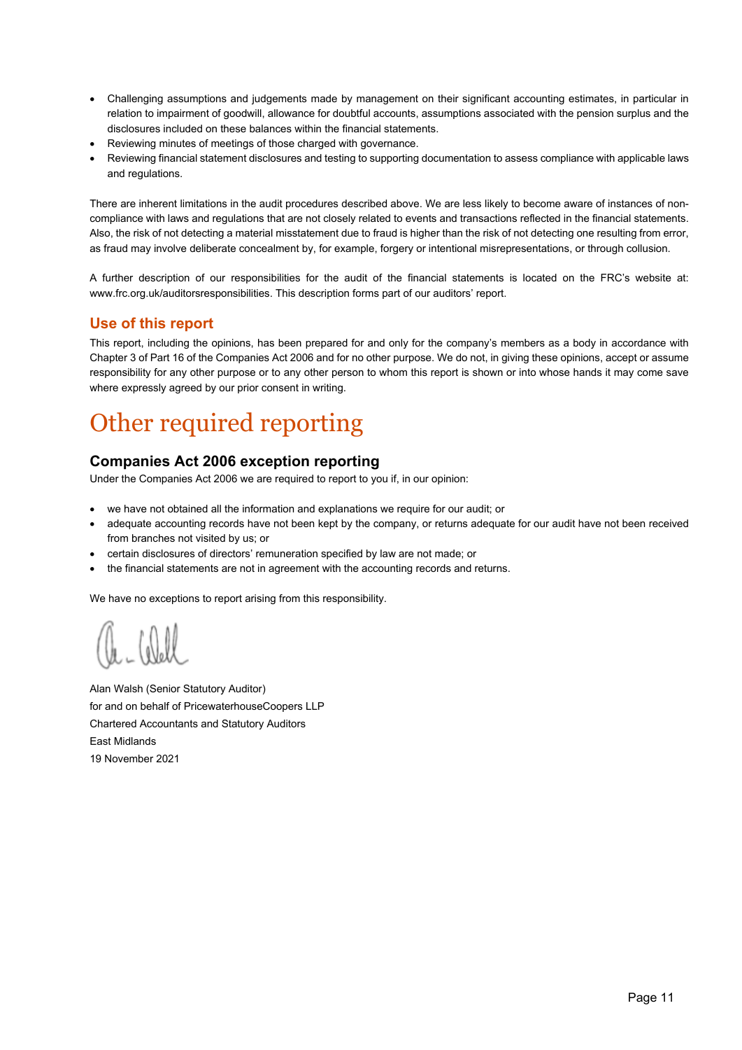- Challenging assumptions and judgements made by management on their significant accounting estimates, in particular in relation to impairment of goodwill, allowance for doubtful accounts, assumptions associated with the pension surplus and the disclosures included on these balances within the financial statements.
- Reviewing minutes of meetings of those charged with governance.
- Reviewing financial statement disclosures and testing to supporting documentation to assess compliance with applicable laws and regulations.

There are inherent limitations in the audit procedures described above. We are less likely to become aware of instances of non-compliance with laws and regulations that are not closely related to events and transactions reflected in the financial statements. Also, the risk of not detecting a material misstatement due to fraud is higher than the risk of not detecting one resulting from error, as fraud may involve deliberate concealment by, for example, forgery or intentional misrepresentations, or through collusion.

A further description of our responsibilities for the audit of the financial statements is located on the FRC's website at: www.frc.org.uk/auditorsresponsibilities. This description forms part of our auditors' report.

### Use of this report

This report, including the opinions, has been prepared for and only for the company's members as a body in accordance with Chapter 3 of Part 16 of the Companies Act 2006 and for no other purpose. We do not, in giving these opinions, accept or assume responsibility for any other purpose or to any other person to whom this report is shown or into whose hands it may come save where expressly agreed by our prior consent in writing.

# Other required reporting

### Companies Act 2006 exception reporting

Under the Companies Act 2006 we are required to report to you if, in our opinion:

- we have not obtained all the information and explanations we require for our audit; or
- adequate accounting records have not been kept by the company, or returns adequate for our audit have not been received from branches not visited by us; or
- certain disclosures of directors' remuneration specified by law are not made; or
- the financial statements are not in agreement with the accounting records and returns.

We have no exceptions to report arising from this responsibility.

Alan Walsh (Senior Statutory Auditor)
for and on behalf of PricewaterhouseCoopers LLP
Chartered Accountants and Statutory Auditors
East Midlands
19 November 2021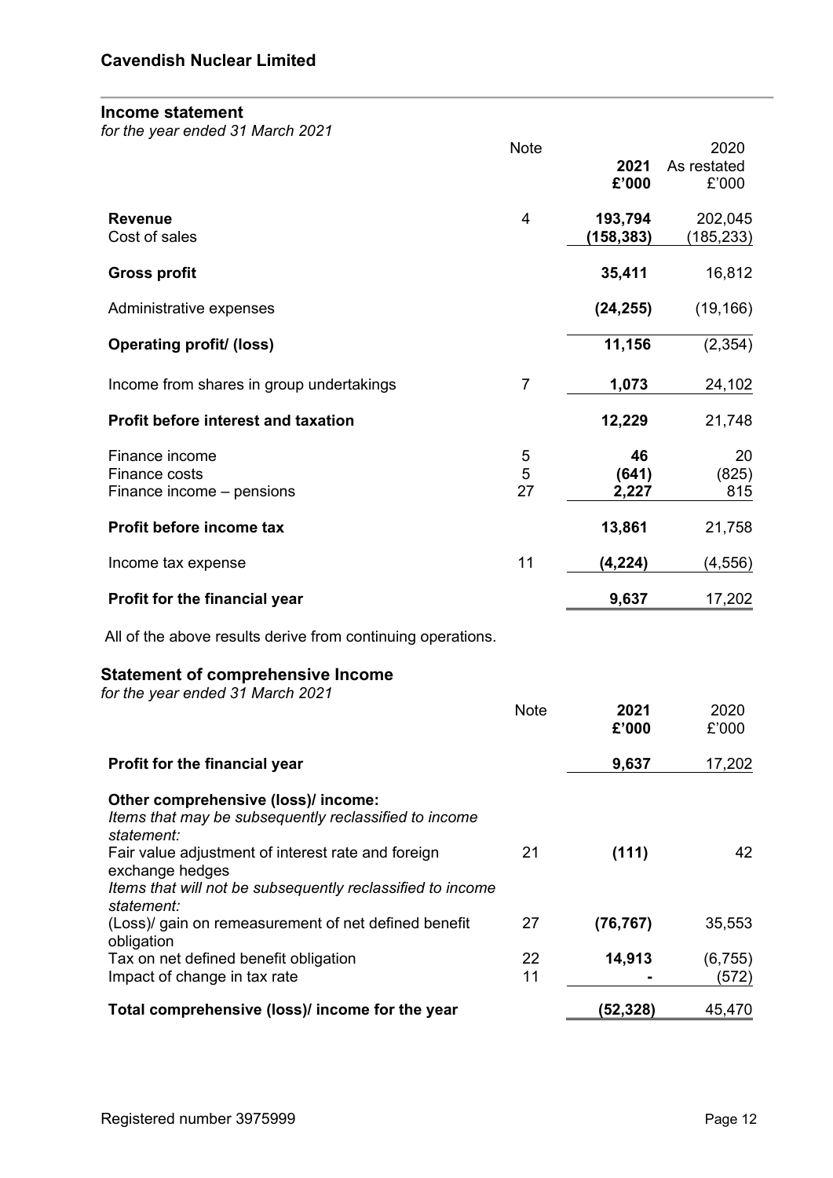## Cavendish Nuclear Limited

### Income statement

*for the year ended 31 March 2021*

| | Note | **2021 £'000** | 2020 As restated £'000 |
|---|---|---|---|
| **Revenue** | 4 | **193,794** | 202,045 |
| Cost of sales | | **(158,383)** | (185,233) |
| **Gross profit** | | **35,411** | 16,812 |
| Administrative expenses | | **(24,255)** | (19,166) |
| **Operating profit/ (loss)** | | **11,156** | (2,354) |
| Income from shares in group undertakings | 7 | **1,073** | 24,102 |
| **Profit before interest and taxation** | | **12,229** | 21,748 |
| Finance income | 5 | **46** | 20 |
| Finance costs | 5 | **(641)** | (825) |
| Finance income – pensions | 27 | **2,227** | 815 |
| **Profit before income tax** | | **13,861** | 21,758 |
| Income tax expense | 11 | **(4,224)** | (4,556) |
| **Profit for the financial year** | | **9,637** | 17,202 |

All of the above results derive from continuing operations.

### Statement of comprehensive Income

*for the year ended 31 March 2021*

| | Note | **2021 £'000** | 2020 £'000 |
|---|---|---|---|
| **Profit for the financial year** | | **9,637** | 17,202 |
| **Other comprehensive (loss)/ income:** | | | |
| *Items that may be subsequently reclassified to income statement:* | | | |
| Fair value adjustment of interest rate and foreign exchange hedges | 21 | **(111)** | 42 |
| *Items that will not be subsequently reclassified to income statement:* | | | |
| (Loss)/ gain on remeasurement of net defined benefit obligation | 27 | **(76,767)** | 35,553 |
| Tax on net defined benefit obligation | 22 | **14,913** | (6,755) |
| Impact of change in tax rate | 11 | **-** | (572) |
| **Total comprehensive (loss)/ income for the year** | | **(52,328)** | 45,470 |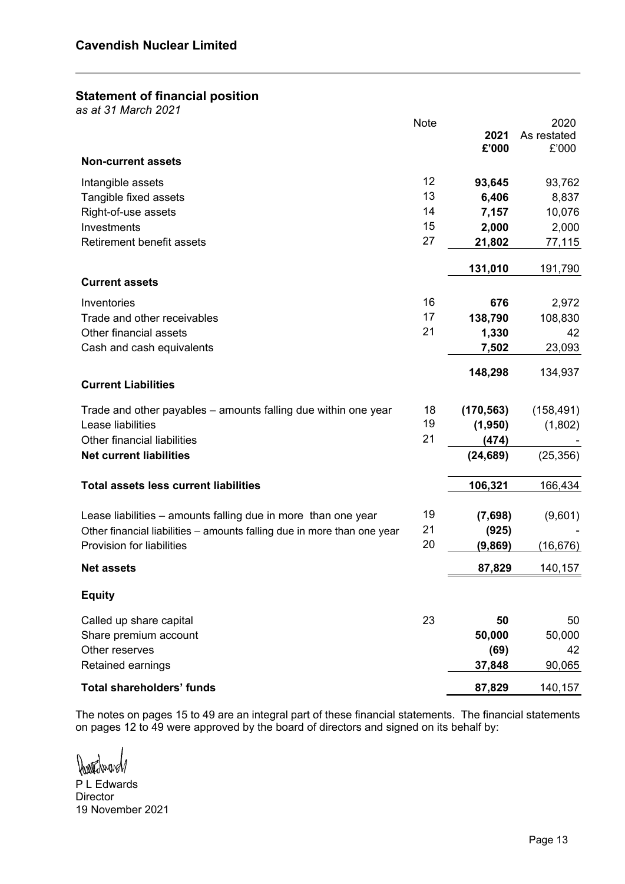## Cavendish Nuclear Limited

## Statement of financial position

*as at 31 March 2021*

| | Note | 2021 £'000 | 2020 As restated £'000 |
|---|---|---|---|
| **Non-current assets** | | | |
| Intangible assets | 12 | **93,645** | 93,762 |
| Tangible fixed assets | 13 | **6,406** | 8,837 |
| Right-of-use assets | 14 | **7,157** | 10,076 |
| Investments | 15 | **2,000** | 2,000 |
| Retirement benefit assets | 27 | **21,802** | 77,115 |
| | | **131,010** | 191,790 |
| **Current assets** | | | |
| Inventories | 16 | **676** | 2,972 |
| Trade and other receivables | 17 | **138,790** | 108,830 |
| Other financial assets | 21 | **1,330** | 42 |
| Cash and cash equivalents | | **7,502** | 23,093 |
| | | **148,298** | 134,937 |
| **Current Liabilities** | | | |
| Trade and other payables – amounts falling due within one year | 18 | **(170,563)** | (158,491) |
| Lease liabilities | 19 | **(1,950)** | (1,802) |
| Other financial liabilities | 21 | **(474)** | - |
| **Net current liabilities** | | **(24,689)** | (25,356) |
| **Total assets less current liabilities** | | **106,321** | 166,434 |
| Lease liabilities – amounts falling due in more than one year | 19 | **(7,698)** | (9,601) |
| Other financial liabilities – amounts falling due in more than one year | 21 | **(925)** | - |
| Provision for liabilities | 20 | **(9,869)** | (16,676) |
| **Net assets** | | **87,829** | 140,157 |
| **Equity** | | | |
| Called up share capital | 23 | **50** | 50 |
| Share premium account | | **50,000** | 50,000 |
| Other reserves | | **(69)** | 42 |
| Retained earnings | | **37,848** | 90,065 |
| **Total shareholders' funds** | | **87,829** | 140,157 |

The notes on pages 15 to 49 are an integral part of these financial statements. The financial statements on pages 12 to 49 were approved by the board of directors and signed on its behalf by:

P L Edwards
Director
19 November 2021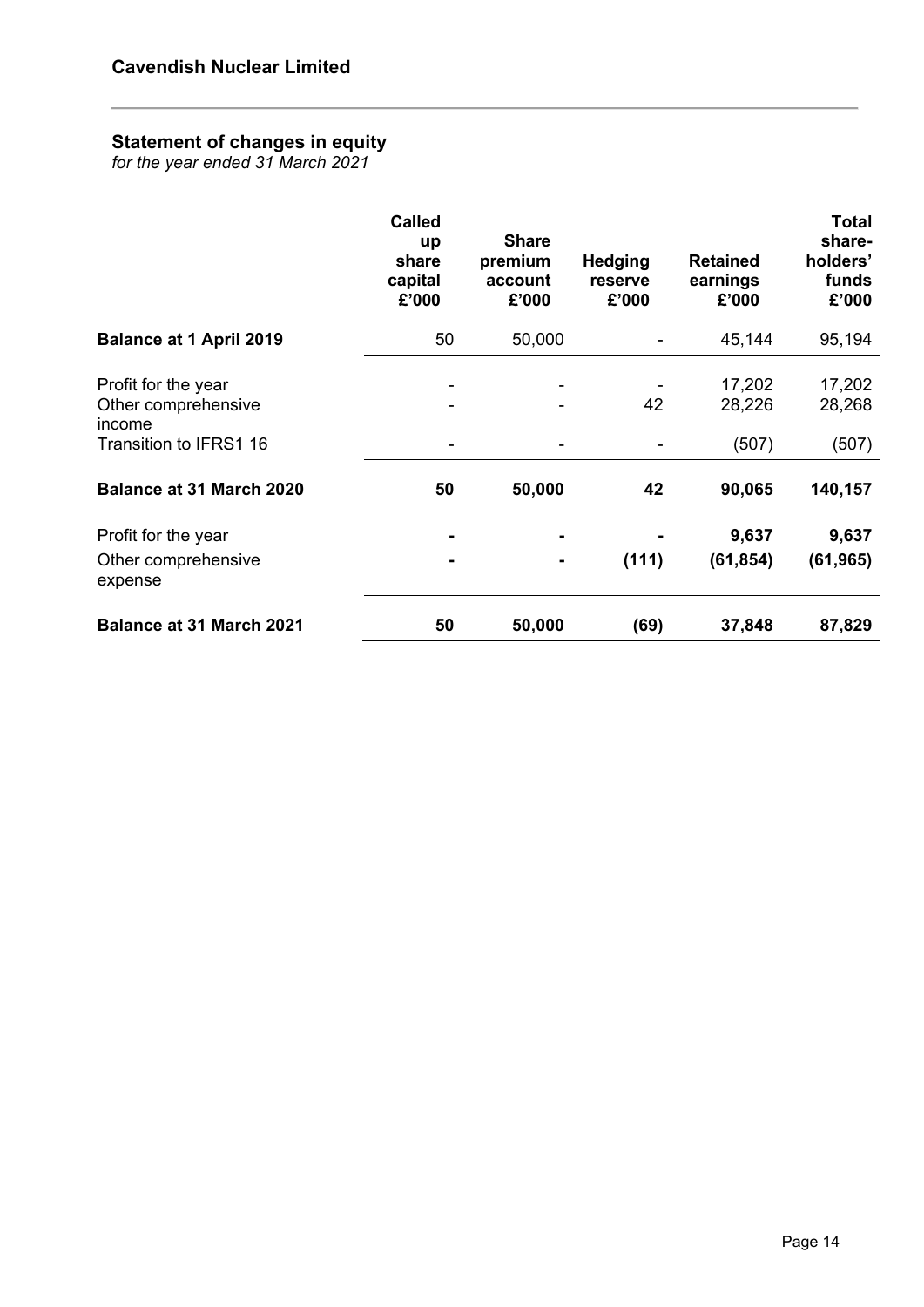**Cavendish Nuclear Limited**

## Statement of changes in equity

*for the year ended 31 March 2021*

| | Called up share capital £'000 | Share premium account £'000 | Hedging reserve £'000 | Retained earnings £'000 | Total share-holders' funds £'000 |
|---|---|---|---|---|---|
| **Balance at 1 April 2019** | 50 | 50,000 | - | 45,144 | 95,194 |
| Profit for the year | - | - | - | 17,202 | 17,202 |
| Other comprehensive income | - | - | 42 | 28,226 | 28,268 |
| Transition to IFRS1 16 | - | - | - | (507) | (507) |
| **Balance at 31 March 2020** | **50** | **50,000** | **42** | **90,065** | **140,157** |
| Profit for the year | **-** | **-** | **-** | **9,637** | **9,637** |
| Other comprehensive expense | **-** | **-** | **(111)** | **(61,854)** | **(61,965)** |
| **Balance at 31 March 2021** | **50** | **50,000** | **(69)** | **37,848** | **87,829** |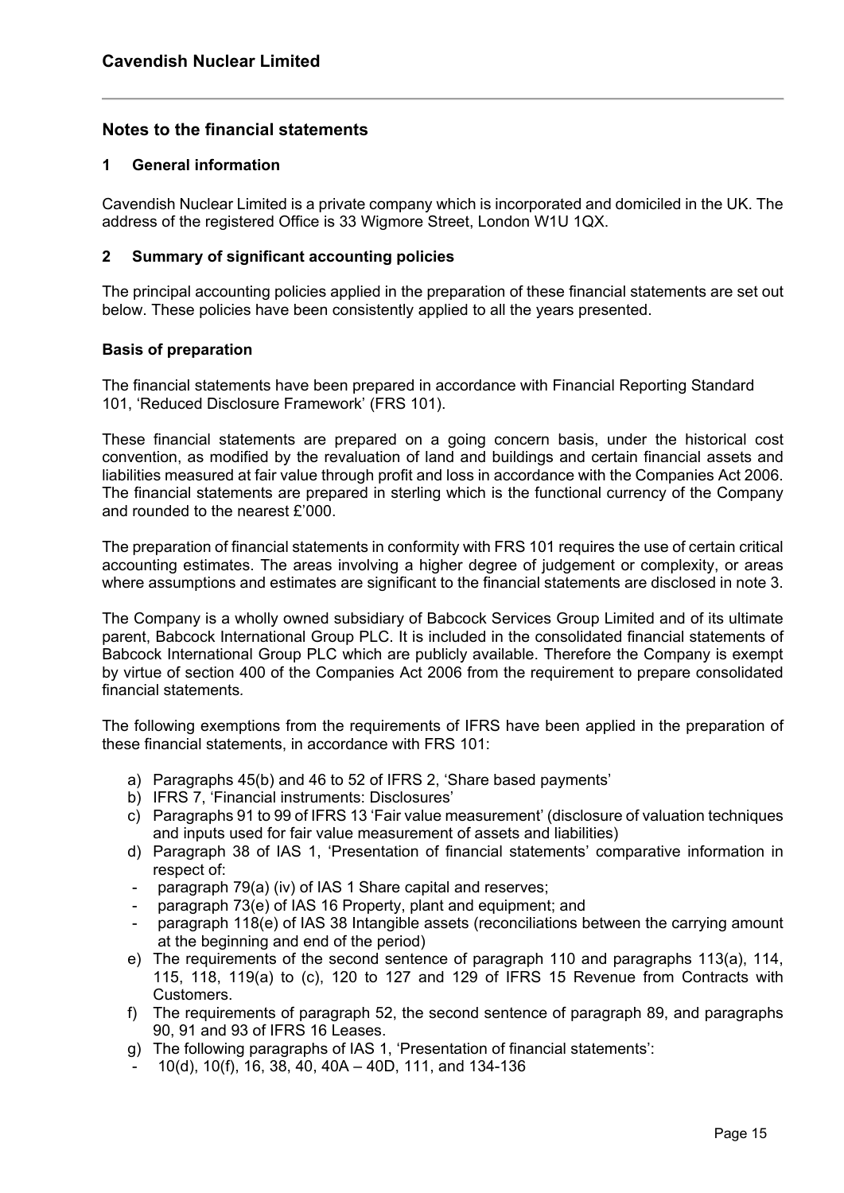# Notes to the financial statements

## 1 General information

Cavendish Nuclear Limited is a private company which is incorporated and domiciled in the UK. The address of the registered Office is 33 Wigmore Street, London W1U 1QX.

## 2 Summary of significant accounting policies

The principal accounting policies applied in the preparation of these financial statements are set out below. These policies have been consistently applied to all the years presented.

### Basis of preparation

The financial statements have been prepared in accordance with Financial Reporting Standard 101, 'Reduced Disclosure Framework' (FRS 101).

These financial statements are prepared on a going concern basis, under the historical cost convention, as modified by the revaluation of land and buildings and certain financial assets and liabilities measured at fair value through profit and loss in accordance with the Companies Act 2006. The financial statements are prepared in sterling which is the functional currency of the Company and rounded to the nearest £'000.

The preparation of financial statements in conformity with FRS 101 requires the use of certain critical accounting estimates. The areas involving a higher degree of judgement or complexity, or areas where assumptions and estimates are significant to the financial statements are disclosed in note 3.

The Company is a wholly owned subsidiary of Babcock Services Group Limited and of its ultimate parent, Babcock International Group PLC. It is included in the consolidated financial statements of Babcock International Group PLC which are publicly available. Therefore the Company is exempt by virtue of section 400 of the Companies Act 2006 from the requirement to prepare consolidated financial statements.

The following exemptions from the requirements of IFRS have been applied in the preparation of these financial statements, in accordance with FRS 101:

a) Paragraphs 45(b) and 46 to 52 of IFRS 2, 'Share based payments'
b) IFRS 7, 'Financial instruments: Disclosures'
c) Paragraphs 91 to 99 of IFRS 13 'Fair value measurement' (disclosure of valuation techniques and inputs used for fair value measurement of assets and liabilities)
d) Paragraph 38 of IAS 1, 'Presentation of financial statements' comparative information in respect of:
   - paragraph 79(a) (iv) of IAS 1 Share capital and reserves;
   - paragraph 73(e) of IAS 16 Property, plant and equipment; and
   - paragraph 118(e) of IAS 38 Intangible assets (reconciliations between the carrying amount at the beginning and end of the period)
e) The requirements of the second sentence of paragraph 110 and paragraphs 113(a), 114, 115, 118, 119(a) to (c), 120 to 127 and 129 of IFRS 15 Revenue from Contracts with Customers.
f) The requirements of paragraph 52, the second sentence of paragraph 89, and paragraphs 90, 91 and 93 of IFRS 16 Leases.
g) The following paragraphs of IAS 1, 'Presentation of financial statements':
   - 10(d), 10(f), 16, 38, 40, 40A – 40D, 111, and 134-136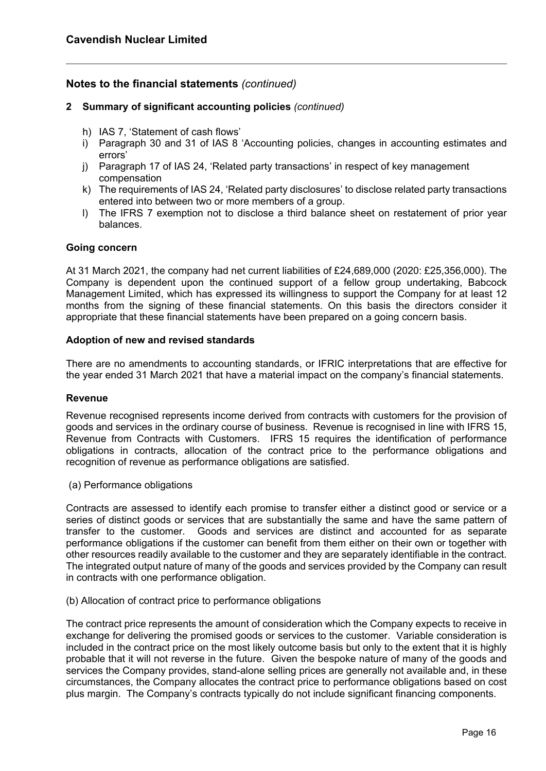## Notes to the financial statements *(continued)*

### 2 Summary of significant accounting policies *(continued)*

h) IAS 7, 'Statement of cash flows'
i) Paragraph 30 and 31 of IAS 8 'Accounting policies, changes in accounting estimates and errors'
j) Paragraph 17 of IAS 24, 'Related party transactions' in respect of key management compensation
k) The requirements of IAS 24, 'Related party disclosures' to disclose related party transactions entered into between two or more members of a group.
l) The IFRS 7 exemption not to disclose a third balance sheet on restatement of prior year balances.

**Going concern**

At 31 March 2021, the company had net current liabilities of £24,689,000 (2020: £25,356,000). The Company is dependent upon the continued support of a fellow group undertaking, Babcock Management Limited, which has expressed its willingness to support the Company for at least 12 months from the signing of these financial statements. On this basis the directors consider it appropriate that these financial statements have been prepared on a going concern basis.

**Adoption of new and revised standards**

There are no amendments to accounting standards, or IFRIC interpretations that are effective for the year ended 31 March 2021 that have a material impact on the company's financial statements.

**Revenue**

Revenue recognised represents income derived from contracts with customers for the provision of goods and services in the ordinary course of business. Revenue is recognised in line with IFRS 15, Revenue from Contracts with Customers. IFRS 15 requires the identification of performance obligations in contracts, allocation of the contract price to the performance obligations and recognition of revenue as performance obligations are satisfied.

(a) Performance obligations

Contracts are assessed to identify each promise to transfer either a distinct good or service or a series of distinct goods or services that are substantially the same and have the same pattern of transfer to the customer. Goods and services are distinct and accounted for as separate performance obligations if the customer can benefit from them either on their own or together with other resources readily available to the customer and they are separately identifiable in the contract. The integrated output nature of many of the goods and services provided by the Company can result in contracts with one performance obligation.

(b) Allocation of contract price to performance obligations

The contract price represents the amount of consideration which the Company expects to receive in exchange for delivering the promised goods or services to the customer. Variable consideration is included in the contract price on the most likely outcome basis but only to the extent that it is highly probable that it will not reverse in the future. Given the bespoke nature of many of the goods and services the Company provides, stand-alone selling prices are generally not available and, in these circumstances, the Company allocates the contract price to performance obligations based on cost plus margin. The Company's contracts typically do not include significant financing components.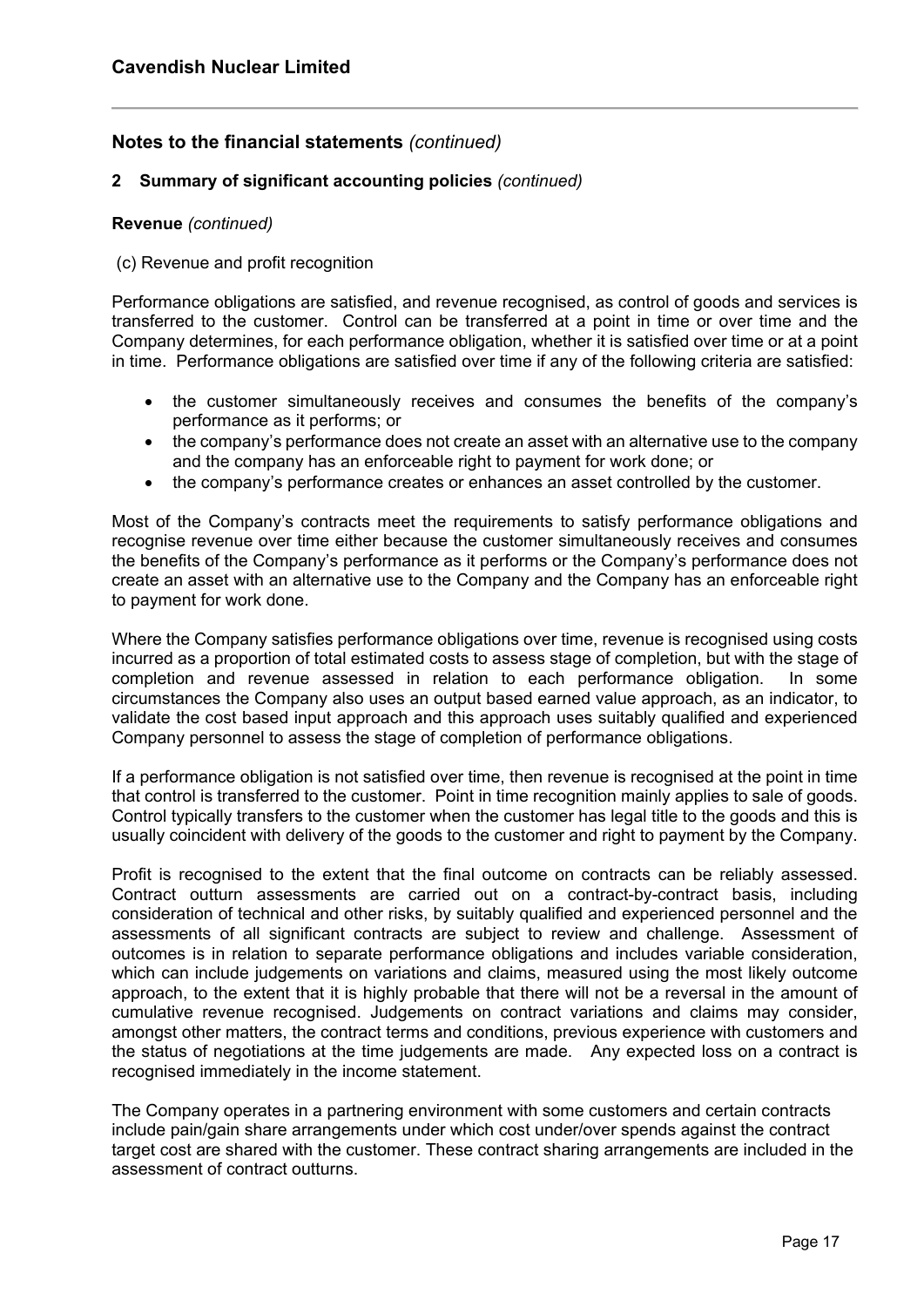# Cavendish Nuclear Limited

## Notes to the financial statements *(continued)*

### 2 Summary of significant accounting policies *(continued)*

**Revenue** *(continued)*

(c) Revenue and profit recognition

Performance obligations are satisfied, and revenue recognised, as control of goods and services is transferred to the customer. Control can be transferred at a point in time or over time and the Company determines, for each performance obligation, whether it is satisfied over time or at a point in time. Performance obligations are satisfied over time if any of the following criteria are satisfied:

- the customer simultaneously receives and consumes the benefits of the company's performance as it performs; or
- the company's performance does not create an asset with an alternative use to the company and the company has an enforceable right to payment for work done; or
- the company's performance creates or enhances an asset controlled by the customer.

Most of the Company's contracts meet the requirements to satisfy performance obligations and recognise revenue over time either because the customer simultaneously receives and consumes the benefits of the Company's performance as it performs or the Company's performance does not create an asset with an alternative use to the Company and the Company has an enforceable right to payment for work done.

Where the Company satisfies performance obligations over time, revenue is recognised using costs incurred as a proportion of total estimated costs to assess stage of completion, but with the stage of completion and revenue assessed in relation to each performance obligation. In some circumstances the Company also uses an output based earned value approach, as an indicator, to validate the cost based input approach and this approach uses suitably qualified and experienced Company personnel to assess the stage of completion of performance obligations.

If a performance obligation is not satisfied over time, then revenue is recognised at the point in time that control is transferred to the customer. Point in time recognition mainly applies to sale of goods. Control typically transfers to the customer when the customer has legal title to the goods and this is usually coincident with delivery of the goods to the customer and right to payment by the Company.

Profit is recognised to the extent that the final outcome on contracts can be reliably assessed. Contract outturn assessments are carried out on a contract-by-contract basis, including consideration of technical and other risks, by suitably qualified and experienced personnel and the assessments of all significant contracts are subject to review and challenge. Assessment of outcomes is in relation to separate performance obligations and includes variable consideration, which can include judgements on variations and claims, measured using the most likely outcome approach, to the extent that it is highly probable that there will not be a reversal in the amount of cumulative revenue recognised. Judgements on contract variations and claims may consider, amongst other matters, the contract terms and conditions, previous experience with customers and the status of negotiations at the time judgements are made. Any expected loss on a contract is recognised immediately in the income statement.

The Company operates in a partnering environment with some customers and certain contracts include pain/gain share arrangements under which cost under/over spends against the contract target cost are shared with the customer. These contract sharing arrangements are included in the assessment of contract outturns.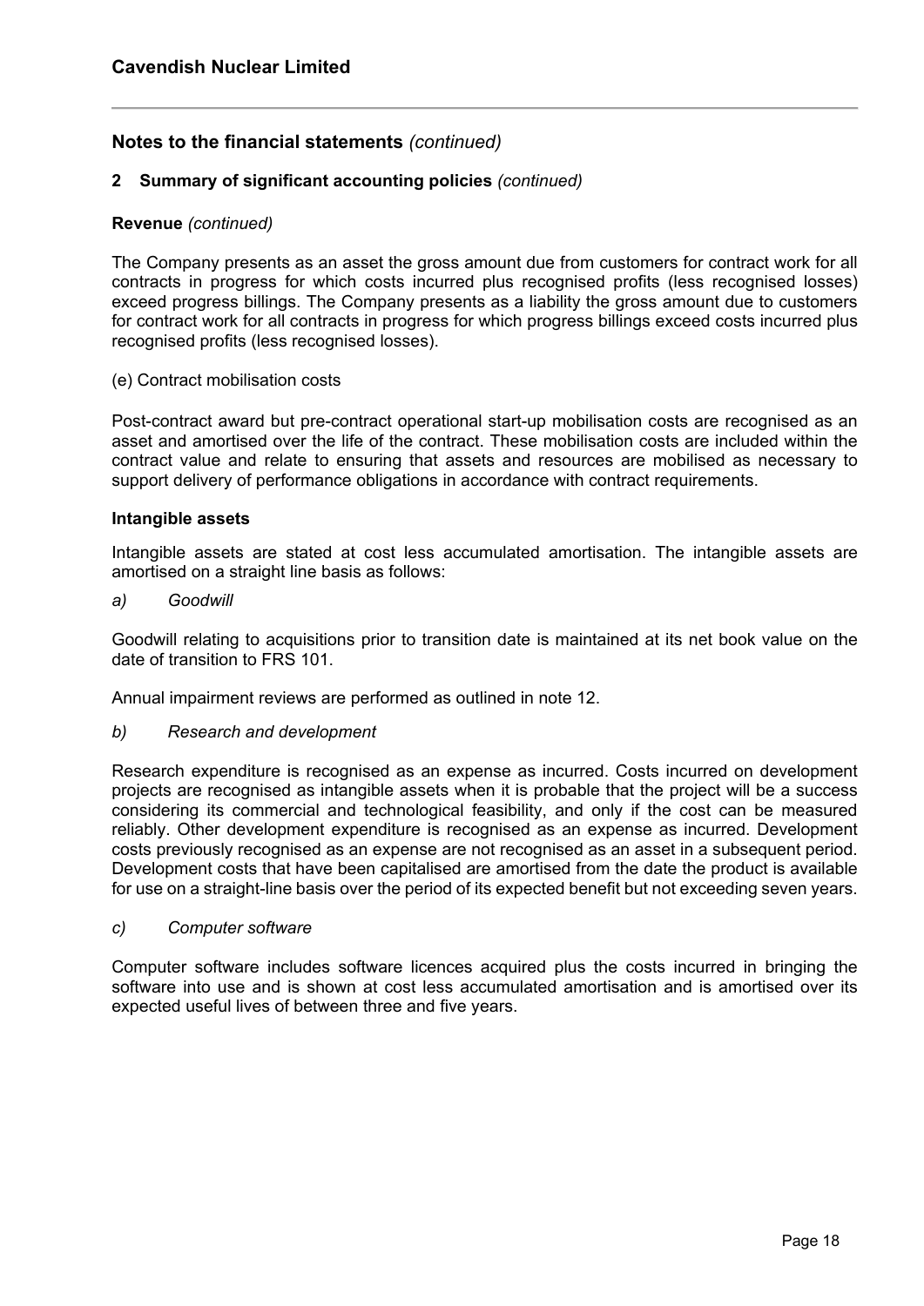## Notes to the financial statements *(continued)*

### 2 Summary of significant accounting policies *(continued)*

**Revenue** *(continued)*

The Company presents as an asset the gross amount due from customers for contract work for all contracts in progress for which costs incurred plus recognised profits (less recognised losses) exceed progress billings. The Company presents as a liability the gross amount due to customers for contract work for all contracts in progress for which progress billings exceed costs incurred plus recognised profits (less recognised losses).

(e) Contract mobilisation costs

Post-contract award but pre-contract operational start-up mobilisation costs are recognised as an asset and amortised over the life of the contract. These mobilisation costs are included within the contract value and relate to ensuring that assets and resources are mobilised as necessary to support delivery of performance obligations in accordance with contract requirements.

**Intangible assets**

Intangible assets are stated at cost less accumulated amortisation. The intangible assets are amortised on a straight line basis as follows:

*a) Goodwill*

Goodwill relating to acquisitions prior to transition date is maintained at its net book value on the date of transition to FRS 101.

Annual impairment reviews are performed as outlined in note 12.

*b) Research and development*

Research expenditure is recognised as an expense as incurred. Costs incurred on development projects are recognised as intangible assets when it is probable that the project will be a success considering its commercial and technological feasibility, and only if the cost can be measured reliably. Other development expenditure is recognised as an expense as incurred. Development costs previously recognised as an expense are not recognised as an asset in a subsequent period. Development costs that have been capitalised are amortised from the date the product is available for use on a straight-line basis over the period of its expected benefit but not exceeding seven years.

*c) Computer software*

Computer software includes software licences acquired plus the costs incurred in bringing the software into use and is shown at cost less accumulated amortisation and is amortised over its expected useful lives of between three and five years.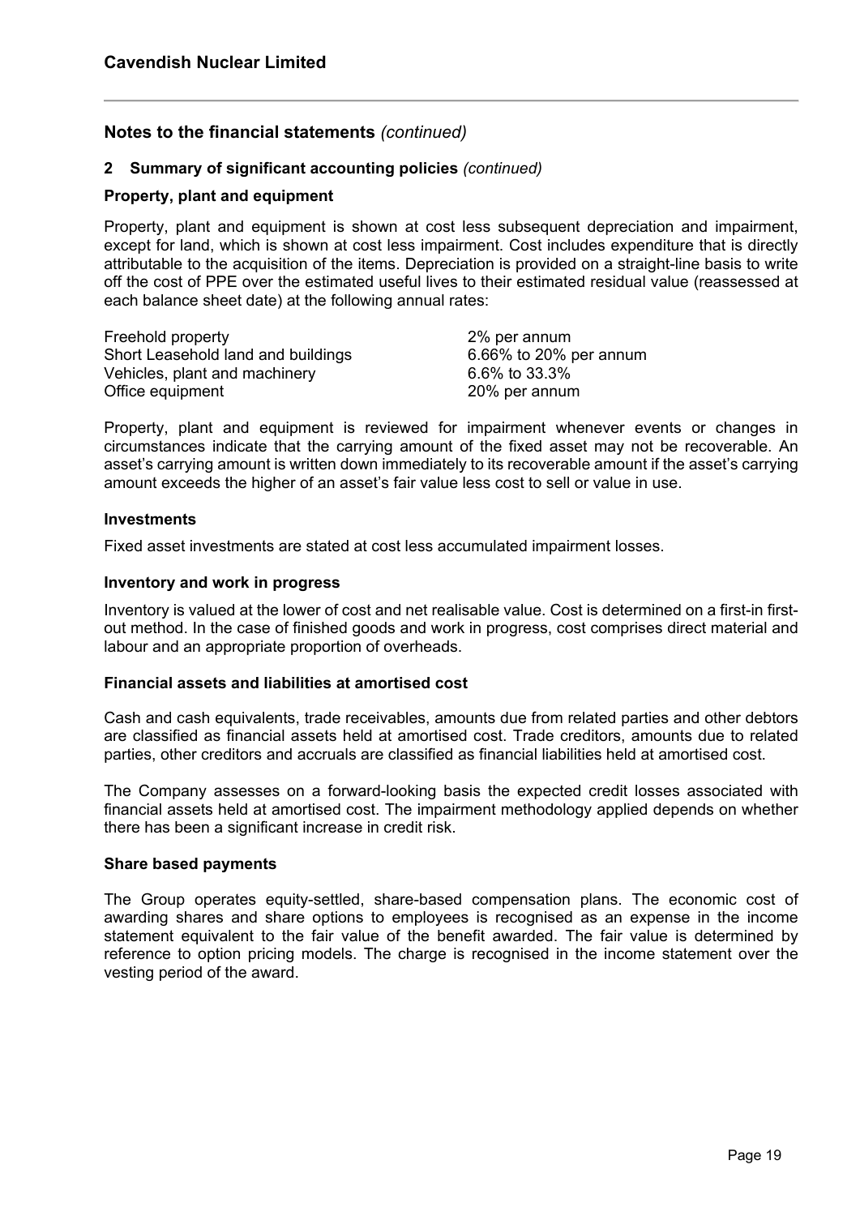## Notes to the financial statements *(continued)*

### 2 Summary of significant accounting policies *(continued)*

**Property, plant and equipment**

Property, plant and equipment is shown at cost less subsequent depreciation and impairment, except for land, which is shown at cost less impairment. Cost includes expenditure that is directly attributable to the acquisition of the items. Depreciation is provided on a straight-line basis to write off the cost of PPE over the estimated useful lives to their estimated residual value (reassessed at each balance sheet date) at the following annual rates:

| | |
|---|---|
| Freehold property | 2% per annum |
| Short Leasehold land and buildings | 6.66% to 20% per annum |
| Vehicles, plant and machinery | 6.6% to 33.3% |
| Office equipment | 20% per annum |

Property, plant and equipment is reviewed for impairment whenever events or changes in circumstances indicate that the carrying amount of the fixed asset may not be recoverable. An asset's carrying amount is written down immediately to its recoverable amount if the asset's carrying amount exceeds the higher of an asset's fair value less cost to sell or value in use.

**Investments**

Fixed asset investments are stated at cost less accumulated impairment losses.

**Inventory and work in progress**

Inventory is valued at the lower of cost and net realisable value. Cost is determined on a first-in first-out method. In the case of finished goods and work in progress, cost comprises direct material and labour and an appropriate proportion of overheads.

**Financial assets and liabilities at amortised cost**

Cash and cash equivalents, trade receivables, amounts due from related parties and other debtors are classified as financial assets held at amortised cost. Trade creditors, amounts due to related parties, other creditors and accruals are classified as financial liabilities held at amortised cost.

The Company assesses on a forward-looking basis the expected credit losses associated with financial assets held at amortised cost. The impairment methodology applied depends on whether there has been a significant increase in credit risk.

**Share based payments**

The Group operates equity-settled, share-based compensation plans. The economic cost of awarding shares and share options to employees is recognised as an expense in the income statement equivalent to the fair value of the benefit awarded. The fair value is determined by reference to option pricing models. The charge is recognised in the income statement over the vesting period of the award.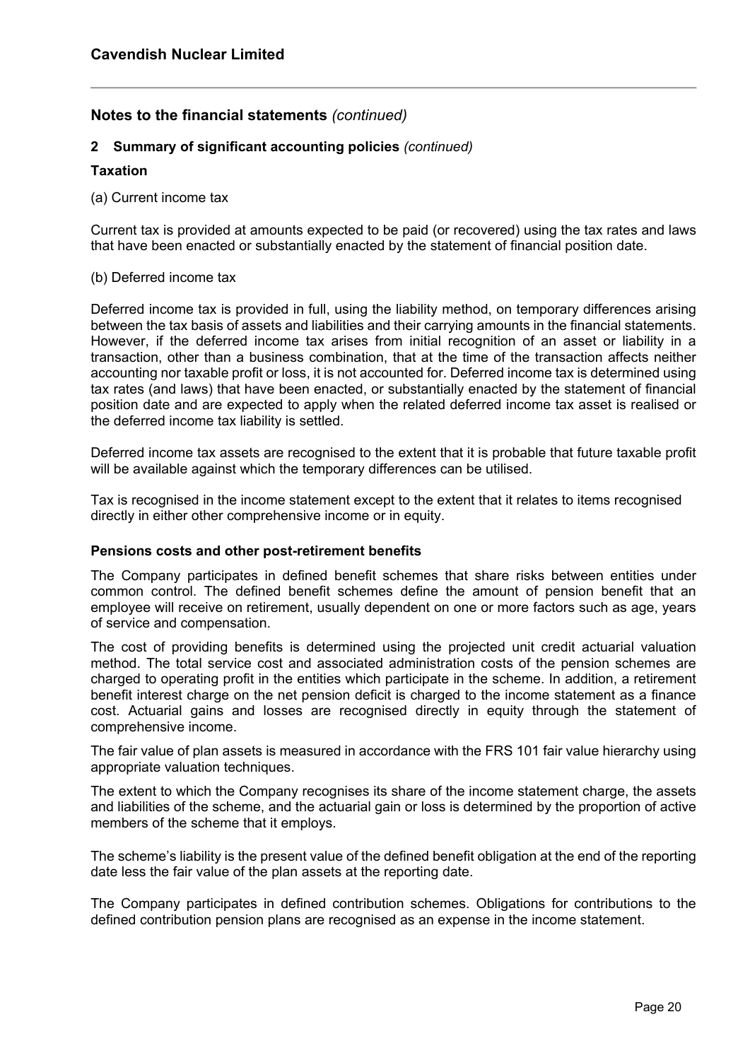## Notes to the financial statements *(continued)*

### 2 Summary of significant accounting policies *(continued)*

**Taxation**

(a) Current income tax

Current tax is provided at amounts expected to be paid (or recovered) using the tax rates and laws that have been enacted or substantially enacted by the statement of financial position date.

(b) Deferred income tax

Deferred income tax is provided in full, using the liability method, on temporary differences arising between the tax basis of assets and liabilities and their carrying amounts in the financial statements. However, if the deferred income tax arises from initial recognition of an asset or liability in a transaction, other than a business combination, that at the time of the transaction affects neither accounting nor taxable profit or loss, it is not accounted for. Deferred income tax is determined using tax rates (and laws) that have been enacted, or substantially enacted by the statement of financial position date and are expected to apply when the related deferred income tax asset is realised or the deferred income tax liability is settled.

Deferred income tax assets are recognised to the extent that it is probable that future taxable profit will be available against which the temporary differences can be utilised.

Tax is recognised in the income statement except to the extent that it relates to items recognised directly in either other comprehensive income or in equity.

**Pensions costs and other post-retirement benefits**

The Company participates in defined benefit schemes that share risks between entities under common control. The defined benefit schemes define the amount of pension benefit that an employee will receive on retirement, usually dependent on one or more factors such as age, years of service and compensation.

The cost of providing benefits is determined using the projected unit credit actuarial valuation method. The total service cost and associated administration costs of the pension schemes are charged to operating profit in the entities which participate in the scheme. In addition, a retirement benefit interest charge on the net pension deficit is charged to the income statement as a finance cost. Actuarial gains and losses are recognised directly in equity through the statement of comprehensive income.

The fair value of plan assets is measured in accordance with the FRS 101 fair value hierarchy using appropriate valuation techniques.

The extent to which the Company recognises its share of the income statement charge, the assets and liabilities of the scheme, and the actuarial gain or loss is determined by the proportion of active members of the scheme that it employs.

The scheme's liability is the present value of the defined benefit obligation at the end of the reporting date less the fair value of the plan assets at the reporting date.

The Company participates in defined contribution schemes. Obligations for contributions to the defined contribution pension plans are recognised as an expense in the income statement.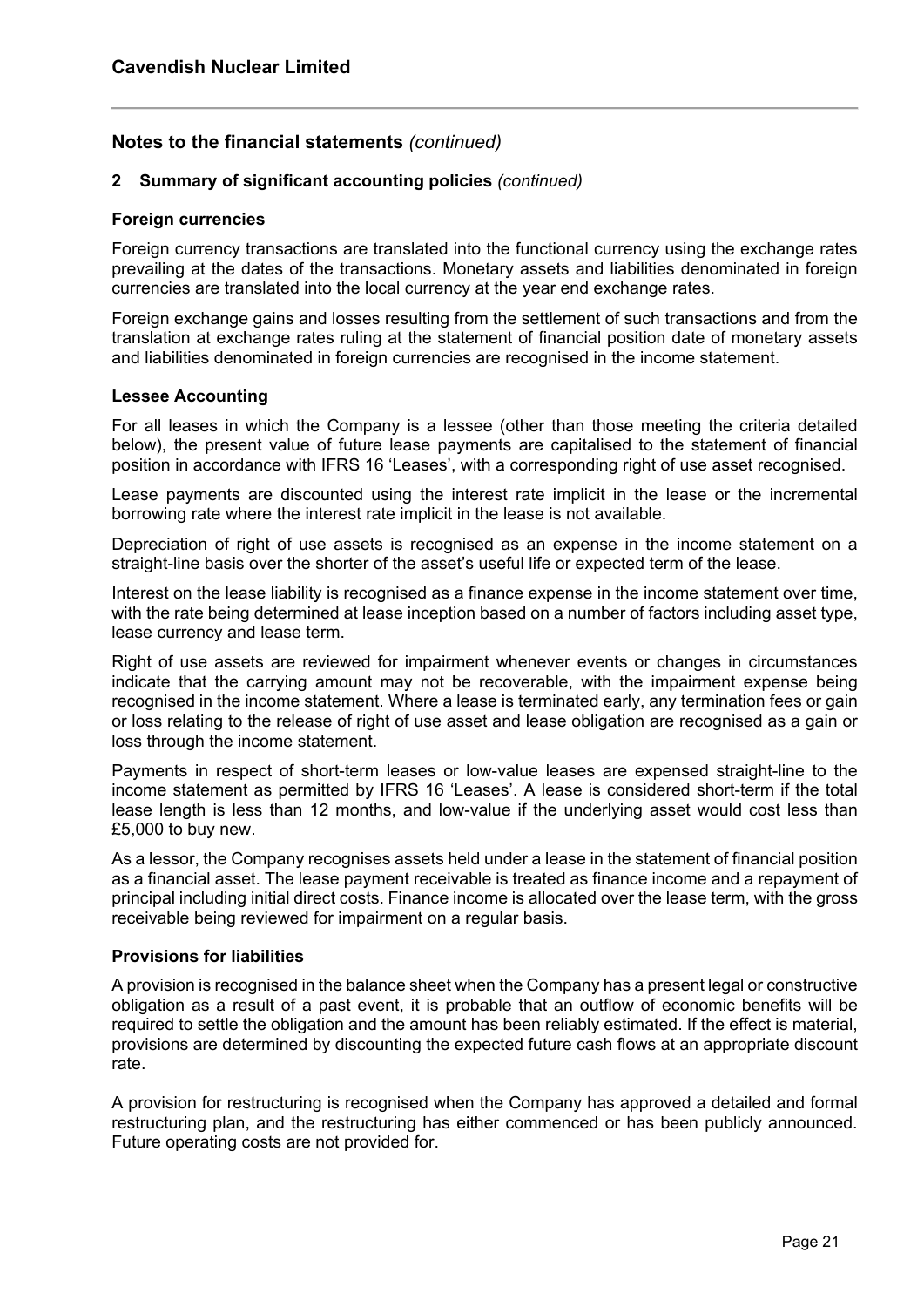## Notes to the financial statements *(continued)*

### 2 Summary of significant accounting policies *(continued)*

#### Foreign currencies

Foreign currency transactions are translated into the functional currency using the exchange rates prevailing at the dates of the transactions. Monetary assets and liabilities denominated in foreign currencies are translated into the local currency at the year end exchange rates.

Foreign exchange gains and losses resulting from the settlement of such transactions and from the translation at exchange rates ruling at the statement of financial position date of monetary assets and liabilities denominated in foreign currencies are recognised in the income statement.

#### Lessee Accounting

For all leases in which the Company is a lessee (other than those meeting the criteria detailed below), the present value of future lease payments are capitalised to the statement of financial position in accordance with IFRS 16 'Leases', with a corresponding right of use asset recognised.

Lease payments are discounted using the interest rate implicit in the lease or the incremental borrowing rate where the interest rate implicit in the lease is not available.

Depreciation of right of use assets is recognised as an expense in the income statement on a straight-line basis over the shorter of the asset's useful life or expected term of the lease.

Interest on the lease liability is recognised as a finance expense in the income statement over time, with the rate being determined at lease inception based on a number of factors including asset type, lease currency and lease term.

Right of use assets are reviewed for impairment whenever events or changes in circumstances indicate that the carrying amount may not be recoverable, with the impairment expense being recognised in the income statement. Where a lease is terminated early, any termination fees or gain or loss relating to the release of right of use asset and lease obligation are recognised as a gain or loss through the income statement.

Payments in respect of short-term leases or low-value leases are expensed straight-line to the income statement as permitted by IFRS 16 'Leases'. A lease is considered short-term if the total lease length is less than 12 months, and low-value if the underlying asset would cost less than £5,000 to buy new.

As a lessor, the Company recognises assets held under a lease in the statement of financial position as a financial asset. The lease payment receivable is treated as finance income and a repayment of principal including initial direct costs. Finance income is allocated over the lease term, with the gross receivable being reviewed for impairment on a regular basis.

#### Provisions for liabilities

A provision is recognised in the balance sheet when the Company has a present legal or constructive obligation as a result of a past event, it is probable that an outflow of economic benefits will be required to settle the obligation and the amount has been reliably estimated. If the effect is material, provisions are determined by discounting the expected future cash flows at an appropriate discount rate.

A provision for restructuring is recognised when the Company has approved a detailed and formal restructuring plan, and the restructuring has either commenced or has been publicly announced. Future operating costs are not provided for.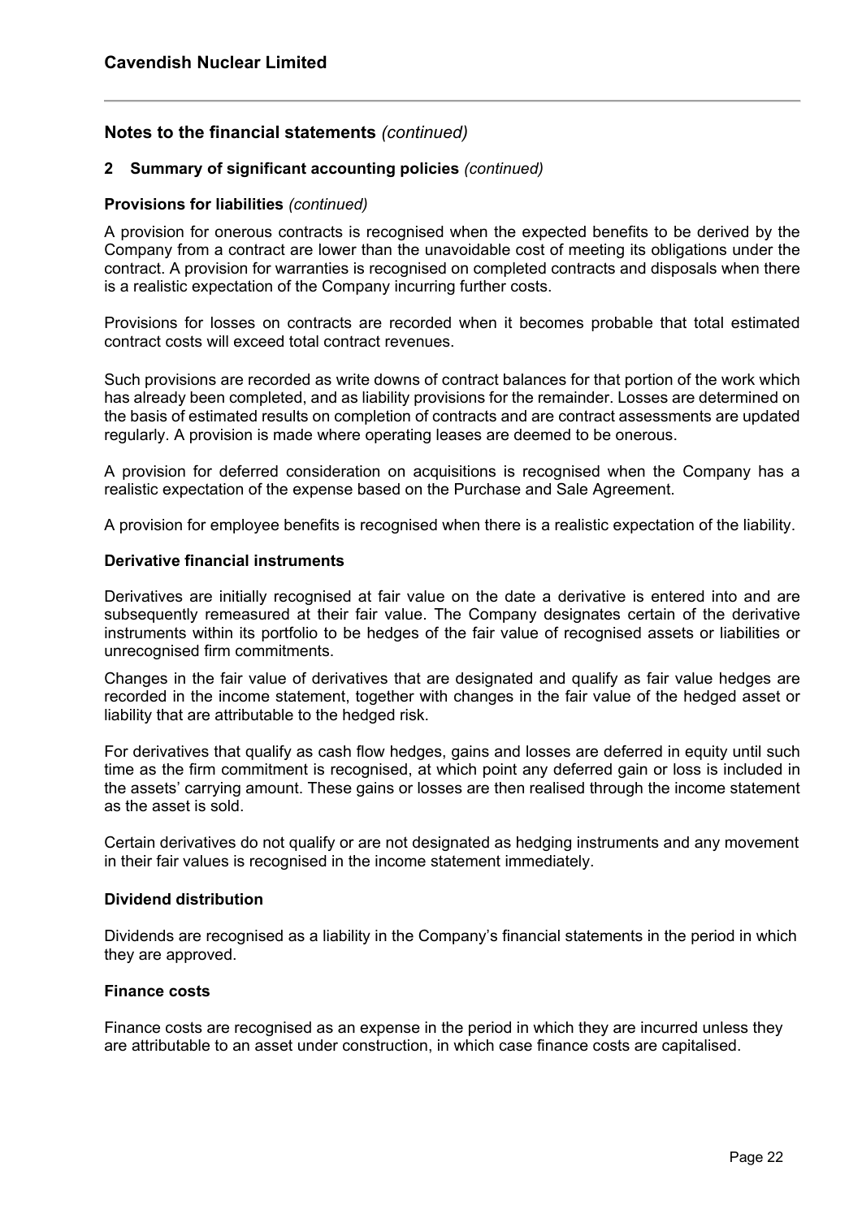## Notes to the financial statements *(continued)*

### 2 Summary of significant accounting policies *(continued)*

**Provisions for liabilities** *(continued)*

A provision for onerous contracts is recognised when the expected benefits to be derived by the Company from a contract are lower than the unavoidable cost of meeting its obligations under the contract. A provision for warranties is recognised on completed contracts and disposals when there is a realistic expectation of the Company incurring further costs.

Provisions for losses on contracts are recorded when it becomes probable that total estimated contract costs will exceed total contract revenues.

Such provisions are recorded as write downs of contract balances for that portion of the work which has already been completed, and as liability provisions for the remainder. Losses are determined on the basis of estimated results on completion of contracts and are contract assessments are updated regularly. A provision is made where operating leases are deemed to be onerous.

A provision for deferred consideration on acquisitions is recognised when the Company has a realistic expectation of the expense based on the Purchase and Sale Agreement.

A provision for employee benefits is recognised when there is a realistic expectation of the liability.

**Derivative financial instruments**

Derivatives are initially recognised at fair value on the date a derivative is entered into and are subsequently remeasured at their fair value. The Company designates certain of the derivative instruments within its portfolio to be hedges of the fair value of recognised assets or liabilities or unrecognised firm commitments.

Changes in the fair value of derivatives that are designated and qualify as fair value hedges are recorded in the income statement, together with changes in the fair value of the hedged asset or liability that are attributable to the hedged risk.

For derivatives that qualify as cash flow hedges, gains and losses are deferred in equity until such time as the firm commitment is recognised, at which point any deferred gain or loss is included in the assets' carrying amount. These gains or losses are then realised through the income statement as the asset is sold.

Certain derivatives do not qualify or are not designated as hedging instruments and any movement in their fair values is recognised in the income statement immediately.

**Dividend distribution**

Dividends are recognised as a liability in the Company's financial statements in the period in which they are approved.

**Finance costs**

Finance costs are recognised as an expense in the period in which they are incurred unless they are attributable to an asset under construction, in which case finance costs are capitalised.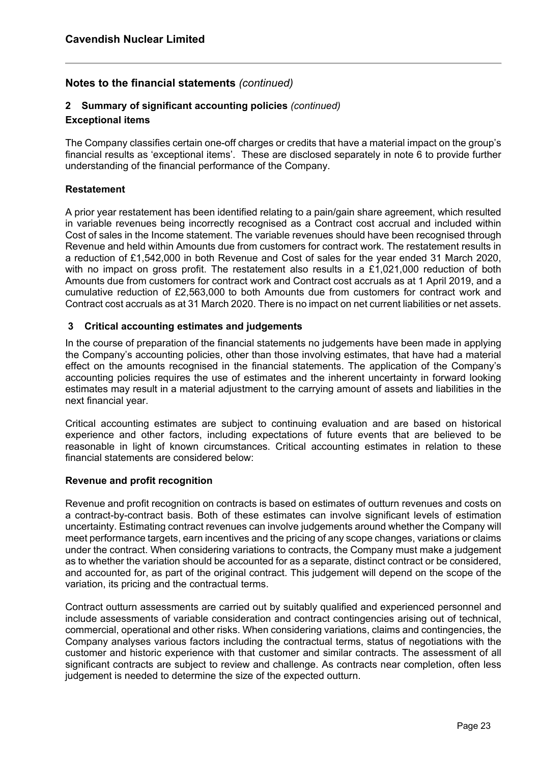## Notes to the financial statements *(continued)*

### 2 Summary of significant accounting policies *(continued)*

**Exceptional items**

The Company classifies certain one-off charges or credits that have a material impact on the group's financial results as 'exceptional items'. These are disclosed separately in note 6 to provide further understanding of the financial performance of the Company.

**Restatement**

A prior year restatement has been identified relating to a pain/gain share agreement, which resulted in variable revenues being incorrectly recognised as a Contract cost accrual and included within Cost of sales in the Income statement. The variable revenues should have been recognised through Revenue and held within Amounts due from customers for contract work. The restatement results in a reduction of £1,542,000 in both Revenue and Cost of sales for the year ended 31 March 2020, with no impact on gross profit. The restatement also results in a £1,021,000 reduction of both Amounts due from customers for contract work and Contract cost accruals as at 1 April 2019, and a cumulative reduction of £2,563,000 to both Amounts due from customers for contract work and Contract cost accruals as at 31 March 2020. There is no impact on net current liabilities or net assets.

### 3 Critical accounting estimates and judgements

In the course of preparation of the financial statements no judgements have been made in applying the Company's accounting policies, other than those involving estimates, that have had a material effect on the amounts recognised in the financial statements. The application of the Company's accounting policies requires the use of estimates and the inherent uncertainty in forward looking estimates may result in a material adjustment to the carrying amount of assets and liabilities in the next financial year.

Critical accounting estimates are subject to continuing evaluation and are based on historical experience and other factors, including expectations of future events that are believed to be reasonable in light of known circumstances. Critical accounting estimates in relation to these financial statements are considered below:

**Revenue and profit recognition**

Revenue and profit recognition on contracts is based on estimates of outturn revenues and costs on a contract-by-contract basis. Both of these estimates can involve significant levels of estimation uncertainty. Estimating contract revenues can involve judgements around whether the Company will meet performance targets, earn incentives and the pricing of any scope changes, variations or claims under the contract. When considering variations to contracts, the Company must make a judgement as to whether the variation should be accounted for as a separate, distinct contract or be considered, and accounted for, as part of the original contract. This judgement will depend on the scope of the variation, its pricing and the contractual terms.

Contract outturn assessments are carried out by suitably qualified and experienced personnel and include assessments of variable consideration and contract contingencies arising out of technical, commercial, operational and other risks. When considering variations, claims and contingencies, the Company analyses various factors including the contractual terms, status of negotiations with the customer and historic experience with that customer and similar contracts. The assessment of all significant contracts are subject to review and challenge. As contracts near completion, often less judgement is needed to determine the size of the expected outturn.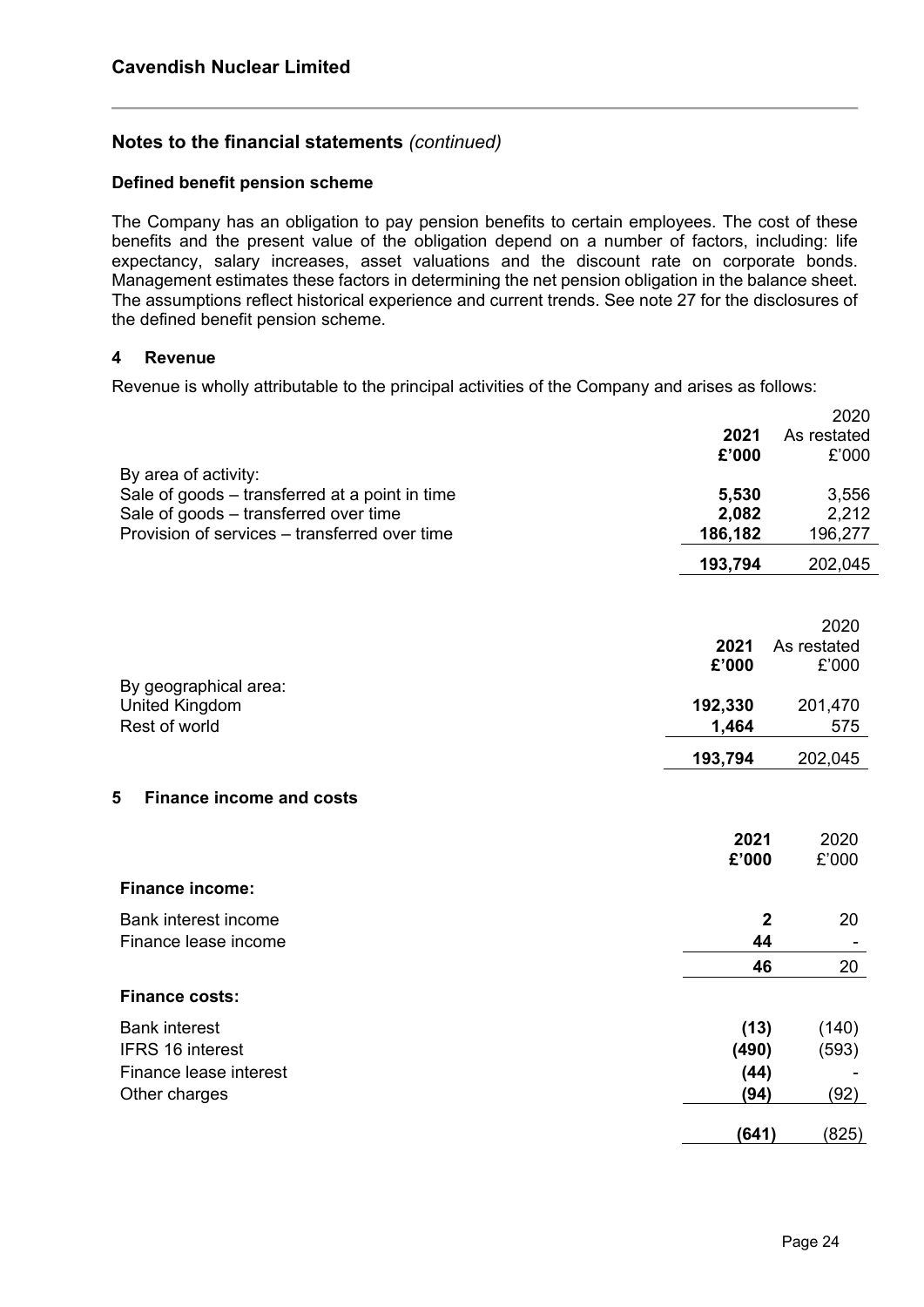## Cavendish Nuclear Limited

## Notes to the financial statements *(continued)*

### Defined benefit pension scheme

The Company has an obligation to pay pension benefits to certain employees. The cost of these benefits and the present value of the obligation depend on a number of factors, including: life expectancy, salary increases, asset valuations and the discount rate on corporate bonds. Management estimates these factors in determining the net pension obligation in the balance sheet. The assumptions reflect historical experience and current trends. See note 27 for the disclosures of the defined benefit pension scheme.

### 4 Revenue

Revenue is wholly attributable to the principal activities of the Company and arises as follows:

| | **2021** **£'000** | 2020 As restated £'000 |
|---|---|---|
| By area of activity: | | |
| Sale of goods – transferred at a point in time | **5,530** | 3,556 |
| Sale of goods – transferred over time | **2,082** | 2,212 |
| Provision of services – transferred over time | **186,182** | 196,277 |
| | **193,794** | 202,045 |

| | **2021** **£'000** | 2020 As restated £'000 |
|---|---|---|
| By geographical area: | | |
| United Kingdom | **192,330** | 201,470 |
| Rest of world | **1,464** | 575 |
| | **193,794** | 202,045 |

### 5 Finance income and costs

| | **2021** **£'000** | 2020 £'000 |
|---|---|---|
| **Finance income:** | | |
| Bank interest income | **2** | 20 |
| Finance lease income | **44** | - |
| | **46** | 20 |
| **Finance costs:** | | |
| Bank interest | **(13)** | (140) |
| IFRS 16 interest | **(490)** | (593) |
| Finance lease interest | **(44)** | - |
| Other charges | **(94)** | (92) |
| | **(641)** | (825) |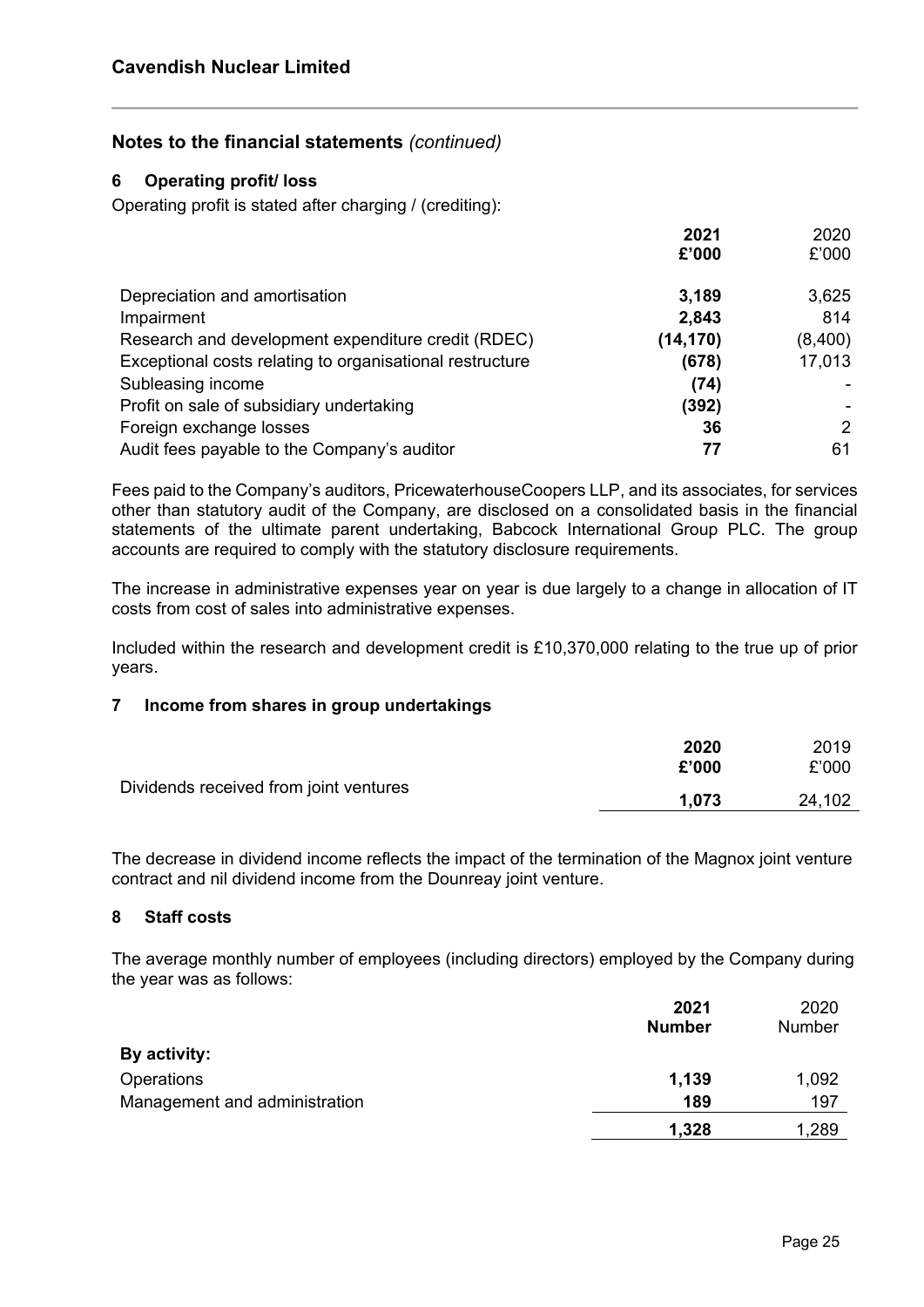## Notes to the financial statements *(continued)*

### 6 Operating profit/ loss

Operating profit is stated after charging / (crediting):

| | **2021 £'000** | 2020 £'000 |
|---|---|---|
| Depreciation and amortisation | **3,189** | 3,625 |
| Impairment | **2,843** | 814 |
| Research and development expenditure credit (RDEC) | **(14,170)** | (8,400) |
| Exceptional costs relating to organisational restructure | **(678)** | 17,013 |
| Subleasing income | **(74)** | - |
| Profit on sale of subsidiary undertaking | **(392)** | - |
| Foreign exchange losses | **36** | 2 |
| Audit fees payable to the Company's auditor | **77** | 61 |

Fees paid to the Company's auditors, PricewaterhouseCoopers LLP, and its associates, for services other than statutory audit of the Company, are disclosed on a consolidated basis in the financial statements of the ultimate parent undertaking, Babcock International Group PLC. The group accounts are required to comply with the statutory disclosure requirements.

The increase in administrative expenses year on year is due largely to a change in allocation of IT costs from cost of sales into administrative expenses.

Included within the research and development credit is £10,370,000 relating to the true up of prior years.

### 7 Income from shares in group undertakings

| | **2020 £'000** | 2019 £'000 |
|---|---|---|
| Dividends received from joint ventures | **1,073** | 24,102 |

The decrease in dividend income reflects the impact of the termination of the Magnox joint venture contract and nil dividend income from the Dounreay joint venture.

### 8 Staff costs

The average monthly number of employees (including directors) employed by the Company during the year was as follows:

| | **2021 Number** | 2020 Number |
|---|---|---|
| **By activity:** | | |
| Operations | **1,139** | 1,092 |
| Management and administration | **189** | 197 |
| | **1,328** | 1,289 |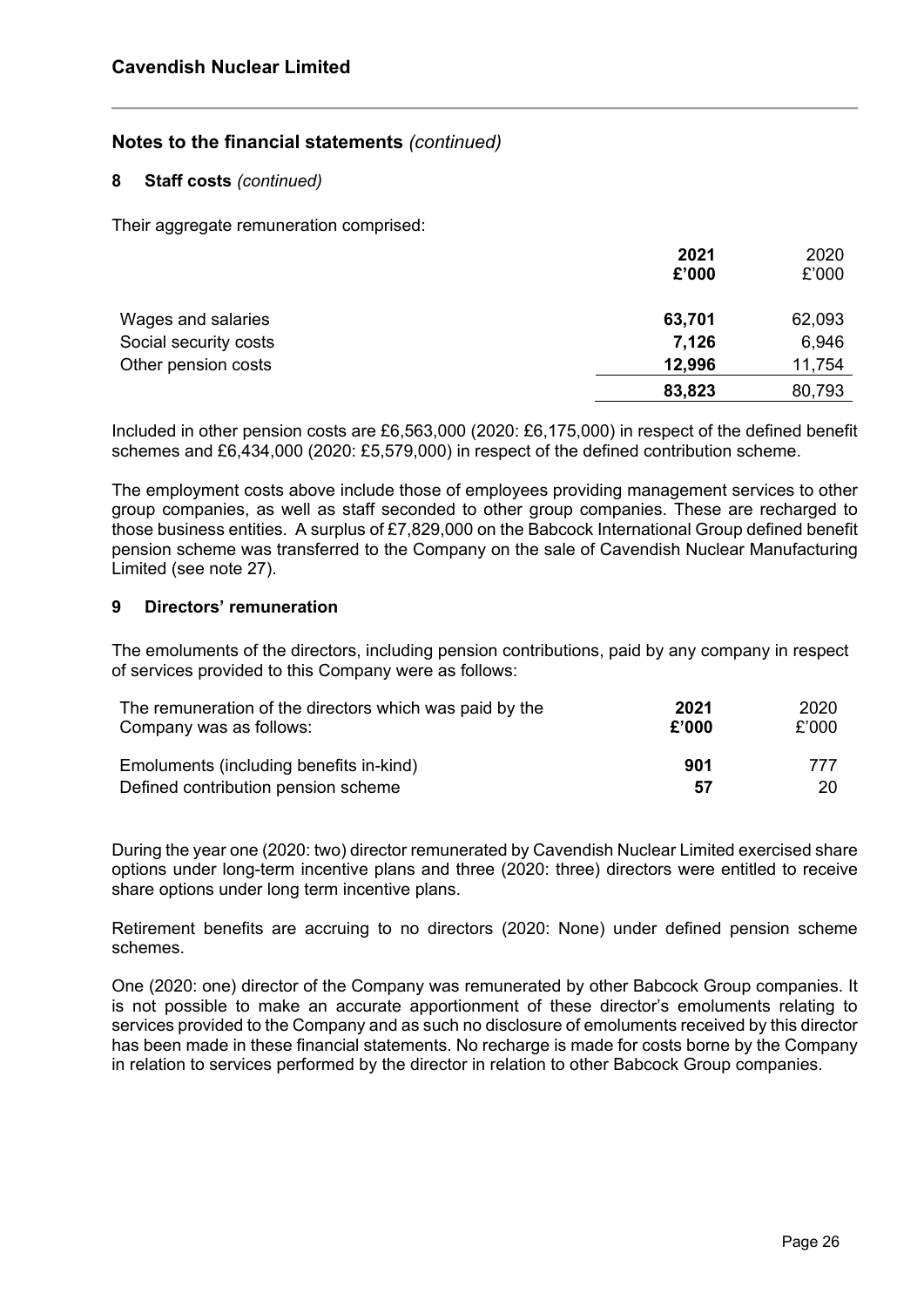## Notes to the financial statements *(continued)*

### 8 Staff costs *(continued)*

Their aggregate remuneration comprised:

| | **2021** **£'000** | 2020 £'000 |
|---|---|---|
| Wages and salaries | **63,701** | 62,093 |
| Social security costs | **7,126** | 6,946 |
| Other pension costs | **12,996** | 11,754 |
| | **83,823** | 80,793 |

Included in other pension costs are £6,563,000 (2020: £6,175,000) in respect of the defined benefit schemes and £6,434,000 (2020: £5,579,000) in respect of the defined contribution scheme.

The employment costs above include those of employees providing management services to other group companies, as well as staff seconded to other group companies. These are recharged to those business entities. A surplus of £7,829,000 on the Babcock International Group defined benefit pension scheme was transferred to the Company on the sale of Cavendish Nuclear Manufacturing Limited (see note 27).

### 9 Directors' remuneration

The emoluments of the directors, including pension contributions, paid by any company in respect of services provided to this Company were as follows:

| The remuneration of the directors which was paid by the Company was as follows: | **2021** **£'000** | 2020 £'000 |
|---|---|---|
| Emoluments (including benefits in-kind) | **901** | 777 |
| Defined contribution pension scheme | **57** | 20 |

During the year one (2020: two) director remunerated by Cavendish Nuclear Limited exercised share options under long-term incentive plans and three (2020: three) directors were entitled to receive share options under long term incentive plans.

Retirement benefits are accruing to no directors (2020: None) under defined pension scheme schemes.

One (2020: one) director of the Company was remunerated by other Babcock Group companies. It is not possible to make an accurate apportionment of these director's emoluments relating to services provided to the Company and as such no disclosure of emoluments received by this director has been made in these financial statements. No recharge is made for costs borne by the Company in relation to services performed by the director in relation to other Babcock Group companies.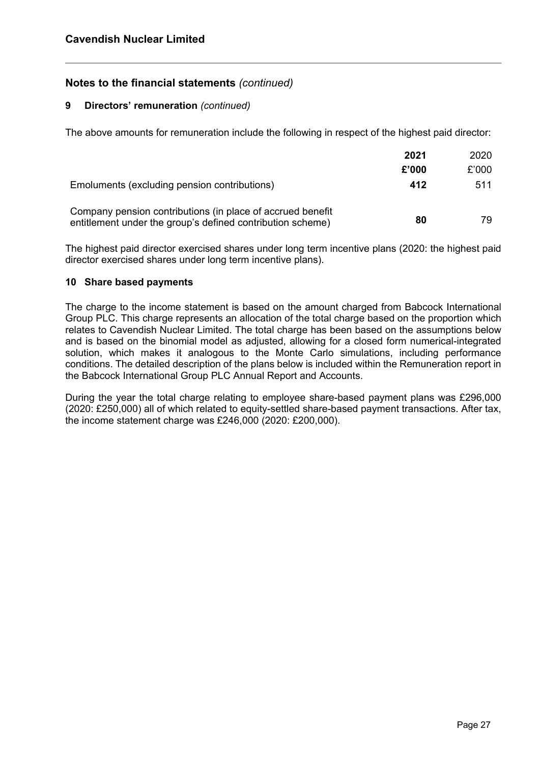## Notes to the financial statements *(continued)*

### 9 Directors' remuneration *(continued)*

The above amounts for remuneration include the following in respect of the highest paid director:

| | **2021** | 2020 |
|---|---|---|
| | **£'000** | £'000 |
| Emoluments (excluding pension contributions) | **412** | 511 |
| Company pension contributions (in place of accrued benefit entitlement under the group's defined contribution scheme) | **80** | 79 |

The highest paid director exercised shares under long term incentive plans (2020: the highest paid director exercised shares under long term incentive plans).

### 10 Share based payments

The charge to the income statement is based on the amount charged from Babcock International Group PLC. This charge represents an allocation of the total charge based on the proportion which relates to Cavendish Nuclear Limited. The total charge has been based on the assumptions below and is based on the binomial model as adjusted, allowing for a closed form numerical-integrated solution, which makes it analogous to the Monte Carlo simulations, including performance conditions. The detailed description of the plans below is included within the Remuneration report in the Babcock International Group PLC Annual Report and Accounts.

During the year the total charge relating to employee share-based payment plans was £296,000 (2020: £250,000) all of which related to equity-settled share-based payment transactions. After tax, the income statement charge was £246,000 (2020: £200,000).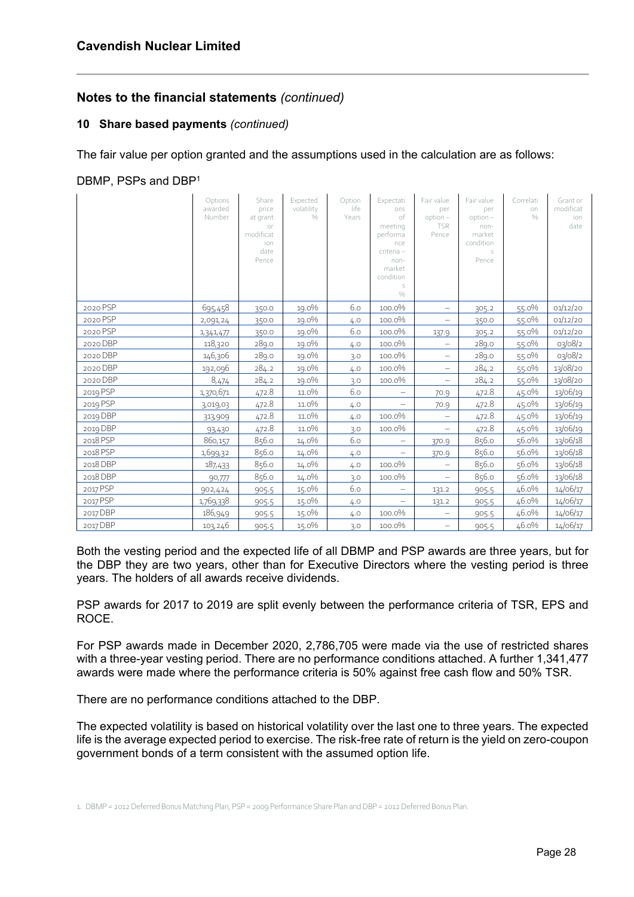# Cavendish Nuclear Limited

## Notes to the financial statements *(continued)*

### 10 Share based payments *(continued)*

The fair value per option granted and the assumptions used in the calculation are as follows:

DBMP, PSPs and DBP[1]

| | Options awarded Number | Share price at grant or modification date Pence | Expected volatility % | Option life Years | Expectations of meeting performance criteria – non-market conditions % | Fair value per option – TSR Pence | Fair value per option – non-market conditions Pence | Correlation % | Grant or modification date |
|---|---|---|---|---|---|---|---|---|---|
| 2020 PSP | 695,458 | 350.0 | 19.0% | 6.0 | 100.0% | – | 305.2 | 55.0% | 01/12/20 |
| 2020 PSP | 2,091,24 | 350.0 | 19.0% | 4.0 | 100.0% | – | 350.0 | 55.0% | 01/12/20 |
| 2020 PSP | 1,341,477 | 350.0 | 19.0% | 6.0 | 100.0% | 137.9 | 305.2 | 55.0% | 01/12/20 |
| 2020 DBP | 118,320 | 289.0 | 19.0% | 4.0 | 100.0% | – | 289.0 | 55.0% | 03/08/2 |
| 2020 DBP | 146,306 | 289.0 | 19.0% | 3.0 | 100.0% | – | 289.0 | 55.0% | 03/08/2 |
| 2020 DBP | 192,096 | 284.2 | 19.0% | 4.0 | 100.0% | – | 284.2 | 55.0% | 13/08/20 |
| 2020 DBP | 8,474 | 284.2 | 19.0% | 3.0 | 100.0% | – | 284.2 | 55.0% | 13/08/20 |
| 2019 PSP | 1,370,671 | 472.8 | 11.0% | 6.0 | – | 70.9 | 472.8 | 45.0% | 13/06/19 |
| 2019 PSP | 3,019,03 | 472.8 | 11.0% | 4.0 | – | 70.9 | 472.8 | 45.0% | 13/06/19 |
| 2019 DBP | 313,909 | 472.8 | 11.0% | 4.0 | 100.0% | – | 472.8 | 45.0% | 13/06/19 |
| 2019 DBP | 93,430 | 472.8 | 11.0% | 3.0 | 100.0% | – | 472.8 | 45.0% | 13/06/19 |
| 2018 PSP | 860,157 | 856.0 | 14.0% | 6.0 | – | 370.9 | 856.0 | 56.0% | 13/06/18 |
| 2018 PSP | 1,699,32 | 856.0 | 14.0% | 4.0 | – | 370.9 | 856.0 | 56.0% | 13/06/18 |
| 2018 DBP | 187,433 | 856.0 | 14.0% | 4.0 | 100.0% | – | 856.0 | 56.0% | 13/06/18 |
| 2018 DBP | 90,777 | 856.0 | 14.0% | 3.0 | 100.0% | – | 856.0 | 56.0% | 13/06/18 |
| 2017 PSP | 902,424 | 905.5 | 15.0% | 6.0 | – | 131.2 | 905.5 | 46.0% | 14/06/17 |
| 2017 PSP | 1,769,338 | 905.5 | 15.0% | 4.0 | – | 131.2 | 905.5 | 46.0% | 14/06/17 |
| 2017 DBP | 186,949 | 905.5 | 15.0% | 4.0 | 100.0% | – | 905.5 | 46.0% | 14/06/17 |
| 2017 DBP | 103,246 | 905.5 | 15.0% | 3.0 | 100.0% | – | 905.5 | 46.0% | 14/06/17 |

Both the vesting period and the expected life of all DBMP and PSP awards are three years, but for the DBP they are two years, other than for Executive Directors where the vesting period is three years. The holders of all awards receive dividends.

PSP awards for 2017 to 2019 are split evenly between the performance criteria of TSR, EPS and ROCE.

For PSP awards made in December 2020, 2,786,705 were made via the use of restricted shares with a three-year vesting period. There are no performance conditions attached. A further 1,341,477 awards were made where the performance criteria is 50% against free cash flow and 50% TSR.

There are no performance conditions attached to the DBP.

The expected volatility is based on historical volatility over the last one to three years. The expected life is the average expected period to exercise. The risk-free rate of return is the yield on zero-coupon government bonds of a term consistent with the assumed option life.

1. DBMP = 2012 Deferred Bonus Matching Plan, PSP = 2009 Performance Share Plan and DBP = 2012 Deferred Bonus Plan.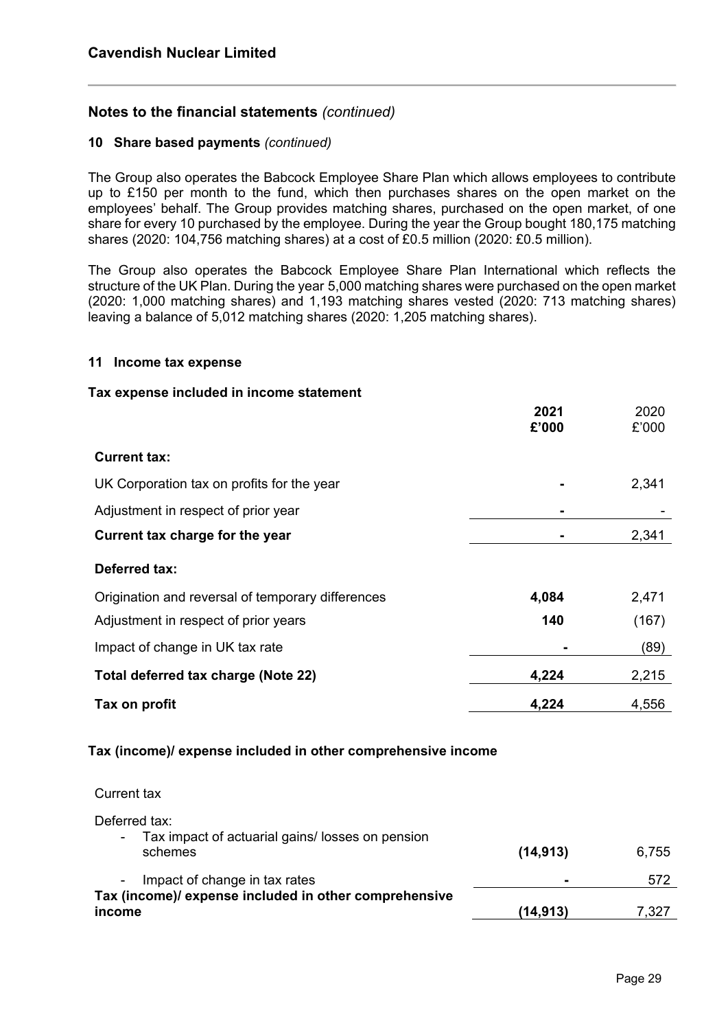## Notes to the financial statements *(continued)*

### 10 Share based payments *(continued)*

The Group also operates the Babcock Employee Share Plan which allows employees to contribute up to £150 per month to the fund, which then purchases shares on the open market on the employees' behalf. The Group provides matching shares, purchased on the open market, of one share for every 10 purchased by the employee. During the year the Group bought 180,175 matching shares (2020: 104,756 matching shares) at a cost of £0.5 million (2020: £0.5 million).

The Group also operates the Babcock Employee Share Plan International which reflects the structure of the UK Plan. During the year 5,000 matching shares were purchased on the open market (2020: 1,000 matching shares) and 1,193 matching shares vested (2020: 713 matching shares) leaving a balance of 5,012 matching shares (2020: 1,205 matching shares).

### 11 Income tax expense

**Tax expense included in income statement**

| | **2021 £'000** | 2020 £'000 |
|---|---|---|
| **Current tax:** | | |
| UK Corporation tax on profits for the year | **-** | 2,341 |
| Adjustment in respect of prior year | **-** | - |
| **Current tax charge for the year** | **-** | 2,341 |
| **Deferred tax:** | | |
| Origination and reversal of temporary differences | **4,084** | 2,471 |
| Adjustment in respect of prior years | **140** | (167) |
| Impact of change in UK tax rate | **-** | (89) |
| **Total deferred tax charge (Note 22)** | **4,224** | 2,215 |
| **Tax on profit** | **4,224** | 4,556 |

**Tax (income)/ expense included in other comprehensive income**

| | | |
|---|---|---|
| Current tax | | |
| Deferred tax: | | |
| - Tax impact of actuarial gains/ losses on pension schemes | **(14,913)** | 6,755 |
| - Impact of change in tax rates | **-** | 572 |
| **Tax (income)/ expense included in other comprehensive income** | **(14,913)** | 7,327 |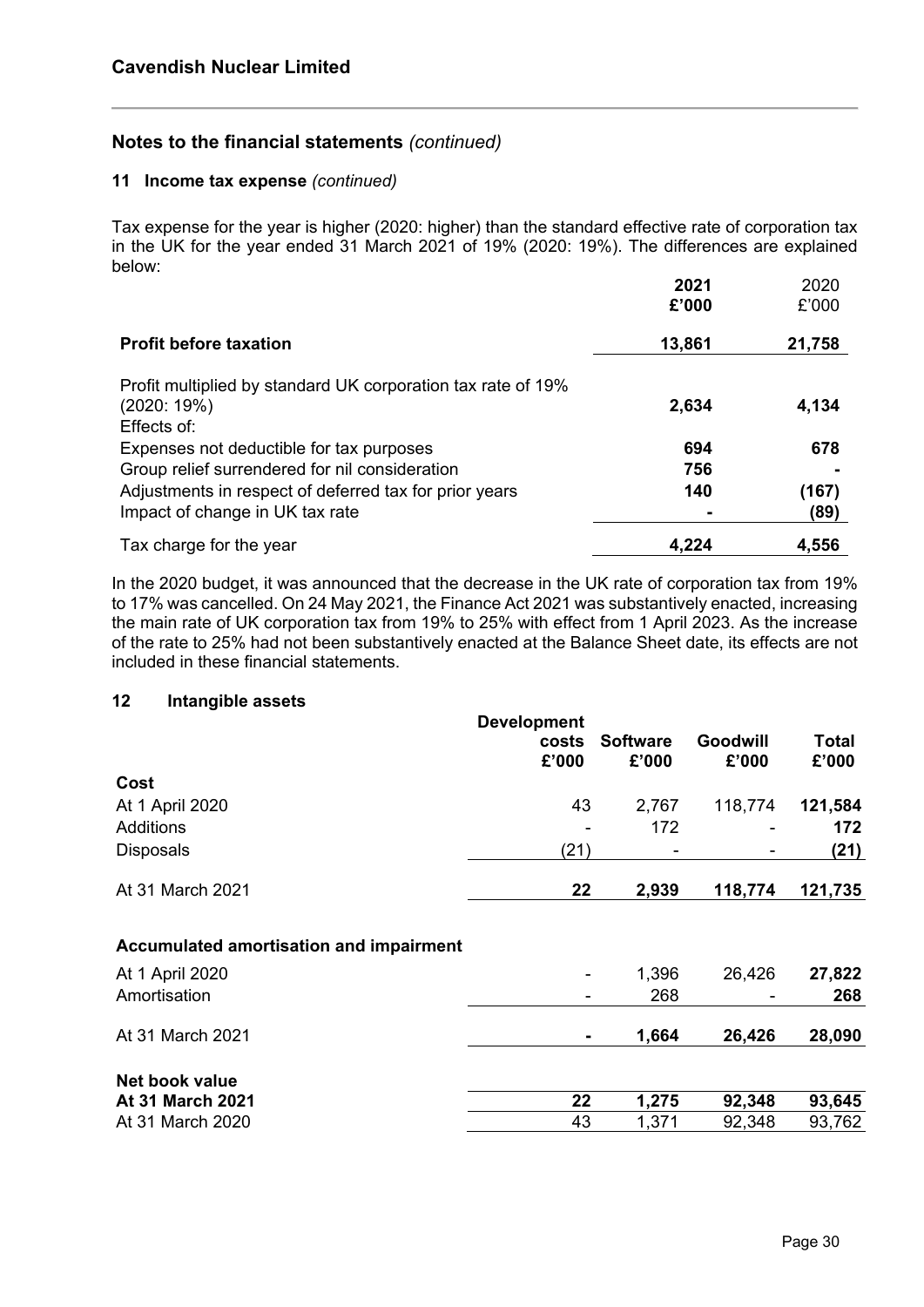## Notes to the financial statements *(continued)*

### 11 Income tax expense *(continued)*

Tax expense for the year is higher (2020: higher) than the standard effective rate of corporation tax in the UK for the year ended 31 March 2021 of 19% (2020: 19%). The differences are explained below:

| | 2021 £'000 | 2020 £'000 |
|---|---|---|
| **Profit before taxation** | **13,861** | **21,758** |
| Profit multiplied by standard UK corporation tax rate of 19% (2020: 19%) | **2,634** | **4,134** |
| Effects of: | | |
| Expenses not deductible for tax purposes | **694** | **678** |
| Group relief surrendered for nil consideration | **756** | **-** |
| Adjustments in respect of deferred tax for prior years | **140** | **(167)** |
| Impact of change in UK tax rate | **-** | **(89)** |
| Tax charge for the year | **4,224** | **4,556** |

In the 2020 budget, it was announced that the decrease in the UK rate of corporation tax from 19% to 17% was cancelled. On 24 May 2021, the Finance Act 2021 was substantively enacted, increasing the main rate of UK corporation tax from 19% to 25% with effect from 1 April 2023. As the increase of the rate to 25% had not been substantively enacted at the Balance Sheet date, its effects are not included in these financial statements.

### 12 Intangible assets

| | Development costs £'000 | Software £'000 | Goodwill £'000 | Total £'000 |
|---|---|---|---|---|
| **Cost** | | | | |
| At 1 April 2020 | 43 | 2,767 | 118,774 | **121,584** |
| Additions | - | 172 | - | **172** |
| Disposals | (21) | - | - | **(21)** |
| At 31 March 2021 | **22** | **2,939** | **118,774** | **121,735** |
| **Accumulated amortisation and impairment** | | | | |
| At 1 April 2020 | - | 1,396 | 26,426 | **27,822** |
| Amortisation | - | 268 | - | **268** |
| At 31 March 2021 | **-** | **1,664** | **26,426** | **28,090** |
| **Net book value** | | | | |
| **At 31 March 2021** | **22** | **1,275** | **92,348** | **93,645** |
| At 31 March 2020 | 43 | 1,371 | 92,348 | 93,762 |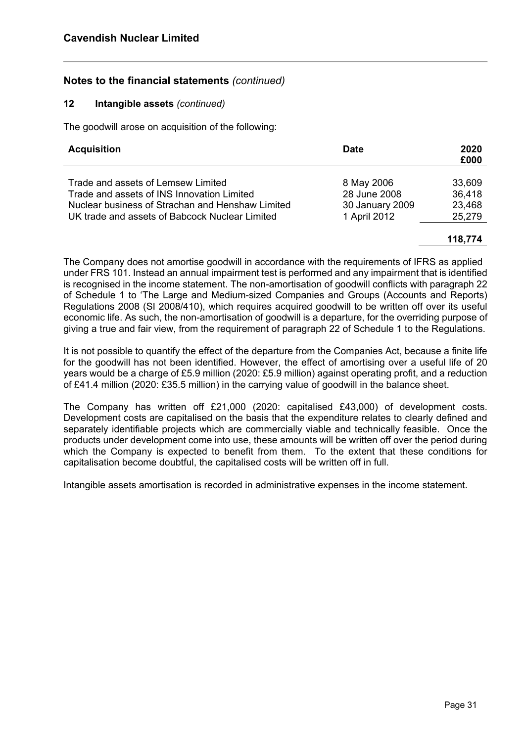## Notes to the financial statements *(continued)*

### 12 Intangible assets *(continued)*

The goodwill arose on acquisition of the following:

| Acquisition | Date | 2020 £000 |
|---|---|---|
| Trade and assets of Lemsew Limited | 8 May 2006 | 33,609 |
| Trade and assets of INS Innovation Limited | 28 June 2008 | 36,418 |
| Nuclear business of Strachan and Henshaw Limited | 30 January 2009 | 23,468 |
| UK trade and assets of Babcock Nuclear Limited | 1 April 2012 | 25,279 |
| | | **118,774** |

The Company does not amortise goodwill in accordance with the requirements of IFRS as applied under FRS 101. Instead an annual impairment test is performed and any impairment that is identified is recognised in the income statement. The non-amortisation of goodwill conflicts with paragraph 22 of Schedule 1 to 'The Large and Medium-sized Companies and Groups (Accounts and Reports) Regulations 2008 (SI 2008/410), which requires acquired goodwill to be written off over its useful economic life. As such, the non-amortisation of goodwill is a departure, for the overriding purpose of giving a true and fair view, from the requirement of paragraph 22 of Schedule 1 to the Regulations.

It is not possible to quantify the effect of the departure from the Companies Act, because a finite life for the goodwill has not been identified. However, the effect of amortising over a useful life of 20 years would be a charge of £5.9 million (2020: £5.9 million) against operating profit, and a reduction of £41.4 million (2020: £35.5 million) in the carrying value of goodwill in the balance sheet.

The Company has written off £21,000 (2020: capitalised £43,000) of development costs. Development costs are capitalised on the basis that the expenditure relates to clearly defined and separately identifiable projects which are commercially viable and technically feasible. Once the products under development come into use, these amounts will be written off over the period during which the Company is expected to benefit from them. To the extent that these conditions for capitalisation become doubtful, the capitalised costs will be written off in full.

Intangible assets amortisation is recorded in administrative expenses in the income statement.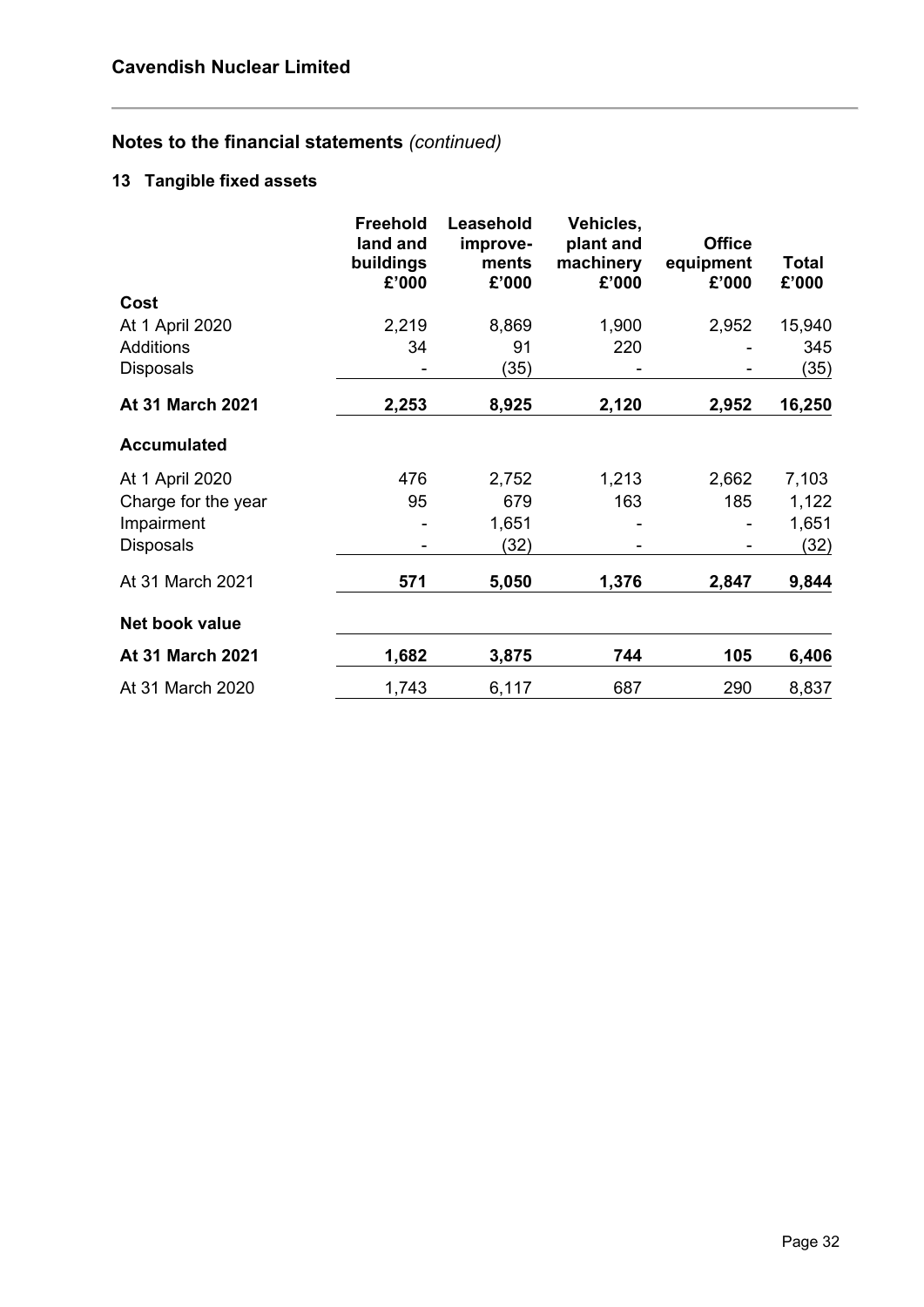## Notes to the financial statements *(continued)*

### 13 Tangible fixed assets

| | Freehold land and buildings £'000 | Leasehold improve-ments £'000 | Vehicles, plant and machinery £'000 | Office equipment £'000 | Total £'000 |
|---|---|---|---|---|---|
| **Cost** | | | | | |
| At 1 April 2020 | 2,219 | 8,869 | 1,900 | 2,952 | 15,940 |
| Additions | 34 | 91 | 220 | - | 345 |
| Disposals | - | (35) | - | - | (35) |
| **At 31 March 2021** | **2,253** | **8,925** | **2,120** | **2,952** | **16,250** |
| **Accumulated** | | | | | |
| At 1 April 2020 | 476 | 2,752 | 1,213 | 2,662 | 7,103 |
| Charge for the year | 95 | 679 | 163 | 185 | 1,122 |
| Impairment | - | 1,651 | - | - | 1,651 |
| Disposals | - | (32) | - | - | (32) |
| At 31 March 2021 | **571** | **5,050** | **1,376** | **2,847** | **9,844** |
| **Net book value** | | | | | |
| **At 31 March 2021** | **1,682** | **3,875** | **744** | **105** | **6,406** |
| At 31 March 2020 | 1,743 | 6,117 | 687 | 290 | 8,837 |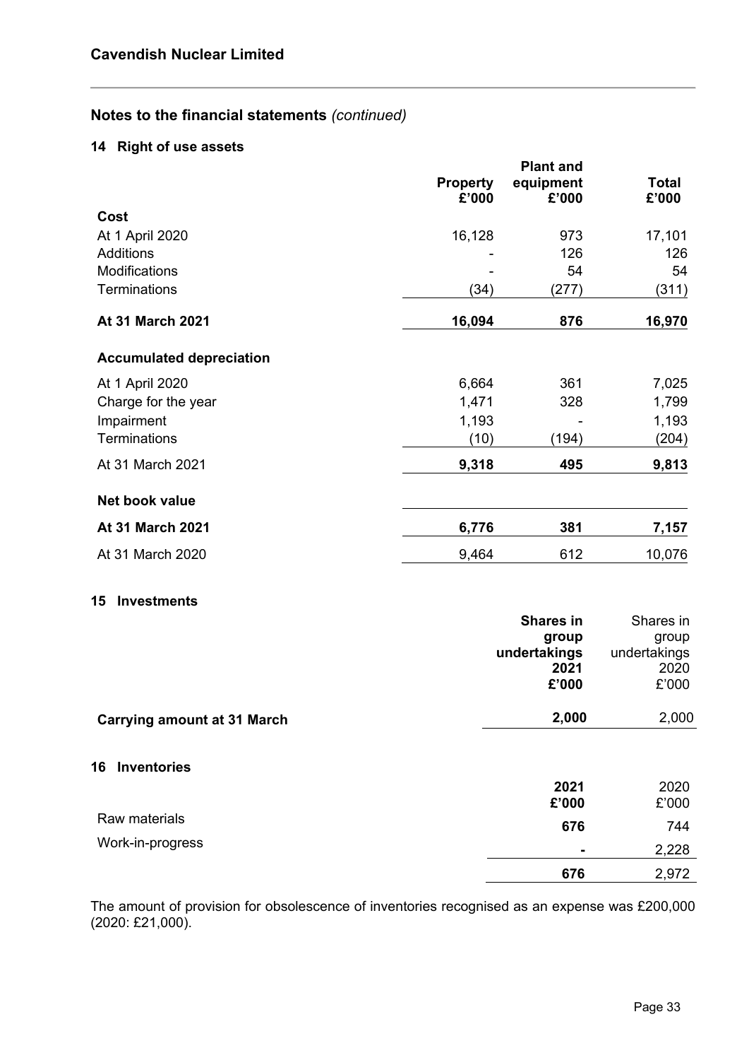## Cavendish Nuclear Limited

## Notes to the financial statements *(continued)*

### 14 Right of use assets

| | Property £'000 | Plant and equipment £'000 | Total £'000 |
|---|---|---|---|
| **Cost** | | | |
| At 1 April 2020 | 16,128 | 973 | 17,101 |
| Additions | - | 126 | 126 |
| Modifications | - | 54 | 54 |
| Terminations | (34) | (277) | (311) |
| **At 31 March 2021** | **16,094** | **876** | **16,970** |
| **Accumulated depreciation** | | | |
| At 1 April 2020 | 6,664 | 361 | 7,025 |
| Charge for the year | 1,471 | 328 | 1,799 |
| Impairment | 1,193 | - | 1,193 |
| Terminations | (10) | (194) | (204) |
| At 31 March 2021 | **9,318** | **495** | **9,813** |
| **Net book value** | | | |
| **At 31 March 2021** | **6,776** | **381** | **7,157** |
| At 31 March 2020 | 9,464 | 612 | 10,076 |

### 15 Investments

| | Shares in group undertakings 2021 £'000 | Shares in group undertakings 2020 £'000 |
|---|---|---|
| **Carrying amount at 31 March** | **2,000** | 2,000 |

### 16 Inventories

| | 2021 £'000 | 2020 £'000 |
|---|---|---|
| Raw materials | **676** | 744 |
| Work-in-progress | **-** | 2,228 |
| | **676** | 2,972 |

The amount of provision for obsolescence of inventories recognised as an expense was £200,000 (2020: £21,000).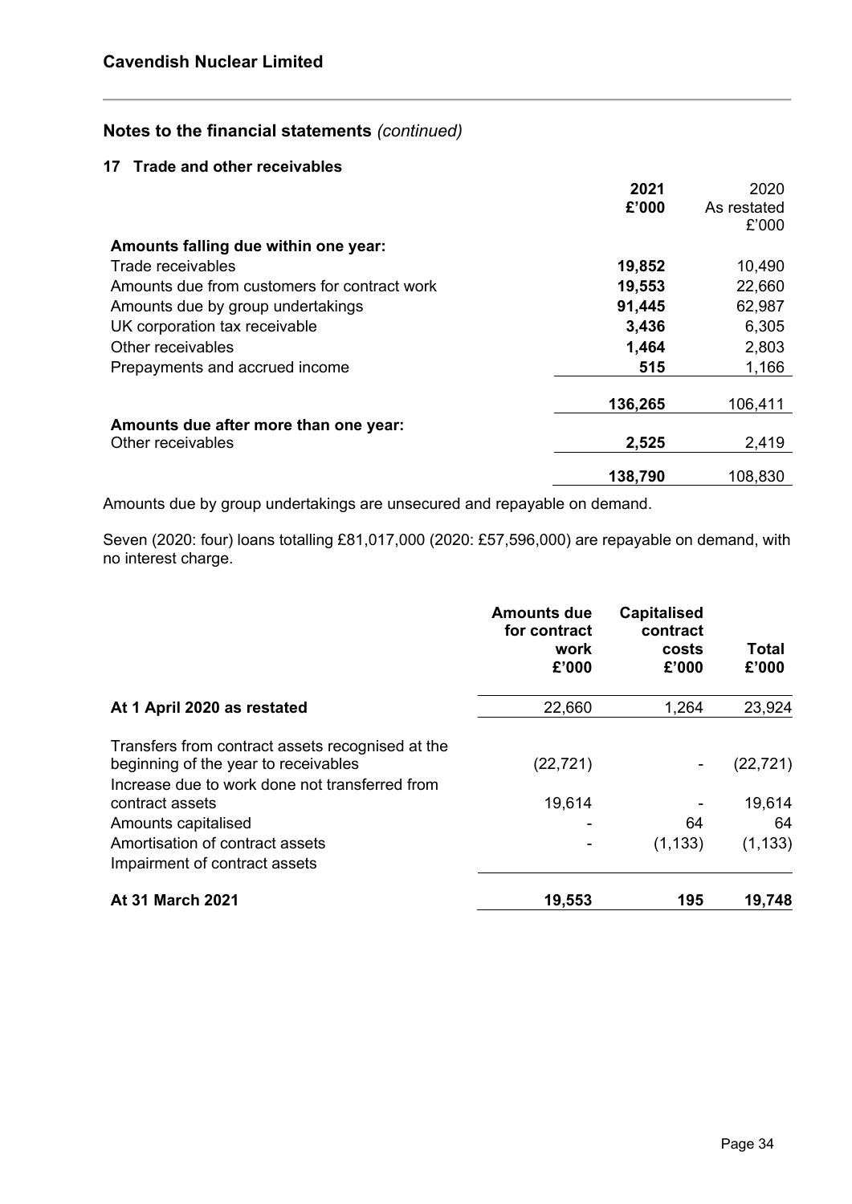## Notes to the financial statements *(continued)*

### 17 Trade and other receivables

| | 2021 £'000 | 2020 As restated £'000 |
|---|---|---|
| **Amounts falling due within one year:** | | |
| Trade receivables | **19,852** | 10,490 |
| Amounts due from customers for contract work | **19,553** | 22,660 |
| Amounts due by group undertakings | **91,445** | 62,987 |
| UK corporation tax receivable | **3,436** | 6,305 |
| Other receivables | **1,464** | 2,803 |
| Prepayments and accrued income | **515** | 1,166 |
| | **136,265** | 106,411 |
| **Amounts due after more than one year:** | | |
| Other receivables | **2,525** | 2,419 |
| | **138,790** | 108,830 |

Amounts due by group undertakings are unsecured and repayable on demand.

Seven (2020: four) loans totalling £81,017,000 (2020: £57,596,000) are repayable on demand, with no interest charge.

| | Amounts due for contract work £'000 | Capitalised contract costs £'000 | Total £'000 |
|---|---|---|---|
| **At 1 April 2020 as restated** | 22,660 | 1,264 | 23,924 |
| Transfers from contract assets recognised at the beginning of the year to receivables | (22,721) | - | (22,721) |
| Increase due to work done not transferred from contract assets | 19,614 | - | 19,614 |
| Amounts capitalised | - | 64 | 64 |
| Amortisation of contract assets | - | (1,133) | (1,133) |
| Impairment of contract assets | | | |
| **At 31 March 2021** | **19,553** | **195** | **19,748** |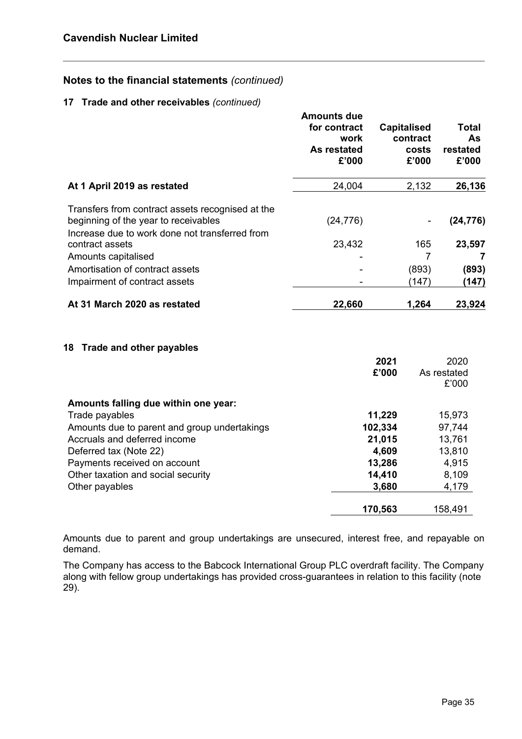## Notes to the financial statements *(continued)*

### 17 Trade and other receivables *(continued)*

| | Amounts due for contract work As restated £'000 | Capitalised contract costs £'000 | Total As restated £'000 |
|---|---|---|---|
| **At 1 April 2019 as restated** | 24,004 | 2,132 | **26,136** |
| Transfers from contract assets recognised at the beginning of the year to receivables | (24,776) | - | **(24,776)** |
| Increase due to work done not transferred from contract assets | 23,432 | 165 | **23,597** |
| Amounts capitalised | - | 7 | **7** |
| Amortisation of contract assets | - | (893) | **(893)** |
| Impairment of contract assets | - | (147) | **(147)** |
| **At 31 March 2020 as restated** | **22,660** | **1,264** | **23,924** |

### 18 Trade and other payables

| | 2021 £'000 | 2020 As restated £'000 |
|---|---|---|
| **Amounts falling due within one year:** | | |
| Trade payables | **11,229** | 15,973 |
| Amounts due to parent and group undertakings | **102,334** | 97,744 |
| Accruals and deferred income | **21,015** | 13,761 |
| Deferred tax (Note 22) | **4,609** | 13,810 |
| Payments received on account | **13,286** | 4,915 |
| Other taxation and social security | **14,410** | 8,109 |
| Other payables | **3,680** | 4,179 |
| | **170,563** | 158,491 |

Amounts due to parent and group undertakings are unsecured, interest free, and repayable on demand.

The Company has access to the Babcock International Group PLC overdraft facility. The Company along with fellow group undertakings has provided cross-guarantees in relation to this facility (note 29).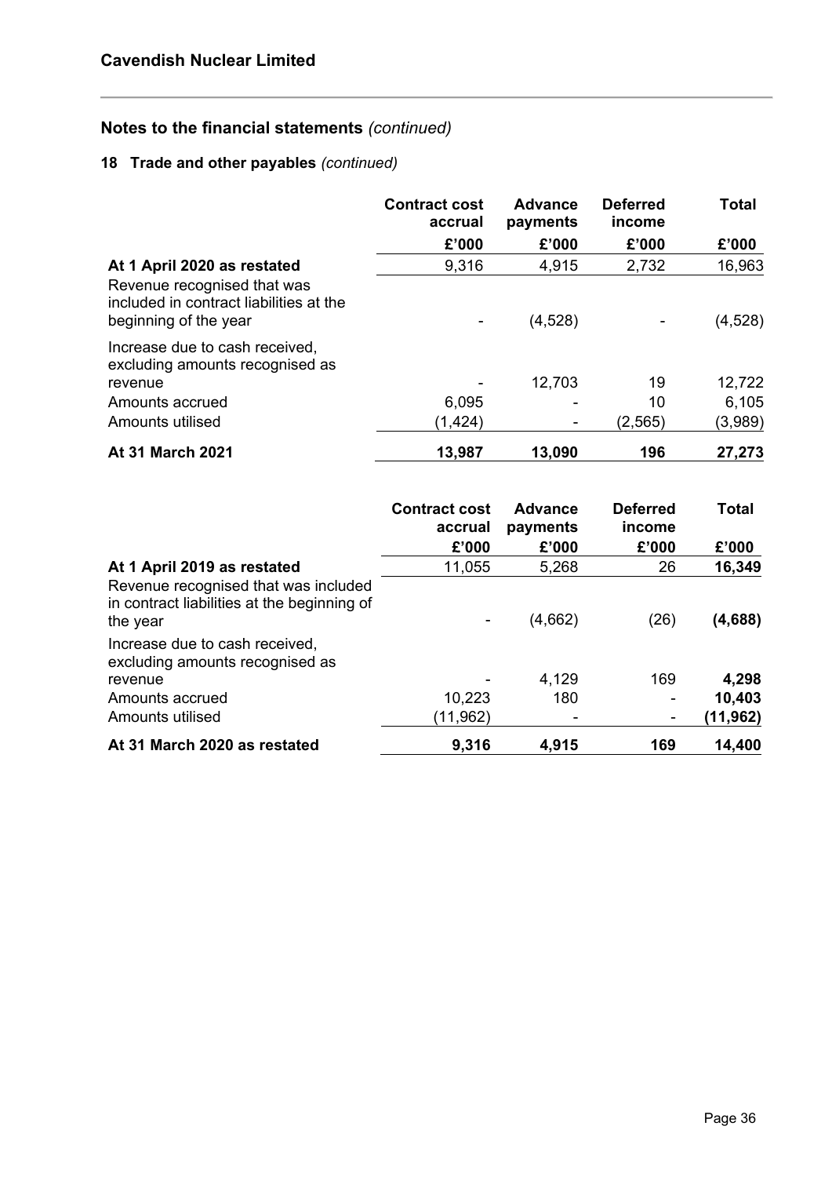# Cavendish Nuclear Limited

## Notes to the financial statements *(continued)*

### 18 Trade and other payables *(continued)*

| | Contract cost accrual | Advance payments | Deferred income | Total |
|---|---|---|---|---|
| | £'000 | £'000 | £'000 | £'000 |
| **At 1 April 2020 as restated** | 9,316 | 4,915 | 2,732 | 16,963 |
| Revenue recognised that was included in contract liabilities at the beginning of the year | - | (4,528) | - | (4,528) |
| Increase due to cash received, excluding amounts recognised as revenue | - | 12,703 | 19 | 12,722 |
| Amounts accrued | 6,095 | - | 10 | 6,105 |
| Amounts utilised | (1,424) | - | (2,565) | (3,989) |
| **At 31 March 2021** | **13,987** | **13,090** | **196** | **27,273** |

| | Contract cost accrual | Advance payments | Deferred income | Total |
|---|---|---|---|---|
| | £'000 | £'000 | £'000 | £'000 |
| **At 1 April 2019 as restated** | 11,055 | 5,268 | 26 | **16,349** |
| Revenue recognised that was included in contract liabilities at the beginning of the year | - | (4,662) | (26) | **(4,688)** |
| Increase due to cash received, excluding amounts recognised as revenue | - | 4,129 | 169 | **4,298** |
| Amounts accrued | 10,223 | 180 | - | **10,403** |
| Amounts utilised | (11,962) | - | - | **(11,962)** |
| **At 31 March 2020 as restated** | **9,316** | **4,915** | **169** | **14,400** |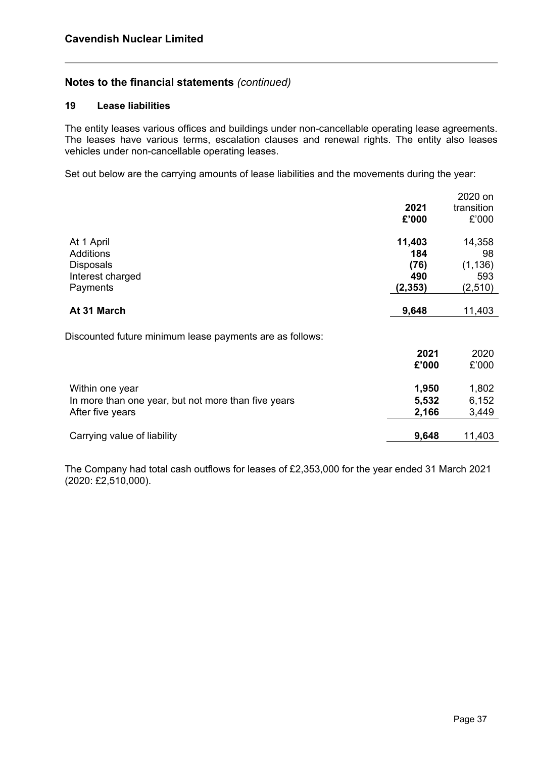# Cavendish Nuclear Limited

## Notes to the financial statements *(continued)*

### 19 Lease liabilities

The entity leases various offices and buildings under non-cancellable operating lease agreements. The leases have various terms, escalation clauses and renewal rights. The entity also leases vehicles under non-cancellable operating leases.

Set out below are the carrying amounts of lease liabilities and the movements during the year:

| | **2021** | 2020 on transition |
|---|---|---|
| | **£'000** | £'000 |
| At 1 April | **11,403** | 14,358 |
| Additions | **184** | 98 |
| Disposals | **(76)** | (1,136) |
| Interest charged | **490** | 593 |
| Payments | **(2,353)** | (2,510) |
| **At 31 March** | **9,648** | 11,403 |

Discounted future minimum lease payments are as follows:

| | **2021** | 2020 |
|---|---|---|
| | **£'000** | £'000 |
| Within one year | **1,950** | 1,802 |
| In more than one year, but not more than five years | **5,532** | 6,152 |
| After five years | **2,166** | 3,449 |
| Carrying value of liability | **9,648** | 11,403 |

The Company had total cash outflows for leases of £2,353,000 for the year ended 31 March 2021 (2020: £2,510,000).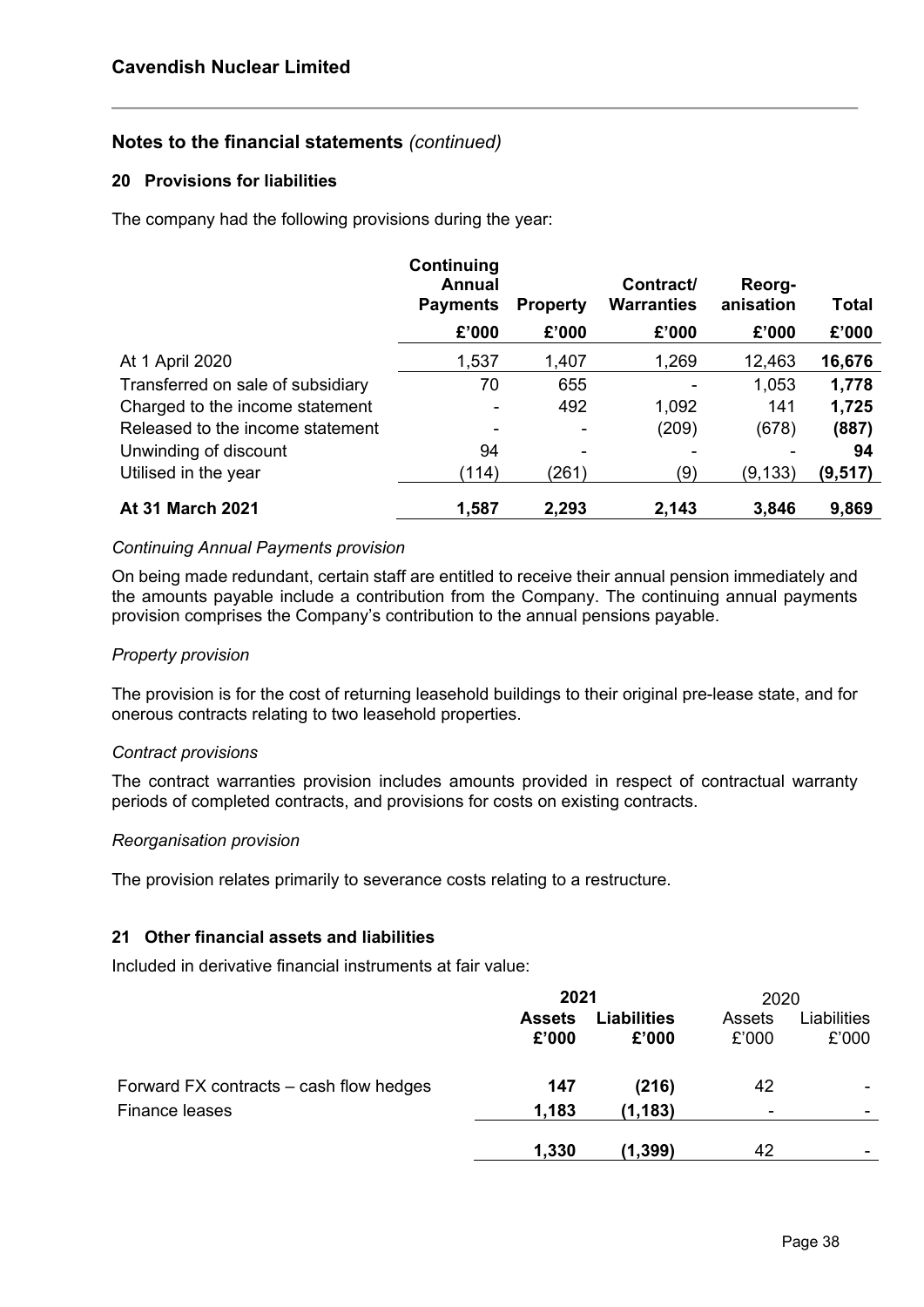## Notes to the financial statements *(continued)*

### 20 Provisions for liabilities

The company had the following provisions during the year:

| | Continuing Annual Payments | Property | Contract/ Warranties | Reorg-anisation | Total |
|---|---|---|---|---|---|
| | £'000 | £'000 | £'000 | £'000 | £'000 |
| At 1 April 2020 | 1,537 | 1,407 | 1,269 | 12,463 | **16,676** |
| Transferred on sale of subsidiary | 70 | 655 | - | 1,053 | **1,778** |
| Charged to the income statement | - | 492 | 1,092 | 141 | **1,725** |
| Released to the income statement | - | - | (209) | (678) | **(887)** |
| Unwinding of discount | 94 | - | - | - | **94** |
| Utilised in the year | (114) | (261) | (9) | (9,133) | **(9,517)** |
| **At 31 March 2021** | **1,587** | **2,293** | **2,143** | **3,846** | **9,869** |

*Continuing Annual Payments provision*

On being made redundant, certain staff are entitled to receive their annual pension immediately and the amounts payable include a contribution from the Company. The continuing annual payments provision comprises the Company's contribution to the annual pensions payable.

*Property provision*

The provision is for the cost of returning leasehold buildings to their original pre-lease state, and for onerous contracts relating to two leasehold properties.

*Contract provisions*

The contract warranties provision includes amounts provided in respect of contractual warranty periods of completed contracts, and provisions for costs on existing contracts.

*Reorganisation provision*

The provision relates primarily to severance costs relating to a restructure.

### 21 Other financial assets and liabilities

Included in derivative financial instruments at fair value:

| | **2021** | | 2020 | |
|---|---|---|---|---|
| | **Assets £'000** | **Liabilities £'000** | Assets £'000 | Liabilities £'000 |
| Forward FX contracts – cash flow hedges | **147** | **(216)** | 42 | - |
| Finance leases | **1,183** | **(1,183)** | - | - |
| | **1,330** | **(1,399)** | 42 | - |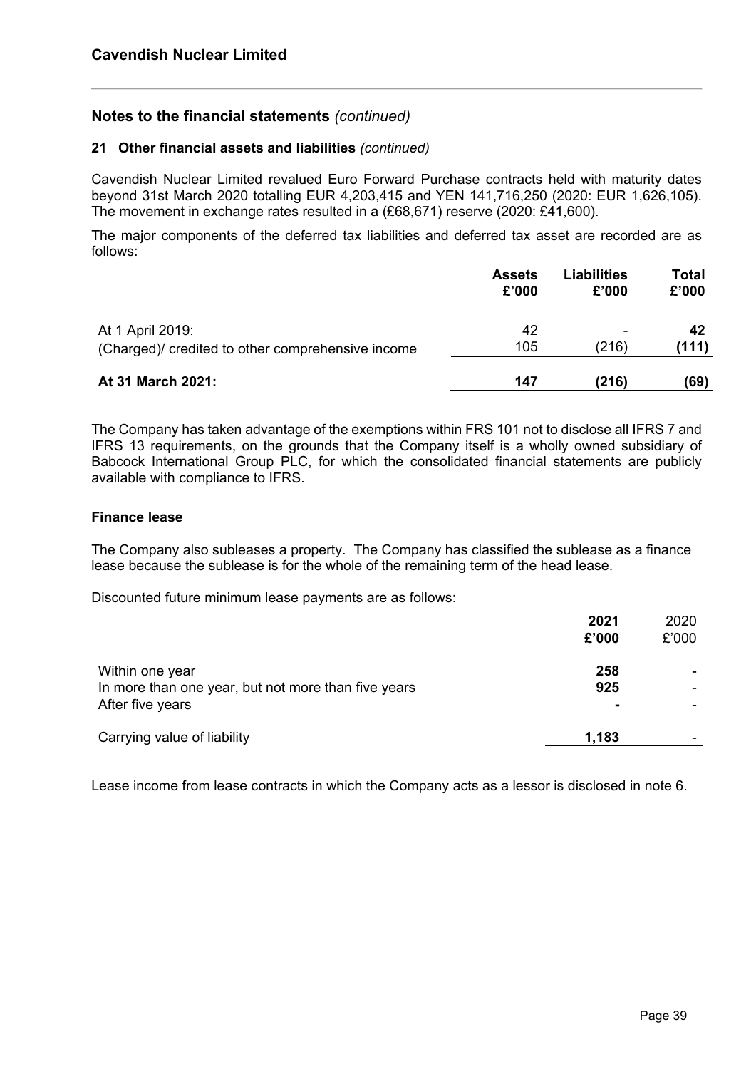# Cavendish Nuclear Limited

## Notes to the financial statements *(continued)*

### 21 Other financial assets and liabilities *(continued)*

Cavendish Nuclear Limited revalued Euro Forward Purchase contracts held with maturity dates beyond 31st March 2020 totalling EUR 4,203,415 and YEN 141,716,250 (2020: EUR 1,626,105). The movement in exchange rates resulted in a (£68,671) reserve (2020: £41,600).

The major components of the deferred tax liabilities and deferred tax asset are recorded are as follows:

| | Assets £'000 | Liabilities £'000 | Total £'000 |
|---|---|---|---|
| At 1 April 2019: | 42 | - | **42** |
| (Charged)/ credited to other comprehensive income | 105 | (216) | **(111)** |
| **At 31 March 2021:** | **147** | **(216)** | **(69)** |

The Company has taken advantage of the exemptions within FRS 101 not to disclose all IFRS 7 and IFRS 13 requirements, on the grounds that the Company itself is a wholly owned subsidiary of Babcock International Group PLC, for which the consolidated financial statements are publicly available with compliance to IFRS.

**Finance lease**

The Company also subleases a property. The Company has classified the sublease as a finance lease because the sublease is for the whole of the remaining term of the head lease.

Discounted future minimum lease payments are as follows:

| | **2021 £'000** | 2020 £'000 |
|---|---|---|
| Within one year | **258** | - |
| In more than one year, but not more than five years | **925** | - |
| After five years | **-** | - |
| Carrying value of liability | **1,183** | - |

Lease income from lease contracts in which the Company acts as a lessor is disclosed in note 6.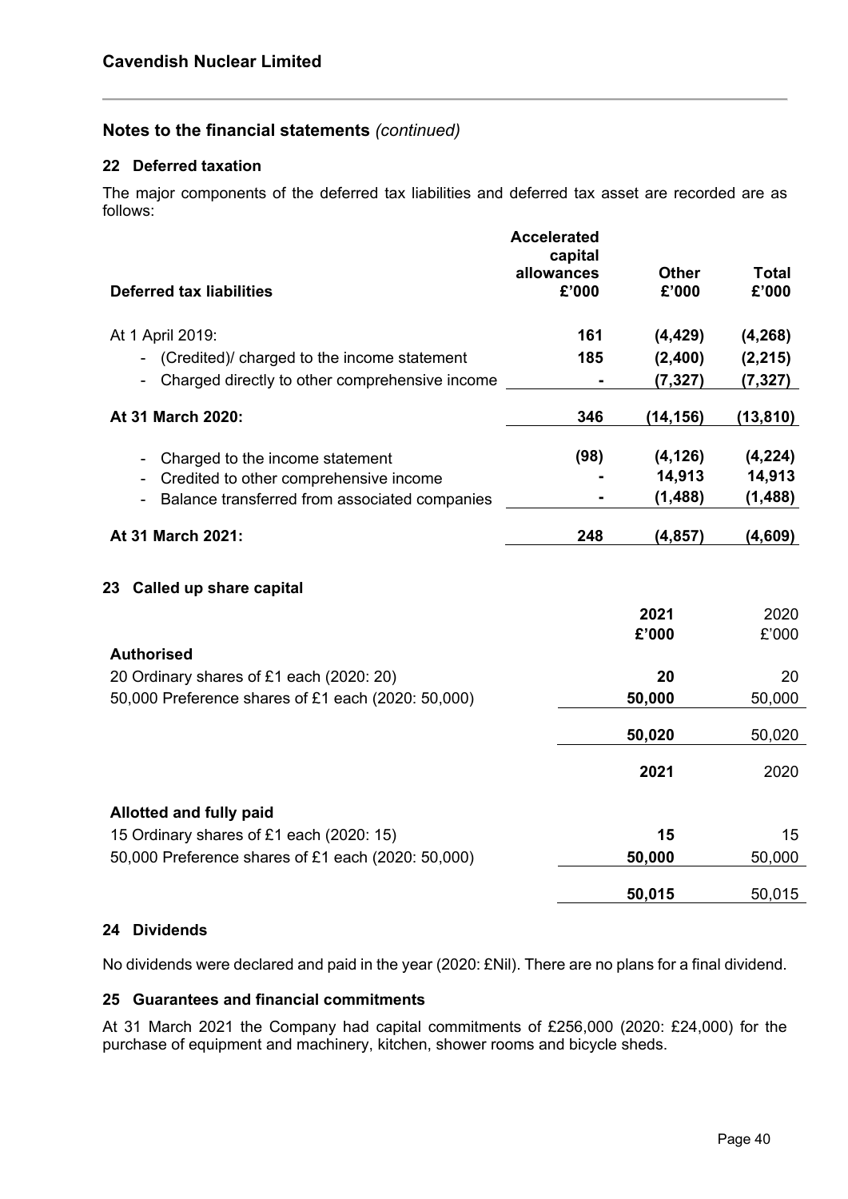## Notes to the financial statements *(continued)*

### 22 Deferred taxation

The major components of the deferred tax liabilities and deferred tax asset are recorded are as follows:

| Deferred tax liabilities | Accelerated capital allowances £'000 | Other £'000 | Total £'000 |
|---|---|---|---|
| At 1 April 2019: | 161 | (4,429) | (4,268) |
| - (Credited)/ charged to the income statement | 185 | (2,400) | (2,215) |
| - Charged directly to other comprehensive income | - | (7,327) | (7,327) |
| **At 31 March 2020:** | **346** | **(14,156)** | **(13,810)** |
| - Charged to the income statement | (98) | (4,126) | (4,224) |
| - Credited to other comprehensive income | - | 14,913 | 14,913 |
| - Balance transferred from associated companies | - | (1,488) | (1,488) |
| **At 31 March 2021:** | **248** | **(4,857)** | **(4,609)** |

### 23 Called up share capital

| | 2021 £'000 | 2020 £'000 |
|---|---|---|
| **Authorised** | | |
| 20 Ordinary shares of £1 each (2020: 20) | **20** | 20 |
| 50,000 Preference shares of £1 each (2020: 50,000) | **50,000** | 50,000 |
| | **50,020** | 50,020 |

| | 2021 | 2020 |
|---|---|---|
| **Allotted and fully paid** | | |
| 15 Ordinary shares of £1 each (2020: 15) | **15** | 15 |
| 50,000 Preference shares of £1 each (2020: 50,000) | **50,000** | 50,000 |
| | **50,015** | 50,015 |

### 24 Dividends

No dividends were declared and paid in the year (2020: £Nil). There are no plans for a final dividend.

### 25 Guarantees and financial commitments

At 31 March 2021 the Company had capital commitments of £256,000 (2020: £24,000) for the purchase of equipment and machinery, kitchen, shower rooms and bicycle sheds.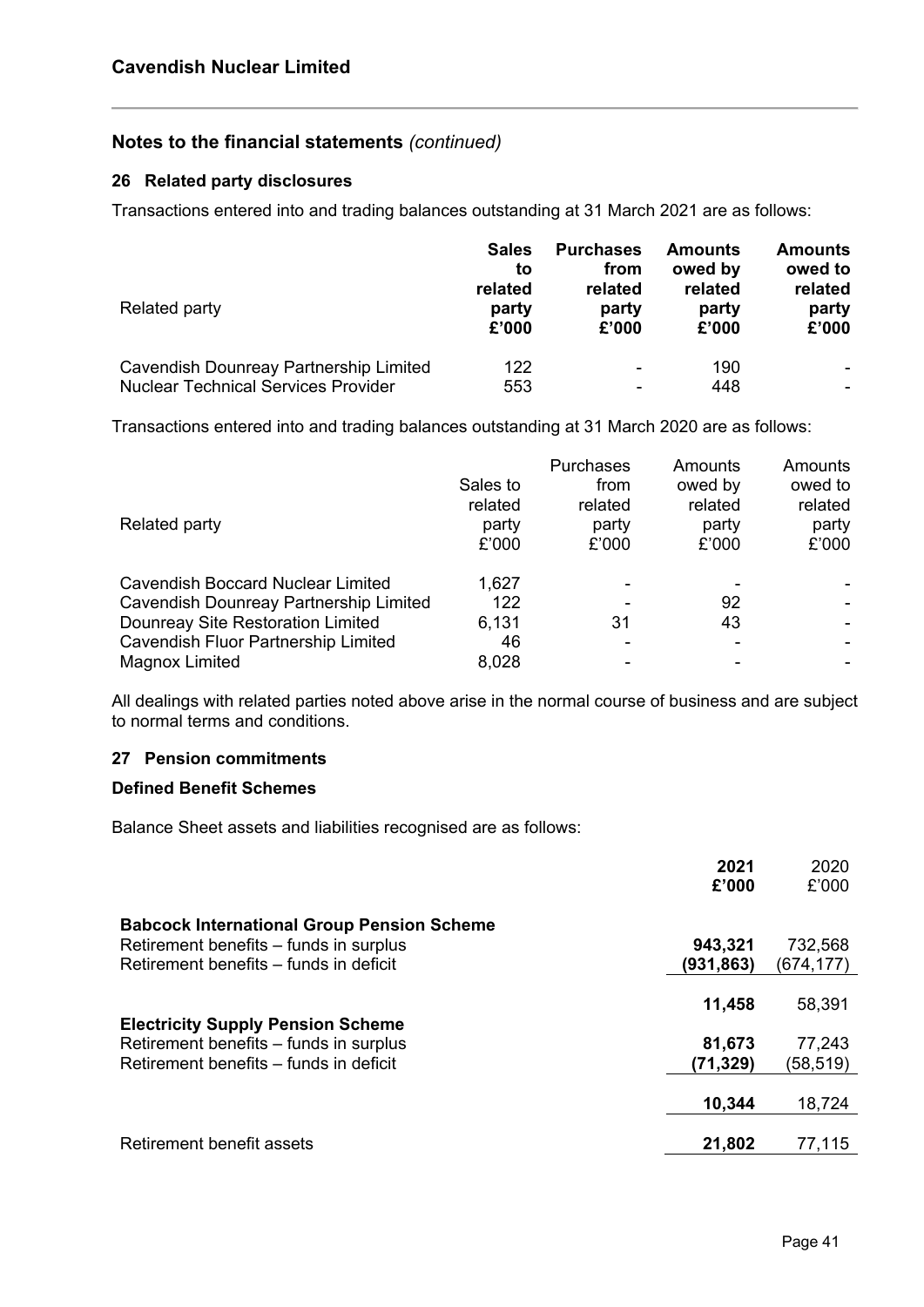## Notes to the financial statements *(continued)*

### 26 Related party disclosures

Transactions entered into and trading balances outstanding at 31 March 2021 are as follows:

| Related party | Sales to related party £'000 | Purchases from related party £'000 | Amounts owed by related party £'000 | Amounts owed to related party £'000 |
|---|---|---|---|---|
| Cavendish Dounreay Partnership Limited | 122 | - | 190 | - |
| Nuclear Technical Services Provider | 553 | - | 448 | - |

Transactions entered into and trading balances outstanding at 31 March 2020 are as follows:

| Related party | Sales to related party £'000 | Purchases from related party £'000 | Amounts owed by related party £'000 | Amounts owed to related party £'000 |
|---|---|---|---|---|
| Cavendish Boccard Nuclear Limited | 1,627 | - | - | - |
| Cavendish Dounreay Partnership Limited | 122 | - | 92 | - |
| Dounreay Site Restoration Limited | 6,131 | 31 | 43 | - |
| Cavendish Fluor Partnership Limited | 46 | - | - | - |
| Magnox Limited | 8,028 | - | - | - |

All dealings with related parties noted above arise in the normal course of business and are subject to normal terms and conditions.

### 27 Pension commitments

**Defined Benefit Schemes**

Balance Sheet assets and liabilities recognised are as follows:

| | 2021 £'000 | 2020 £'000 |
|---|---|---|
| **Babcock International Group Pension Scheme** | | |
| Retirement benefits – funds in surplus | 943,321 | 732,568 |
| Retirement benefits – funds in deficit | (931,863) | (674,177) |
| | 11,458 | 58,391 |
| **Electricity Supply Pension Scheme** | | |
| Retirement benefits – funds in surplus | 81,673 | 77,243 |
| Retirement benefits – funds in deficit | (71,329) | (58,519) |
| | 10,344 | 18,724 |
| Retirement benefit assets | 21,802 | 77,115 |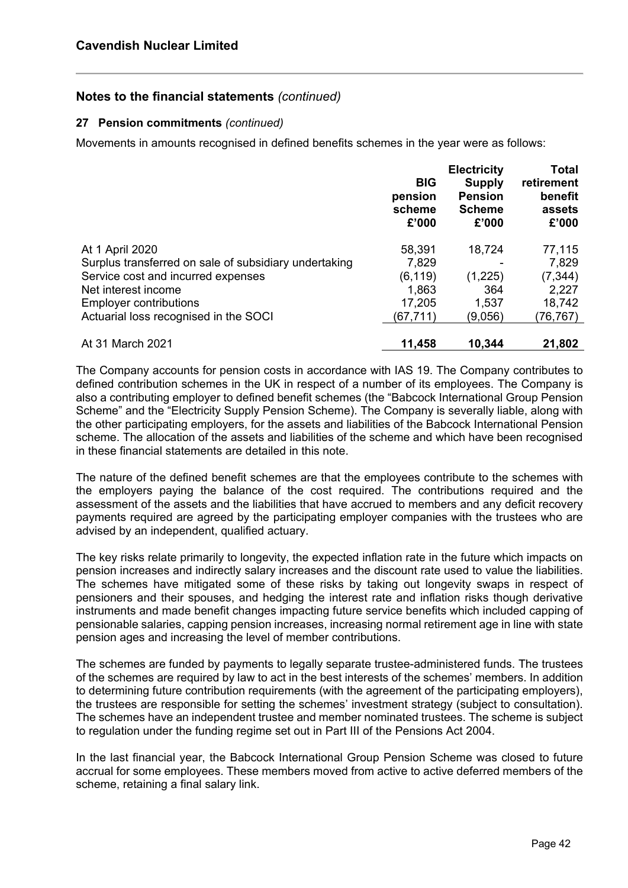## Notes to the financial statements *(continued)*

### 27 Pension commitments *(continued)*

Movements in amounts recognised in defined benefits schemes in the year were as follows:

| | BIG pension scheme £'000 | Electricity Supply Pension Scheme £'000 | Total retirement benefit assets £'000 |
|---|---|---|---|
| At 1 April 2020 | 58,391 | 18,724 | 77,115 |
| Surplus transferred on sale of subsidiary undertaking | 7,829 | - | 7,829 |
| Service cost and incurred expenses | (6,119) | (1,225) | (7,344) |
| Net interest income | 1,863 | 364 | 2,227 |
| Employer contributions | 17,205 | 1,537 | 18,742 |
| Actuarial loss recognised in the SOCI | (67,711) | (9,056) | (76,767) |
| At 31 March 2021 | **11,458** | **10,344** | **21,802** |

The Company accounts for pension costs in accordance with IAS 19. The Company contributes to defined contribution schemes in the UK in respect of a number of its employees. The Company is also a contributing employer to defined benefit schemes (the "Babcock International Group Pension Scheme" and the "Electricity Supply Pension Scheme). The Company is severally liable, along with the other participating employers, for the assets and liabilities of the Babcock International Pension scheme. The allocation of the assets and liabilities of the scheme and which have been recognised in these financial statements are detailed in this note.

The nature of the defined benefit schemes are that the employees contribute to the schemes with the employers paying the balance of the cost required. The contributions required and the assessment of the assets and the liabilities that have accrued to members and any deficit recovery payments required are agreed by the participating employer companies with the trustees who are advised by an independent, qualified actuary.

The key risks relate primarily to longevity, the expected inflation rate in the future which impacts on pension increases and indirectly salary increases and the discount rate used to value the liabilities. The schemes have mitigated some of these risks by taking out longevity swaps in respect of pensioners and their spouses, and hedging the interest rate and inflation risks though derivative instruments and made benefit changes impacting future service benefits which included capping of pensionable salaries, capping pension increases, increasing normal retirement age in line with state pension ages and increasing the level of member contributions.

The schemes are funded by payments to legally separate trustee-administered funds. The trustees of the schemes are required by law to act in the best interests of the schemes' members. In addition to determining future contribution requirements (with the agreement of the participating employers), the trustees are responsible for setting the schemes' investment strategy (subject to consultation). The schemes have an independent trustee and member nominated trustees. The scheme is subject to regulation under the funding regime set out in Part III of the Pensions Act 2004.

In the last financial year, the Babcock International Group Pension Scheme was closed to future accrual for some employees. These members moved from active to active deferred members of the scheme, retaining a final salary link.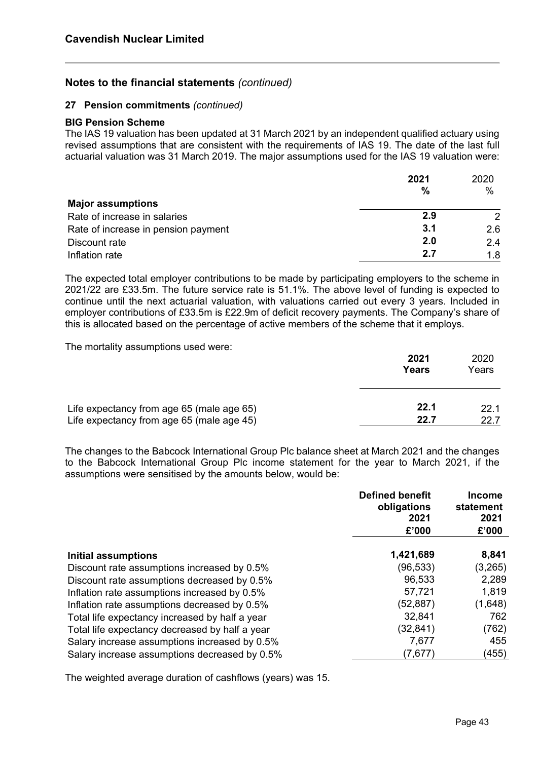## Notes to the financial statements *(continued)*

### 27 Pension commitments *(continued)*

**BIG Pension Scheme**

The IAS 19 valuation has been updated at 31 March 2021 by an independent qualified actuary using revised assumptions that are consistent with the requirements of IAS 19. The date of the last full actuarial valuation was 31 March 2019. The major assumptions used for the IAS 19 valuation were:

| | **2021** | 2020 |
|---|---|---|
| | **%** | % |
| **Major assumptions** | | |
| Rate of increase in salaries | **2.9** | 2 |
| Rate of increase in pension payment | **3.1** | 2.6 |
| Discount rate | **2.0** | 2.4 |
| Inflation rate | **2.7** | 1.8 |

The expected total employer contributions to be made by participating employers to the scheme in 2021/22 are £33.5m. The future service rate is 51.1%. The above level of funding is expected to continue until the next actuarial valuation, with valuations carried out every 3 years. Included in employer contributions of £33.5m is £22.9m of deficit recovery payments. The Company's share of this is allocated based on the percentage of active members of the scheme that it employs.

The mortality assumptions used were:

| | **2021 Years** | 2020 Years |
|---|---|---|
| Life expectancy from age 65 (male age 65) | **22.1** | 22.1 |
| Life expectancy from age 65 (male age 45) | **22.7** | 22.7 |

The changes to the Babcock International Group Plc balance sheet at March 2021 and the changes to the Babcock International Group Plc income statement for the year to March 2021, if the assumptions were sensitised by the amounts below, would be:

| | **Defined benefit obligations 2021 £'000** | **Income statement 2021 £'000** |
|---|---|---|
| **Initial assumptions** | **1,421,689** | **8,841** |
| Discount rate assumptions increased by 0.5% | (96,533) | (3,265) |
| Discount rate assumptions decreased by 0.5% | 96,533 | 2,289 |
| Inflation rate assumptions increased by 0.5% | 57,721 | 1,819 |
| Inflation rate assumptions decreased by 0.5% | (52,887) | (1,648) |
| Total life expectancy increased by half a year | 32,841 | 762 |
| Total life expectancy decreased by half a year | (32,841) | (762) |
| Salary increase assumptions increased by 0.5% | 7,677 | 455 |
| Salary increase assumptions decreased by 0.5% | (7,677) | (455) |

The weighted average duration of cashflows (years) was 15.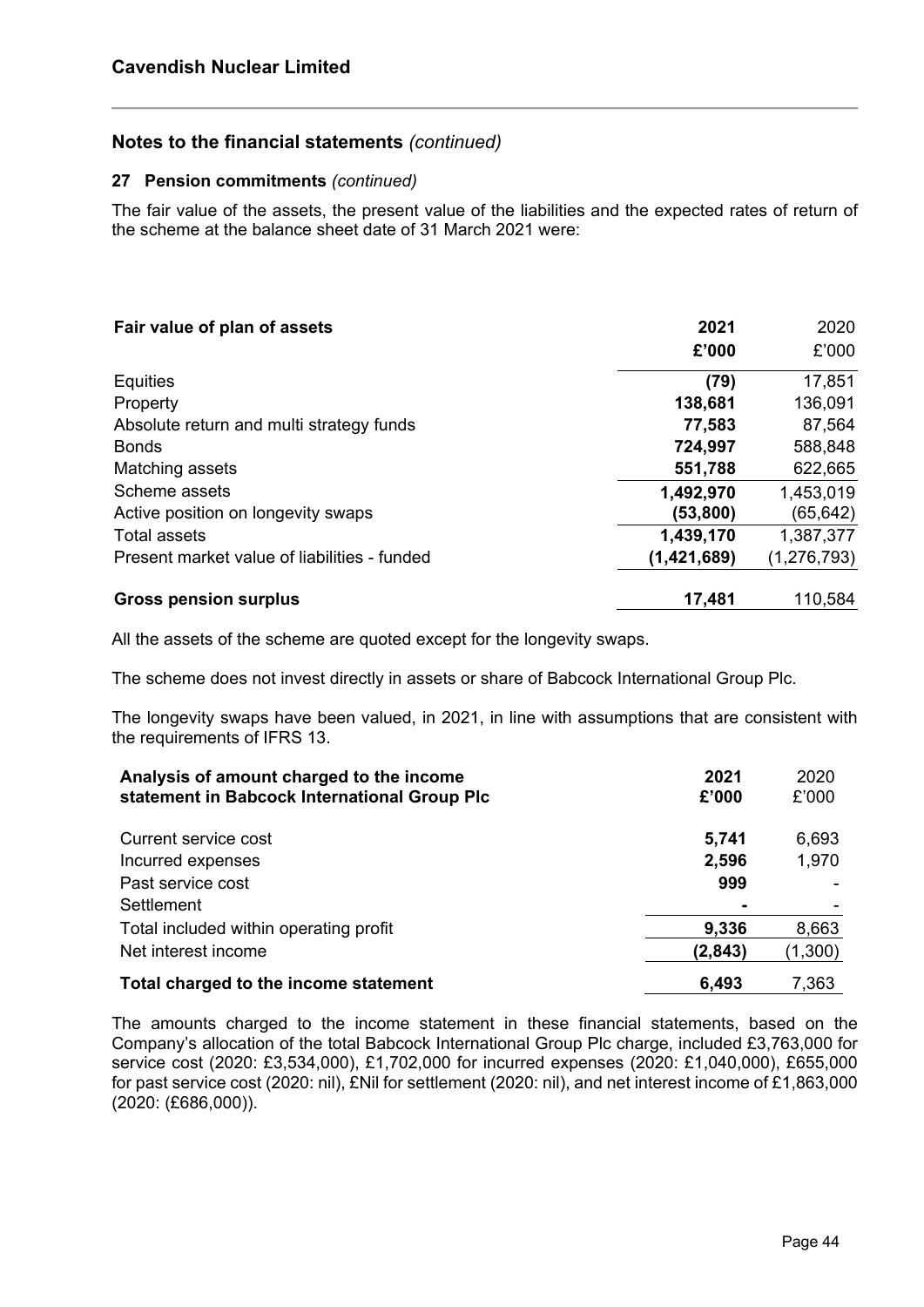# Cavendish Nuclear Limited

## Notes to the financial statements *(continued)*

### 27 Pension commitments *(continued)*

The fair value of the assets, the present value of the liabilities and the expected rates of return of the scheme at the balance sheet date of 31 March 2021 were:

| Fair value of plan of assets | 2021 | 2020 |
|---|---|---|
| | **£'000** | £'000 |
| Equities | **(79)** | 17,851 |
| Property | **138,681** | 136,091 |
| Absolute return and multi strategy funds | **77,583** | 87,564 |
| Bonds | **724,997** | 588,848 |
| Matching assets | **551,788** | 622,665 |
| Scheme assets | **1,492,970** | 1,453,019 |
| Active position on longevity swaps | **(53,800)** | (65,642) |
| Total assets | **1,439,170** | 1,387,377 |
| Present market value of liabilities - funded | **(1,421,689)** | (1,276,793) |
| **Gross pension surplus** | **17,481** | 110,584 |

All the assets of the scheme are quoted except for the longevity swaps.

The scheme does not invest directly in assets or share of Babcock International Group Plc.

The longevity swaps have been valued, in 2021, in line with assumptions that are consistent with the requirements of IFRS 13.

| Analysis of amount charged to the income statement in Babcock International Group Plc | 2021 £'000 | 2020 £'000 |
|---|---|---|
| Current service cost | **5,741** | 6,693 |
| Incurred expenses | **2,596** | 1,970 |
| Past service cost | **999** | - |
| Settlement | **-** | - |
| Total included within operating profit | **9,336** | 8,663 |
| Net interest income | **(2,843)** | (1,300) |
| **Total charged to the income statement** | **6,493** | 7,363 |

The amounts charged to the income statement in these financial statements, based on the Company's allocation of the total Babcock International Group Plc charge, included £3,763,000 for service cost (2020: £3,534,000), £1,702,000 for incurred expenses (2020: £1,040,000), £655,000 for past service cost (2020: nil), £Nil for settlement (2020: nil), and net interest income of £1,863,000 (2020: (£686,000)).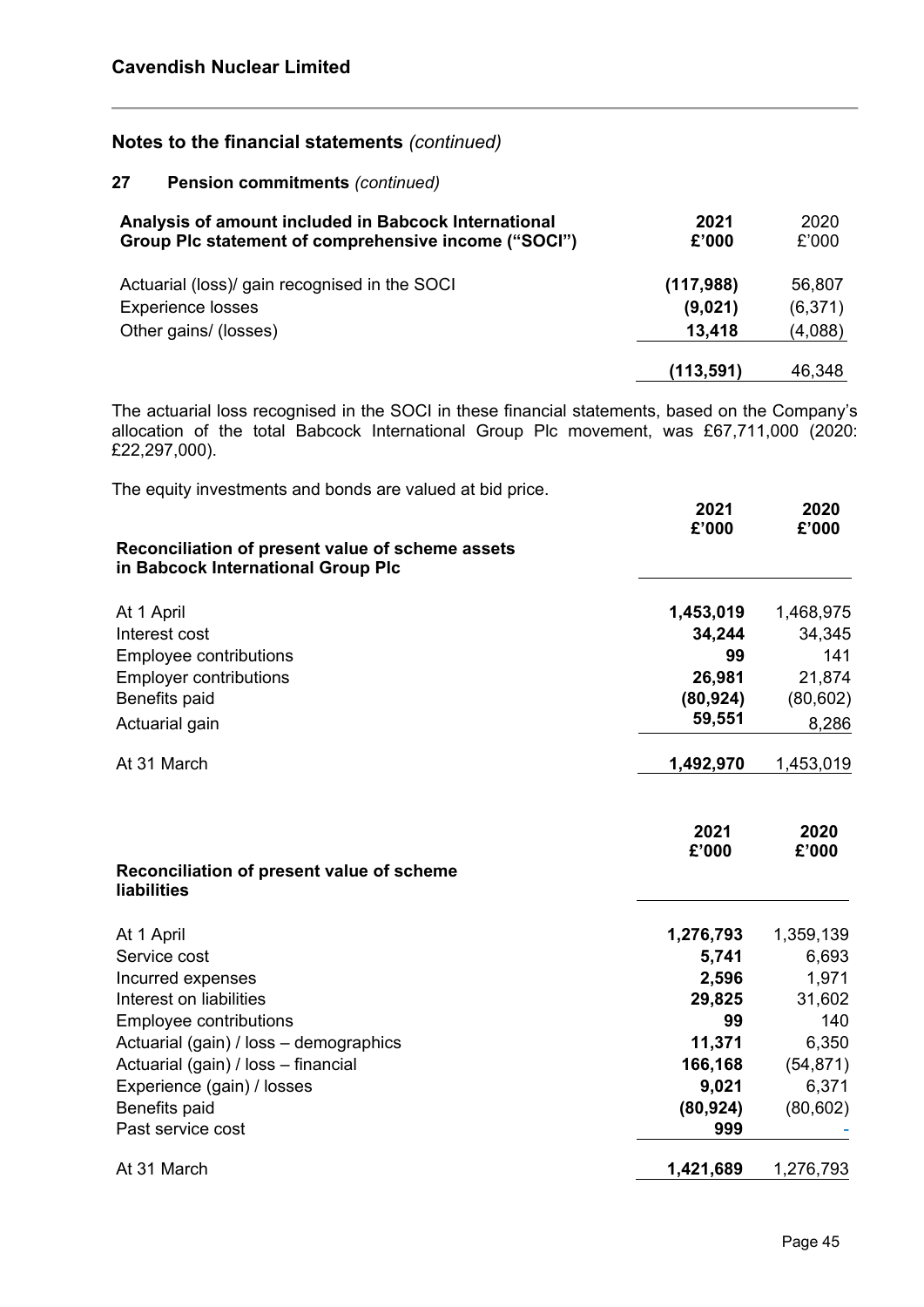## Notes to the financial statements *(continued)*

### 27 Pension commitments *(continued)*

| Analysis of amount included in Babcock International Group Plc statement of comprehensive income ("SOCI") | 2021 £'000 | 2020 £'000 |
|---|---|---|
| Actuarial (loss)/ gain recognised in the SOCI | (117,988) | 56,807 |
| Experience losses | (9,021) | (6,371) |
| Other gains/ (losses) | 13,418 | (4,088) |
| | (113,591) | 46,348 |

The actuarial loss recognised in the SOCI in these financial statements, based on the Company's allocation of the total Babcock International Group Plc movement, was £67,711,000 (2020: £22,297,000).

The equity investments and bonds are valued at bid price.

| Reconciliation of present value of scheme assets in Babcock International Group Plc | 2021 £'000 | 2020 £'000 |
|---|---|---|
| At 1 April | 1,453,019 | 1,468,975 |
| Interest cost | 34,244 | 34,345 |
| Employee contributions | 99 | 141 |
| Employer contributions | 26,981 | 21,874 |
| Benefits paid | (80,924) | (80,602) |
| Actuarial gain | 59,551 | 8,286 |
| At 31 March | 1,492,970 | 1,453,019 |

| Reconciliation of present value of scheme liabilities | 2021 £'000 | 2020 £'000 |
|---|---|---|
| At 1 April | 1,276,793 | 1,359,139 |
| Service cost | 5,741 | 6,693 |
| Incurred expenses | 2,596 | 1,971 |
| Interest on liabilities | 29,825 | 31,602 |
| Employee contributions | 99 | 140 |
| Actuarial (gain) / loss – demographics | 11,371 | 6,350 |
| Actuarial (gain) / loss – financial | 166,168 | (54,871) |
| Experience (gain) / losses | 9,021 | 6,371 |
| Benefits paid | (80,924) | (80,602) |
| Past service cost | 999 | - |
| At 31 March | 1,421,689 | 1,276,793 |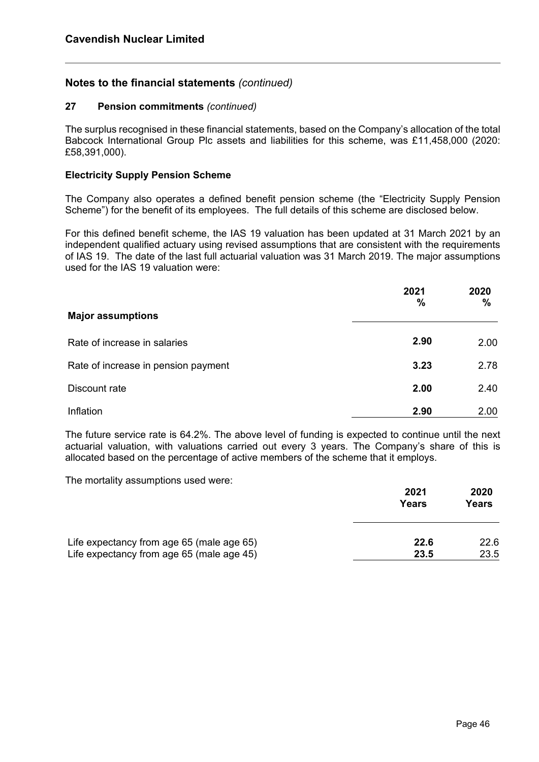## Notes to the financial statements *(continued)*

### 27 Pension commitments *(continued)*

The surplus recognised in these financial statements, based on the Company's allocation of the total Babcock International Group Plc assets and liabilities for this scheme, was £11,458,000 (2020: £58,391,000).

**Electricity Supply Pension Scheme**

The Company also operates a defined benefit pension scheme (the "Electricity Supply Pension Scheme") for the benefit of its employees. The full details of this scheme are disclosed below.

For this defined benefit scheme, the IAS 19 valuation has been updated at 31 March 2021 by an independent qualified actuary using revised assumptions that are consistent with the requirements of IAS 19. The date of the last full actuarial valuation was 31 March 2019. The major assumptions used for the IAS 19 valuation were:

| Major assumptions | 2021 % | 2020 % |
|---|---|---|
| Rate of increase in salaries | **2.90** | 2.00 |
| Rate of increase in pension payment | **3.23** | 2.78 |
| Discount rate | **2.00** | 2.40 |
| Inflation | **2.90** | 2.00 |

The future service rate is 64.2%. The above level of funding is expected to continue until the next actuarial valuation, with valuations carried out every 3 years. The Company's share of this is allocated based on the percentage of active members of the scheme that it employs.

The mortality assumptions used were:

| | 2021 Years | 2020 Years |
|---|---|---|
| Life expectancy from age 65 (male age 65) | **22.6** | 22.6 |
| Life expectancy from age 65 (male age 45) | **23.5** | 23.5 |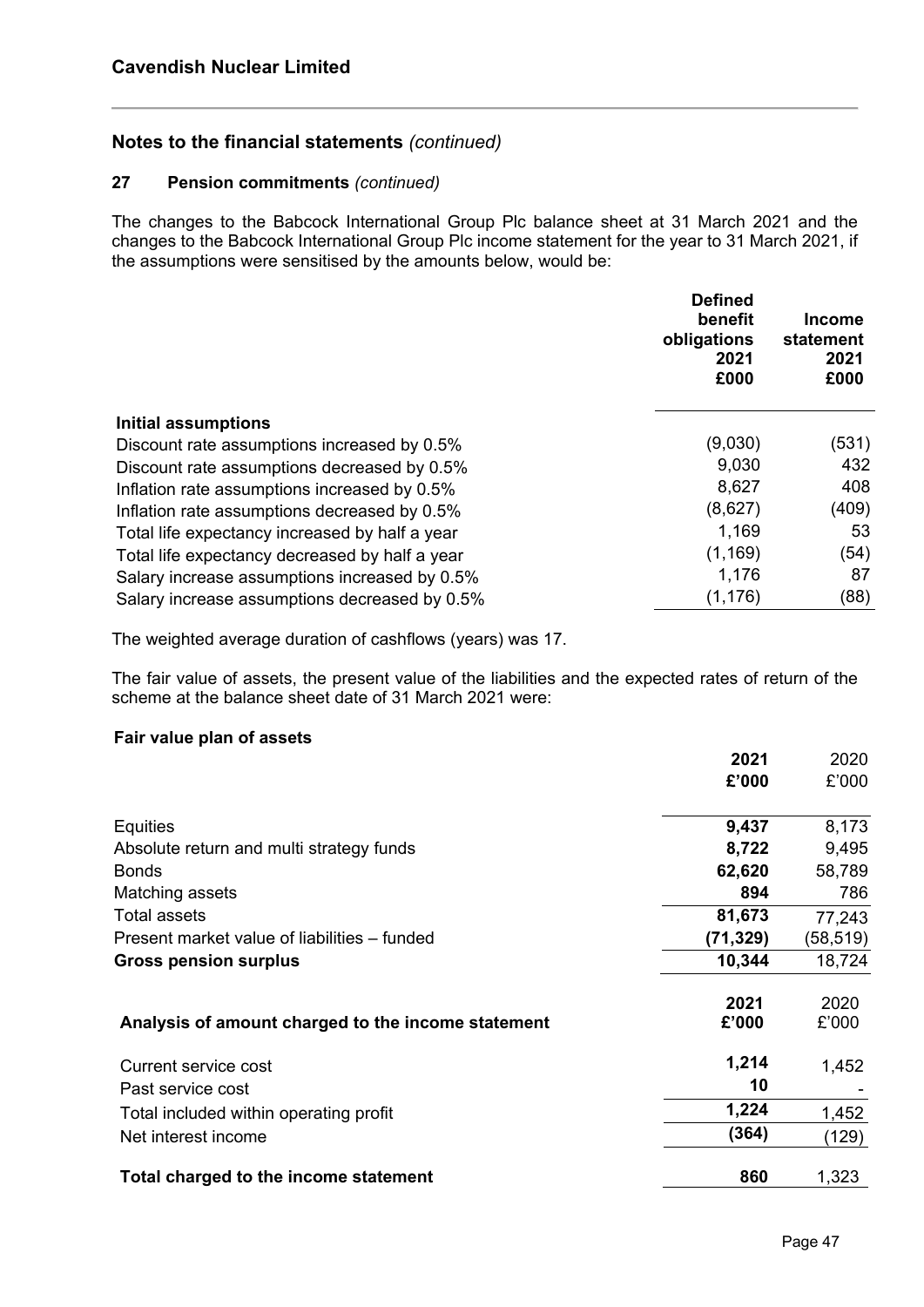## Cavendish Nuclear Limited

## Notes to the financial statements *(continued)*

### 27 Pension commitments *(continued)*

The changes to the Babcock International Group Plc balance sheet at 31 March 2021 and the changes to the Babcock International Group Plc income statement for the year to 31 March 2021, if the assumptions were sensitised by the amounts below, would be:

| | **Defined benefit obligations 2021 £000** | **Income statement 2021 £000** |
|---|---|---|
| **Initial assumptions** | | |
| Discount rate assumptions increased by 0.5% | (9,030) | (531) |
| Discount rate assumptions decreased by 0.5% | 9,030 | 432 |
| Inflation rate assumptions increased by 0.5% | 8,627 | 408 |
| Inflation rate assumptions decreased by 0.5% | (8,627) | (409) |
| Total life expectancy increased by half a year | 1,169 | 53 |
| Total life expectancy decreased by half a year | (1,169) | (54) |
| Salary increase assumptions increased by 0.5% | 1,176 | 87 |
| Salary increase assumptions decreased by 0.5% | (1,176) | (88) |

The weighted average duration of cashflows (years) was 17.

The fair value of assets, the present value of the liabilities and the expected rates of return of the scheme at the balance sheet date of 31 March 2021 were:

**Fair value plan of assets**

| | **2021 £'000** | 2020 £'000 |
|---|---|---|
| Equities | **9,437** | 8,173 |
| Absolute return and multi strategy funds | **8,722** | 9,495 |
| Bonds | **62,620** | 58,789 |
| Matching assets | **894** | 786 |
| Total assets | **81,673** | 77,243 |
| Present market value of liabilities – funded | **(71,329)** | (58,519) |
| **Gross pension surplus** | **10,344** | 18,724 |

| **Analysis of amount charged to the income statement** | **2021 £'000** | 2020 £'000 |
|---|---|---|
| Current service cost | **1,214** | 1,452 |
| Past service cost | **10** | - |
| Total included within operating profit | **1,224** | 1,452 |
| Net interest income | **(364)** | (129) |
| **Total charged to the income statement** | **860** | 1,323 |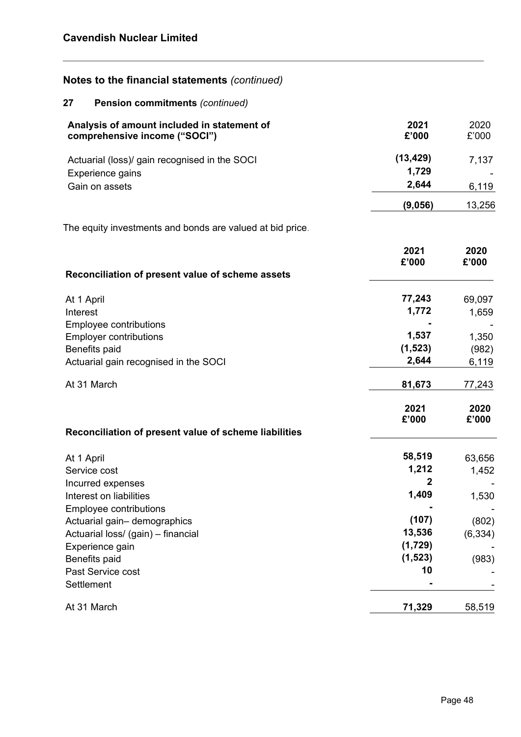## Notes to the financial statements *(continued)*

### 27 Pension commitments *(continued)*

| Analysis of amount included in statement of comprehensive income ("SOCI") | 2021 £'000 | 2020 £'000 |
|---|---|---|
| Actuarial (loss)/ gain recognised in the SOCI | **(13,429)** | 7,137 |
| Experience gains | **1,729** | - |
| Gain on assets | **2,644** | 6,119 |
| | **(9,056)** | 13,256 |

The equity investments and bonds are valued at bid price.

| Reconciliation of present value of scheme assets | 2021 £'000 | 2020 £'000 |
|---|---|---|
| At 1 April | **77,243** | 69,097 |
| Interest | **1,772** | 1,659 |
| Employee contributions | **-** | - |
| Employer contributions | **1,537** | 1,350 |
| Benefits paid | **(1,523)** | (982) |
| Actuarial gain recognised in the SOCI | **2,644** | 6,119 |
| At 31 March | **81,673** | 77,243 |

| Reconciliation of present value of scheme liabilities | 2021 £'000 | 2020 £'000 |
|---|---|---|
| At 1 April | **58,519** | 63,656 |
| Service cost | **1,212** | 1,452 |
| Incurred expenses | **2** | - |
| Interest on liabilities | **1,409** | 1,530 |
| Employee contributions | **-** | - |
| Actuarial gain– demographics | **(107)** | (802) |
| Actuarial loss/ (gain) – financial | **13,536** | (6,334) |
| Experience gain | **(1,729)** | - |
| Benefits paid | **(1,523)** | (983) |
| Past Service cost | **10** | - |
| Settlement | **-** | - |
| At 31 March | **71,329** | 58,519 |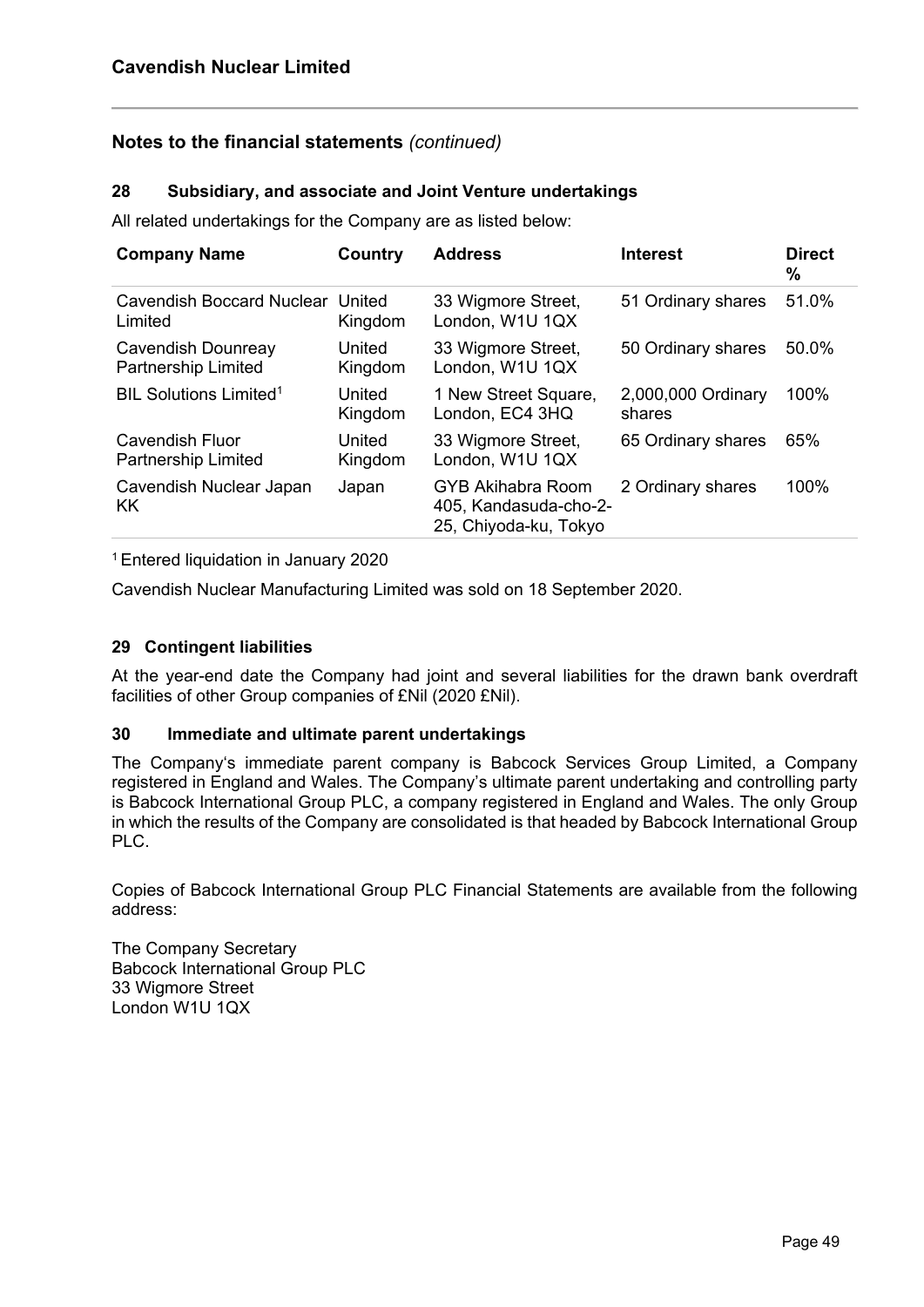# Cavendish Nuclear Limited

## Notes to the financial statements *(continued)*

### 28 Subsidiary, and associate and Joint Venture undertakings

All related undertakings for the Company are as listed below:

| Company Name | Country | Address | Interest | Direct % |
|---|---|---|---|---|
| Cavendish Boccard Nuclear Limited | United Kingdom | 33 Wigmore Street, London, W1U 1QX | 51 Ordinary shares | 51.0% |
| Cavendish Dounreay Partnership Limited | United Kingdom | 33 Wigmore Street, London, W1U 1QX | 50 Ordinary shares | 50.0% |
| BIL Solutions Limited[1] | United Kingdom | 1 New Street Square, London, EC4 3HQ | 2,000,000 Ordinary shares | 100% |
| Cavendish Fluor Partnership Limited | United Kingdom | 33 Wigmore Street, London, W1U 1QX | 65 Ordinary shares | 65% |
| Cavendish Nuclear Japan KK | Japan | GYB Akihabra Room 405, Kandasuda-cho-2-25, Chiyoda-ku, Tokyo | 2 Ordinary shares | 100% |

[1] Entered liquidation in January 2020

Cavendish Nuclear Manufacturing Limited was sold on 18 September 2020.

### 29 Contingent liabilities

At the year-end date the Company had joint and several liabilities for the drawn bank overdraft facilities of other Group companies of £Nil (2020 £Nil).

### 30 Immediate and ultimate parent undertakings

The Company's immediate parent company is Babcock Services Group Limited, a Company registered in England and Wales. The Company's ultimate parent undertaking and controlling party is Babcock International Group PLC, a company registered in England and Wales. The only Group in which the results of the Company are consolidated is that headed by Babcock International Group PLC.

Copies of Babcock International Group PLC Financial Statements are available from the following address:

The Company Secretary
Babcock International Group PLC
33 Wigmore Street
London W1U 1QX